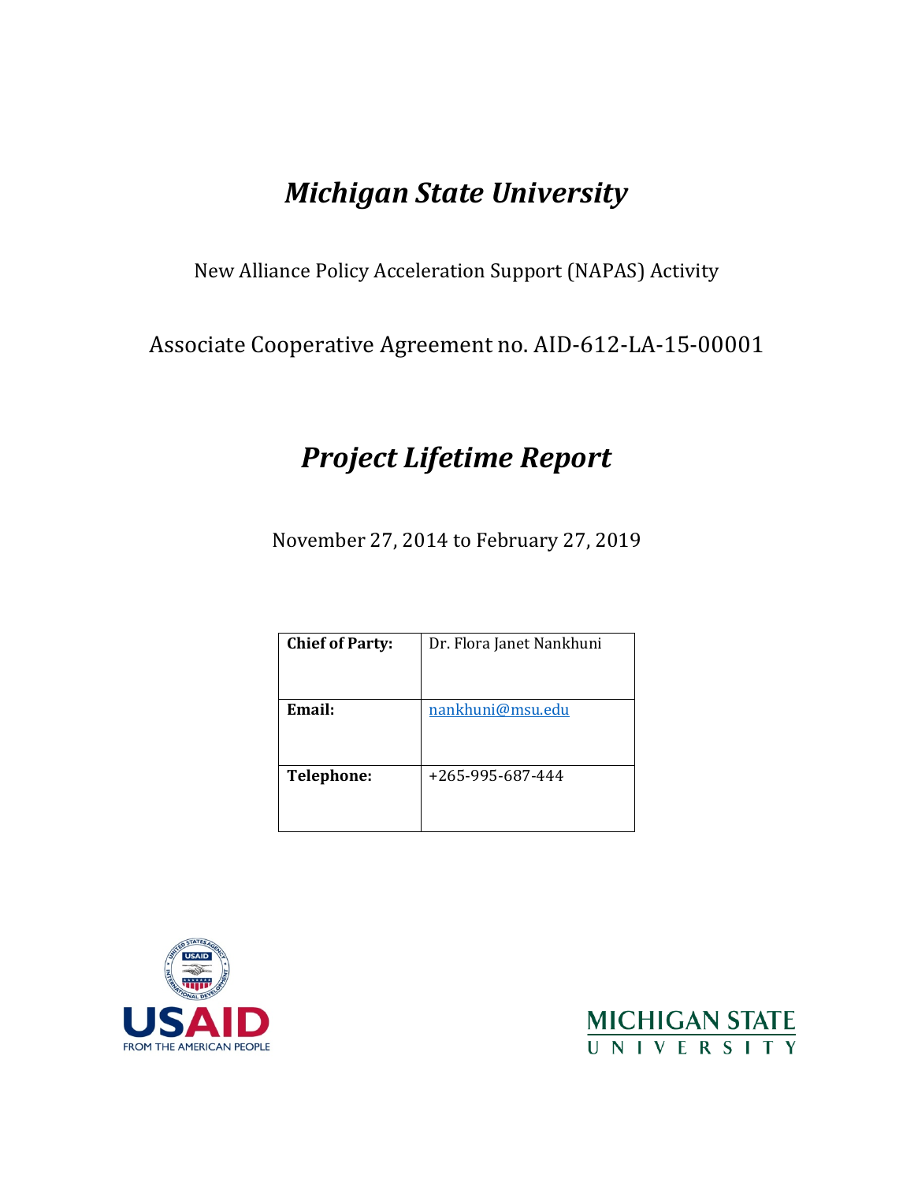# *Michigan State University*

New Alliance Policy Acceleration Support (NAPAS) Activity

Associate Cooperative Agreement no. AID-612-LA-15-00001

## *Project Lifetime Report*

November 27, 2014 to February 27, 2019

| **Chief of Party:** | Dr. Flora Janet Nankhuni |
|---|---|
| **Email:** | nankhuni@msu.edu |
| **Telephone:** | +265-995-687-444 |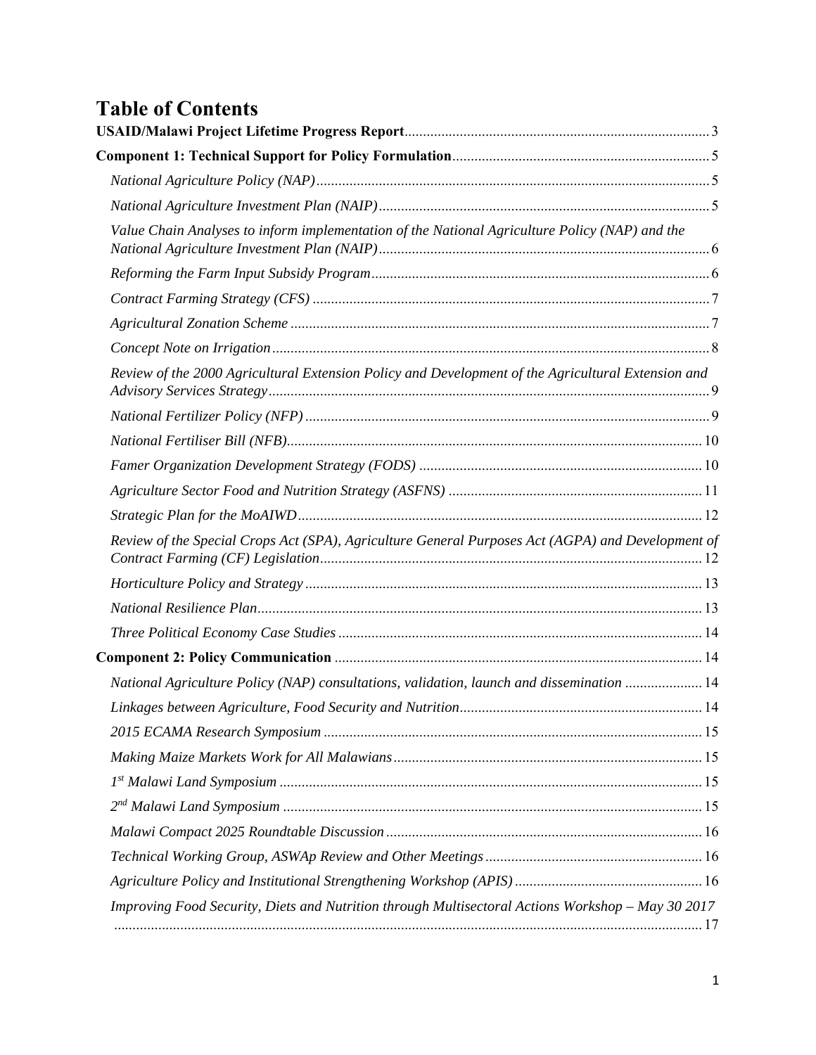# Table of Contents

**USAID/Malawi Project Lifetime Progress Report** .......... 3

**Component 1: Technical Support for Policy Formulation** .......... 5

*National Agriculture Policy (NAP)* .......... 5

*National Agriculture Investment Plan (NAIP)* .......... 5

*Value Chain Analyses to inform implementation of the National Agriculture Policy (NAP) and the National Agriculture Investment Plan (NAIP)* .......... 6

*Reforming the Farm Input Subsidy Program* .......... 6

*Contract Farming Strategy (CFS)* .......... 7

*Agricultural Zonation Scheme* .......... 7

*Concept Note on Irrigation* .......... 8

*Review of the 2000 Agricultural Extension Policy and Development of the Agricultural Extension and Advisory Services Strategy* .......... 9

*National Fertilizer Policy (NFP)* .......... 9

*National Fertiliser Bill (NFB)* .......... 10

*Famer Organization Development Strategy (FODS)* .......... 10

*Agriculture Sector Food and Nutrition Strategy (ASFNS)* .......... 11

*Strategic Plan for the MoAIWD* .......... 12

*Review of the Special Crops Act (SPA), Agriculture General Purposes Act (AGPA) and Development of Contract Farming (CF) Legislation* .......... 12

*Horticulture Policy and Strategy* .......... 13

*National Resilience Plan* .......... 13

*Three Political Economy Case Studies* .......... 14

**Component 2: Policy Communication** .......... 14

*National Agriculture Policy (NAP) consultations, validation, launch and dissemination* .......... 14

*Linkages between Agriculture, Food Security and Nutrition* .......... 14

*2015 ECAMA Research Symposium* .......... 15

*Making Maize Markets Work for All Malawians* .......... 15

*1st Malawi Land Symposium* .......... 15

*2nd Malawi Land Symposium* .......... 15

*Malawi Compact 2025 Roundtable Discussion* .......... 16

*Technical Working Group, ASWAp Review and Other Meetings* .......... 16

*Agriculture Policy and Institutional Strengthening Workshop (APIS)* .......... 16

*Improving Food Security, Diets and Nutrition through Multisectoral Actions Workshop – May 30 2017* .......... 17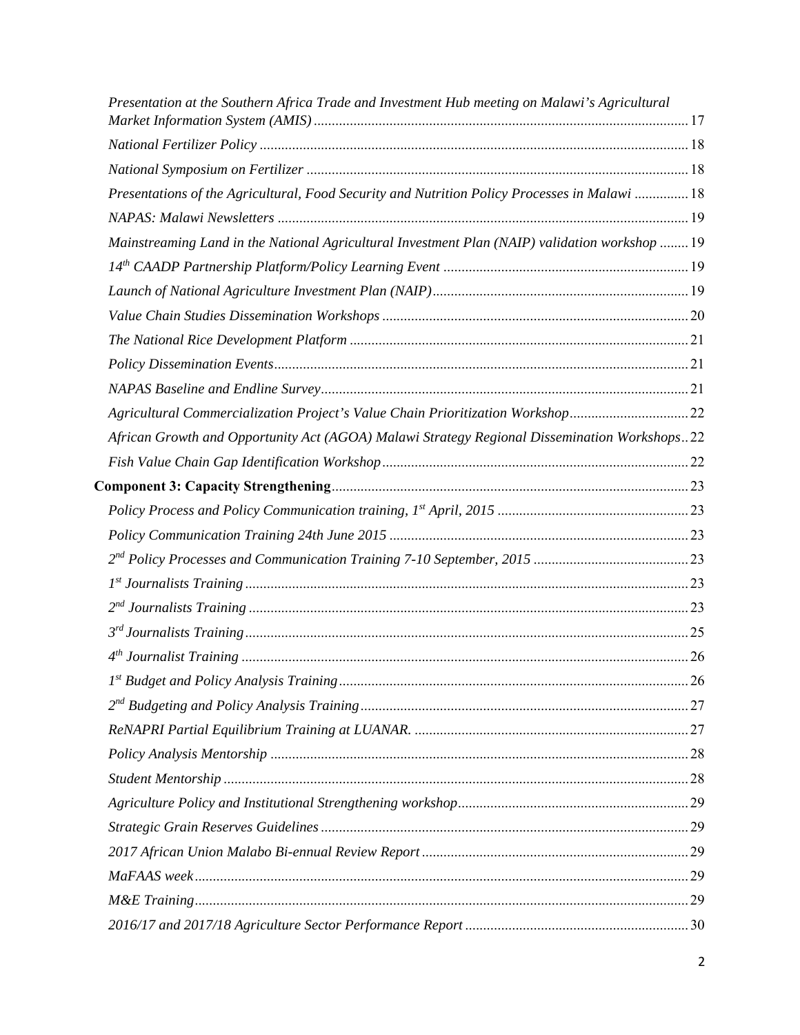*Presentation at the Southern Africa Trade and Investment Hub meeting on Malawi's Agricultural Market Information System (AMIS)* ........ 17

*National Fertilizer Policy* ........ 18

*National Symposium on Fertilizer* ........ 18

*Presentations of the Agricultural, Food Security and Nutrition Policy Processes in Malawi* ........ 18

*NAPAS: Malawi Newsletters* ........ 19

*Mainstreaming Land in the National Agricultural Investment Plan (NAIP) validation workshop* ........ 19

*14th CAADP Partnership Platform/Policy Learning Event* ........ 19

*Launch of National Agriculture Investment Plan (NAIP)* ........ 19

*Value Chain Studies Dissemination Workshops* ........ 20

*The National Rice Development Platform* ........ 21

*Policy Dissemination Events* ........ 21

*NAPAS Baseline and Endline Survey* ........ 21

*Agricultural Commercialization Project's Value Chain Prioritization Workshop* ........ 22

*African Growth and Opportunity Act (AGOA) Malawi Strategy Regional Dissemination Workshops* ........ 22

*Fish Value Chain Gap Identification Workshop* ........ 22

**Component 3: Capacity Strengthening** ........ 23

*Policy Process and Policy Communication training, 1st April, 2015* ........ 23

*Policy Communication Training 24th June 2015* ........ 23

*2nd Policy Processes and Communication Training 7-10 September, 2015* ........ 23

*1st Journalists Training* ........ 23

*2nd Journalists Training* ........ 23

*3rd Journalists Training* ........ 25

*4th Journalist Training* ........ 26

*1st Budget and Policy Analysis Training* ........ 26

*2nd Budgeting and Policy Analysis Training* ........ 27

*ReNAPRI Partial Equilibrium Training at LUANAR.* ........ 27

*Policy Analysis Mentorship* ........ 28

*Student Mentorship* ........ 28

*Agriculture Policy and Institutional Strengthening workshop* ........ 29

*Strategic Grain Reserves Guidelines* ........ 29

*2017 African Union Malabo Bi-ennual Review Report* ........ 29

*MaFAAS week* ........ 29

*M&E Training* ........ 29

*2016/17 and 2017/18 Agriculture Sector Performance Report* ........ 30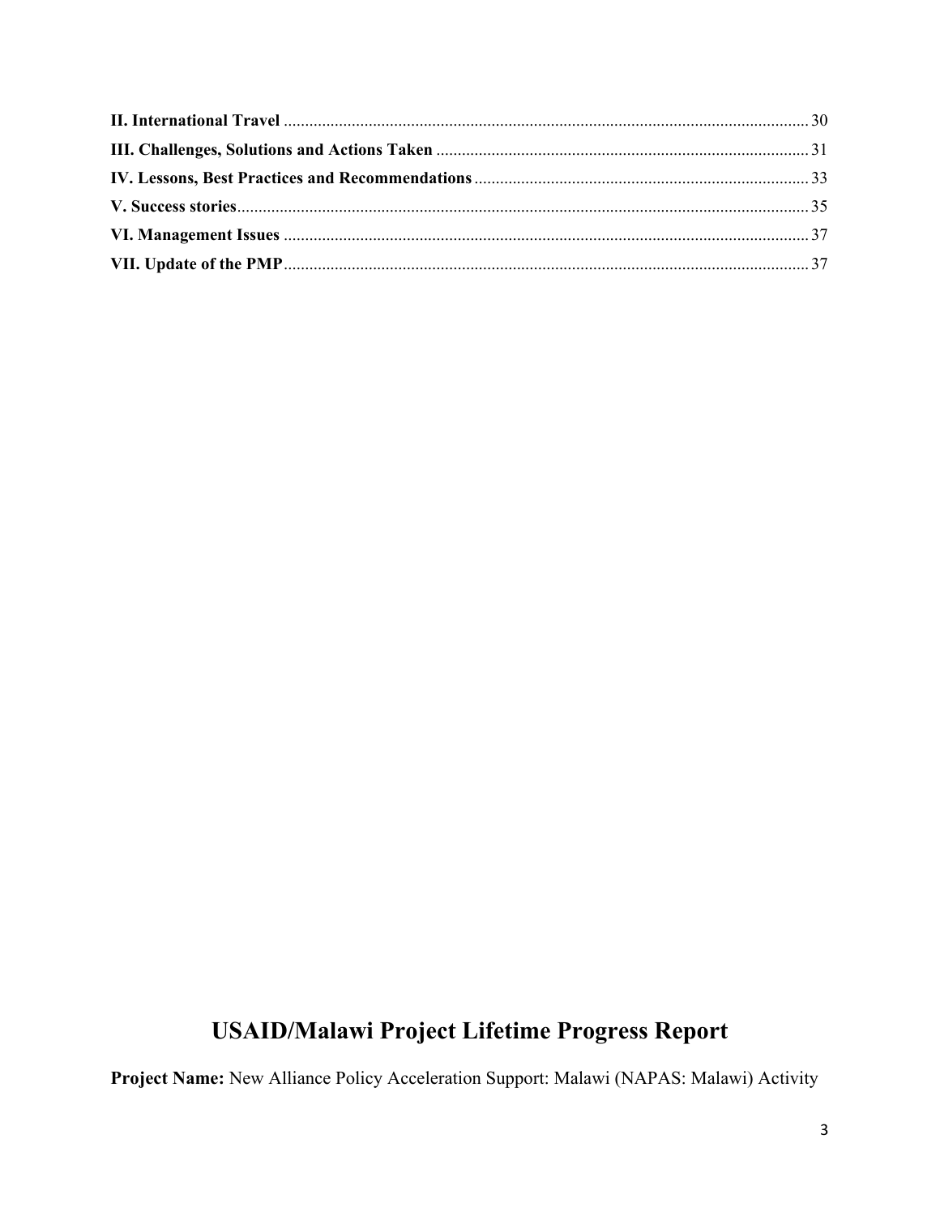**II. International Travel** .......... 30

**III. Challenges, Solutions and Actions Taken** .......... 31

**IV. Lessons, Best Practices and Recommendations** .......... 33

**V. Success stories** .......... 35

**VI. Management Issues** .......... 37

**VII. Update of the PMP** .......... 37

# USAID/Malawi Project Lifetime Progress Report

**Project Name:** New Alliance Policy Acceleration Support: Malawi (NAPAS: Malawi) Activity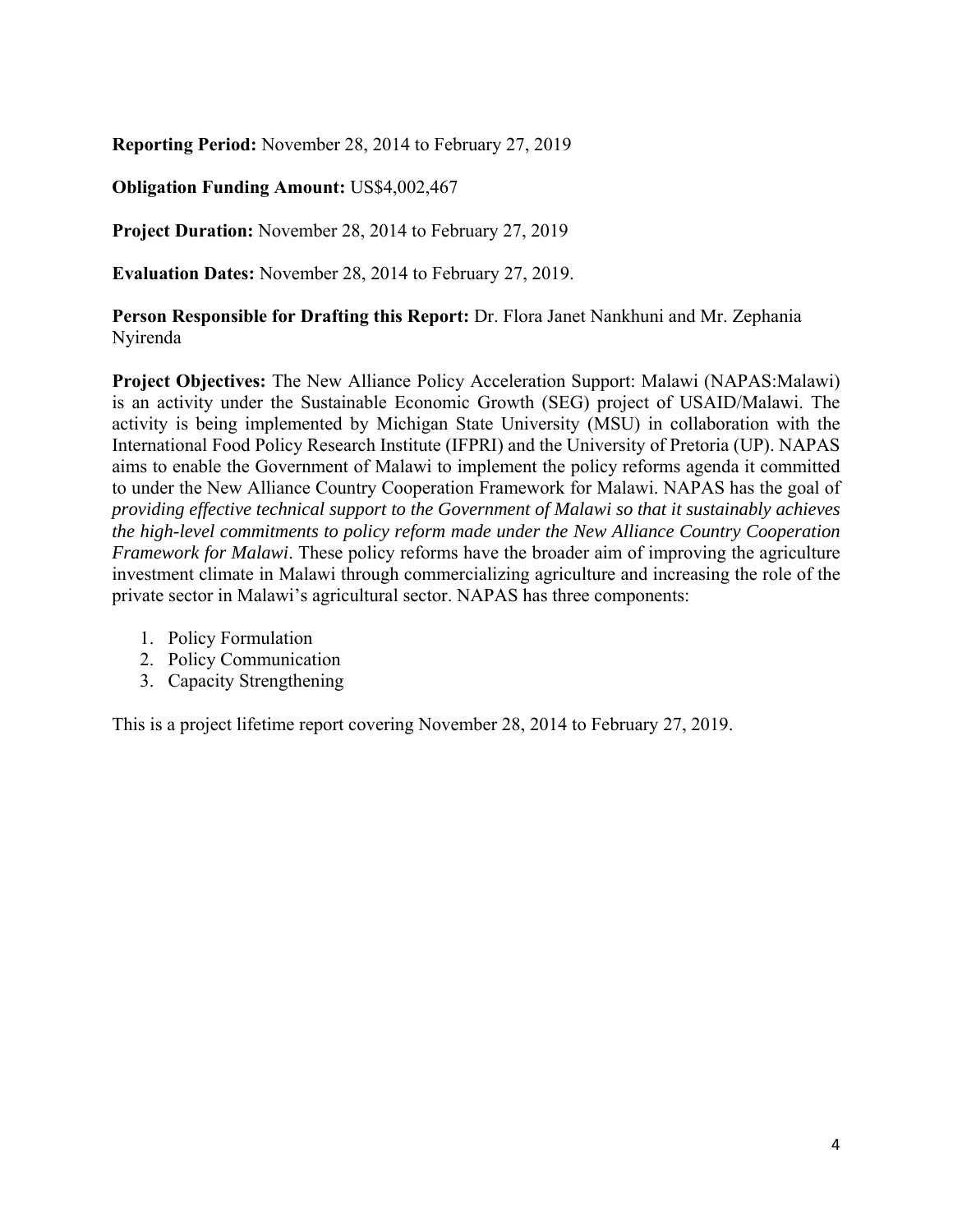**Reporting Period:** November 28, 2014 to February 27, 2019

**Obligation Funding Amount:** US$4,002,467

**Project Duration:** November 28, 2014 to February 27, 2019

**Evaluation Dates:** November 28, 2014 to February 27, 2019.

**Person Responsible for Drafting this Report:** Dr. Flora Janet Nankhuni and Mr. Zephania Nyirenda

**Project Objectives:** The New Alliance Policy Acceleration Support: Malawi (NAPAS:Malawi) is an activity under the Sustainable Economic Growth (SEG) project of USAID/Malawi. The activity is being implemented by Michigan State University (MSU) in collaboration with the International Food Policy Research Institute (IFPRI) and the University of Pretoria (UP). NAPAS aims to enable the Government of Malawi to implement the policy reforms agenda it committed to under the New Alliance Country Cooperation Framework for Malawi. NAPAS has the goal of *providing effective technical support to the Government of Malawi so that it sustainably achieves the high-level commitments to policy reform made under the New Alliance Country Cooperation Framework for Malawi*. These policy reforms have the broader aim of improving the agriculture investment climate in Malawi through commercializing agriculture and increasing the role of the private sector in Malawi's agricultural sector. NAPAS has three components:

1. Policy Formulation
2. Policy Communication
3. Capacity Strengthening

This is a project lifetime report covering November 28, 2014 to February 27, 2019.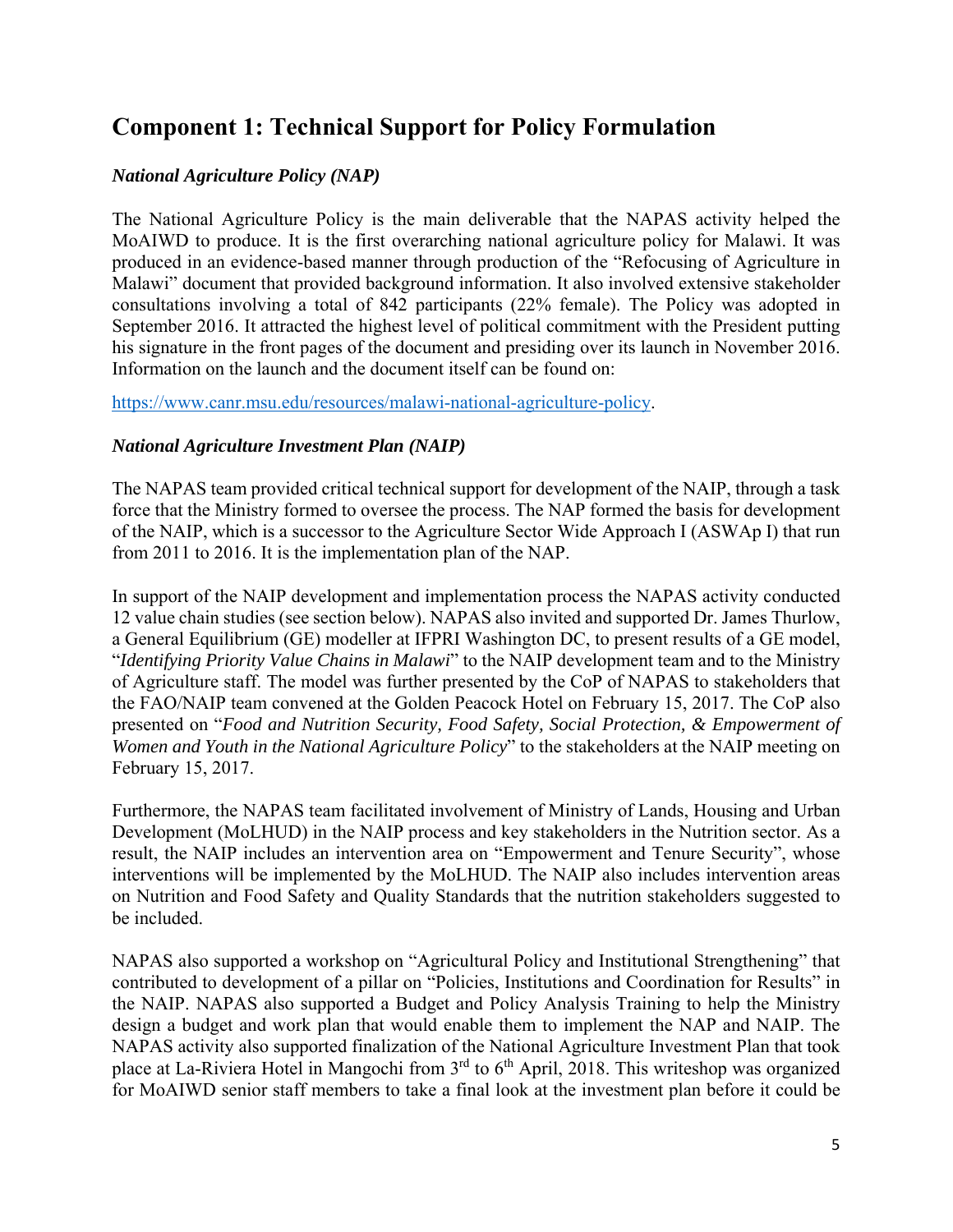## Component 1: Technical Support for Policy Formulation

### *National Agriculture Policy (NAP)*

The National Agriculture Policy is the main deliverable that the NAPAS activity helped the MoAIWD to produce. It is the first overarching national agriculture policy for Malawi. It was produced in an evidence-based manner through production of the "Refocusing of Agriculture in Malawi" document that provided background information. It also involved extensive stakeholder consultations involving a total of 842 participants (22% female). The Policy was adopted in September 2016. It attracted the highest level of political commitment with the President putting his signature in the front pages of the document and presiding over its launch in November 2016. Information on the launch and the document itself can be found on:

https://www.canr.msu.edu/resources/malawi-national-agriculture-policy.

### *National Agriculture Investment Plan (NAIP)*

The NAPAS team provided critical technical support for development of the NAIP, through a task force that the Ministry formed to oversee the process. The NAP formed the basis for development of the NAIP, which is a successor to the Agriculture Sector Wide Approach I (ASWAp I) that run from 2011 to 2016. It is the implementation plan of the NAP.

In support of the NAIP development and implementation process the NAPAS activity conducted 12 value chain studies (see section below). NAPAS also invited and supported Dr. James Thurlow, a General Equilibrium (GE) modeller at IFPRI Washington DC, to present results of a GE model, "*Identifying Priority Value Chains in Malawi*" to the NAIP development team and to the Ministry of Agriculture staff. The model was further presented by the CoP of NAPAS to stakeholders that the FAO/NAIP team convened at the Golden Peacock Hotel on February 15, 2017. The CoP also presented on "*Food and Nutrition Security, Food Safety, Social Protection, & Empowerment of Women and Youth in the National Agriculture Policy*" to the stakeholders at the NAIP meeting on February 15, 2017.

Furthermore, the NAPAS team facilitated involvement of Ministry of Lands, Housing and Urban Development (MoLHUD) in the NAIP process and key stakeholders in the Nutrition sector. As a result, the NAIP includes an intervention area on "Empowerment and Tenure Security", whose interventions will be implemented by the MoLHUD. The NAIP also includes intervention areas on Nutrition and Food Safety and Quality Standards that the nutrition stakeholders suggested to be included.

NAPAS also supported a workshop on "Agricultural Policy and Institutional Strengthening" that contributed to development of a pillar on "Policies, Institutions and Coordination for Results" in the NAIP. NAPAS also supported a Budget and Policy Analysis Training to help the Ministry design a budget and work plan that would enable them to implement the NAP and NAIP. The NAPAS activity also supported finalization of the National Agriculture Investment Plan that took place at La-Riviera Hotel in Mangochi from 3rd to 6th April, 2018. This writeshop was organized for MoAIWD senior staff members to take a final look at the investment plan before it could be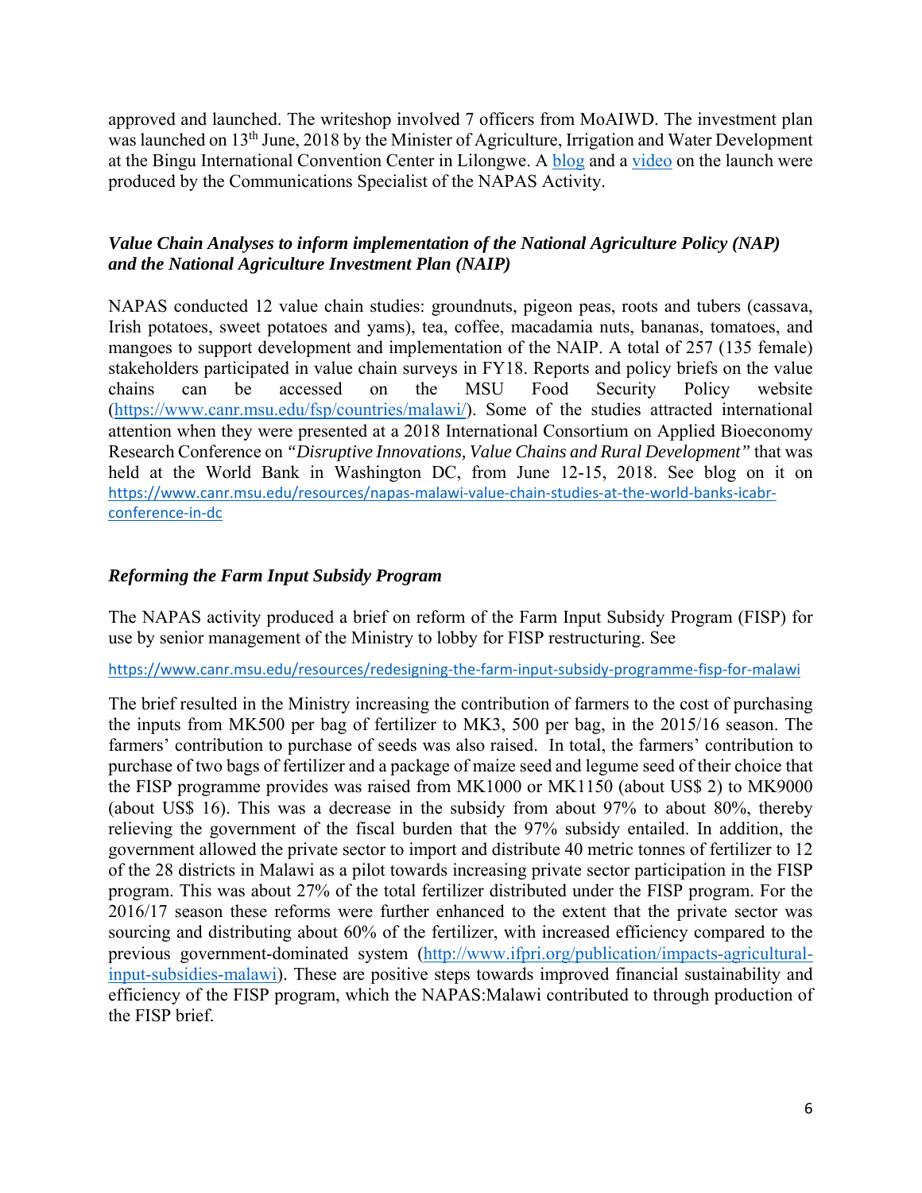approved and launched. The writeshop involved 7 officers from MoAIWD. The investment plan was launched on 13th June, 2018 by the Minister of Agriculture, Irrigation and Water Development at the Bingu International Convention Center in Lilongwe. A blog and a video on the launch were produced by the Communications Specialist of the NAPAS Activity.

### *Value Chain Analyses to inform implementation of the National Agriculture Policy (NAP) and the National Agriculture Investment Plan (NAIP)*

NAPAS conducted 12 value chain studies: groundnuts, pigeon peas, roots and tubers (cassava, Irish potatoes, sweet potatoes and yams), tea, coffee, macadamia nuts, bananas, tomatoes, and mangoes to support development and implementation of the NAIP. A total of 257 (135 female) stakeholders participated in value chain surveys in FY18. Reports and policy briefs on the value chains can be accessed on the MSU Food Security Policy website (https://www.canr.msu.edu/fsp/countries/malawi/). Some of the studies attracted international attention when they were presented at a 2018 International Consortium on Applied Bioeconomy Research Conference on *"Disruptive Innovations, Value Chains and Rural Development"* that was held at the World Bank in Washington DC, from June 12-15, 2018. See blog on it on https://www.canr.msu.edu/resources/napas-malawi-value-chain-studies-at-the-world-banks-icabr-conference-in-dc

### *Reforming the Farm Input Subsidy Program*

The NAPAS activity produced a brief on reform of the Farm Input Subsidy Program (FISP) for use by senior management of the Ministry to lobby for FISP restructuring. See

https://www.canr.msu.edu/resources/redesigning-the-farm-input-subsidy-programme-fisp-for-malawi

The brief resulted in the Ministry increasing the contribution of farmers to the cost of purchasing the inputs from MK500 per bag of fertilizer to MK3, 500 per bag, in the 2015/16 season. The farmers' contribution to purchase of seeds was also raised. In total, the farmers' contribution to purchase of two bags of fertilizer and a package of maize seed and legume seed of their choice that the FISP programme provides was raised from MK1000 or MK1150 (about US$ 2) to MK9000 (about US$ 16). This was a decrease in the subsidy from about 97% to about 80%, thereby relieving the government of the fiscal burden that the 97% subsidy entailed. In addition, the government allowed the private sector to import and distribute 40 metric tonnes of fertilizer to 12 of the 28 districts in Malawi as a pilot towards increasing private sector participation in the FISP program. This was about 27% of the total fertilizer distributed under the FISP program. For the 2016/17 season these reforms were further enhanced to the extent that the private sector was sourcing and distributing about 60% of the fertilizer, with increased efficiency compared to the previous government-dominated system (http://www.ifpri.org/publication/impacts-agricultural-input-subsidies-malawi). These are positive steps towards improved financial sustainability and efficiency of the FISP program, which the NAPAS:Malawi contributed to through production of the FISP brief.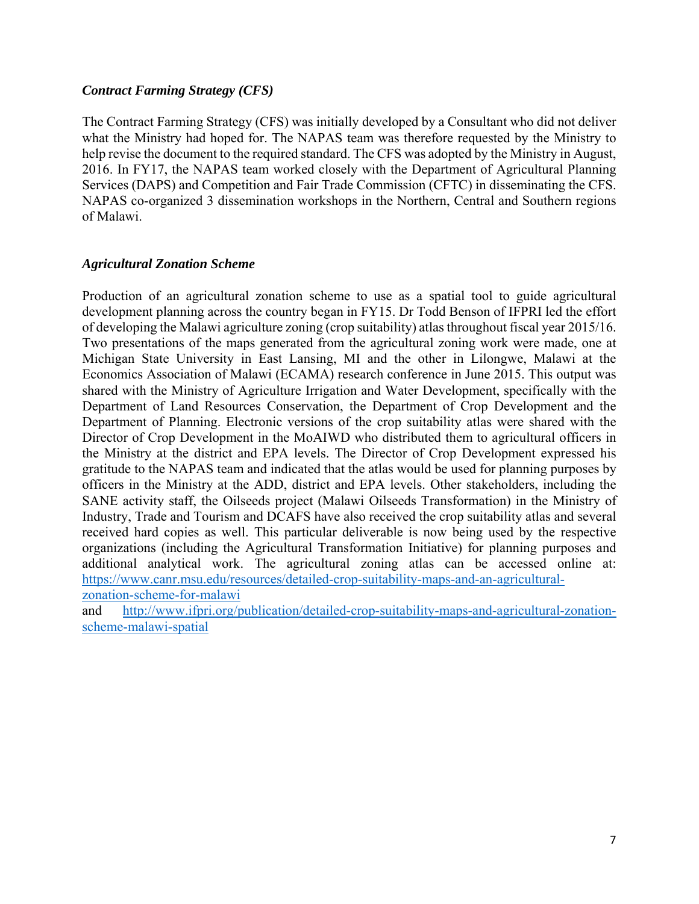### *Contract Farming Strategy (CFS)*

The Contract Farming Strategy (CFS) was initially developed by a Consultant who did not deliver what the Ministry had hoped for. The NAPAS team was therefore requested by the Ministry to help revise the document to the required standard. The CFS was adopted by the Ministry in August, 2016. In FY17, the NAPAS team worked closely with the Department of Agricultural Planning Services (DAPS) and Competition and Fair Trade Commission (CFTC) in disseminating the CFS. NAPAS co-organized 3 dissemination workshops in the Northern, Central and Southern regions of Malawi.

### *Agricultural Zonation Scheme*

Production of an agricultural zonation scheme to use as a spatial tool to guide agricultural development planning across the country began in FY15. Dr Todd Benson of IFPRI led the effort of developing the Malawi agriculture zoning (crop suitability) atlas throughout fiscal year 2015/16. Two presentations of the maps generated from the agricultural zoning work were made, one at Michigan State University in East Lansing, MI and the other in Lilongwe, Malawi at the Economics Association of Malawi (ECAMA) research conference in June 2015. This output was shared with the Ministry of Agriculture Irrigation and Water Development, specifically with the Department of Land Resources Conservation, the Department of Crop Development and the Department of Planning. Electronic versions of the crop suitability atlas were shared with the Director of Crop Development in the MoAIWD who distributed them to agricultural officers in the Ministry at the district and EPA levels. The Director of Crop Development expressed his gratitude to the NAPAS team and indicated that the atlas would be used for planning purposes by officers in the Ministry at the ADD, district and EPA levels. Other stakeholders, including the SANE activity staff, the Oilseeds project (Malawi Oilseeds Transformation) in the Ministry of Industry, Trade and Tourism and DCAFS have also received the crop suitability atlas and several received hard copies as well. This particular deliverable is now being used by the respective organizations (including the Agricultural Transformation Initiative) for planning purposes and additional analytical work. The agricultural zoning atlas can be accessed online at: [https://www.canr.msu.edu/resources/detailed-crop-suitability-maps-and-an-agricultural-zonation-scheme-for-malawi](https://www.canr.msu.edu/resources/detailed-crop-suitability-maps-and-an-agricultural-zonation-scheme-for-malawi)
and [http://www.ifpri.org/publication/detailed-crop-suitability-maps-and-agricultural-zonation-scheme-malawi-spatial](http://www.ifpri.org/publication/detailed-crop-suitability-maps-and-agricultural-zonation-scheme-malawi-spatial)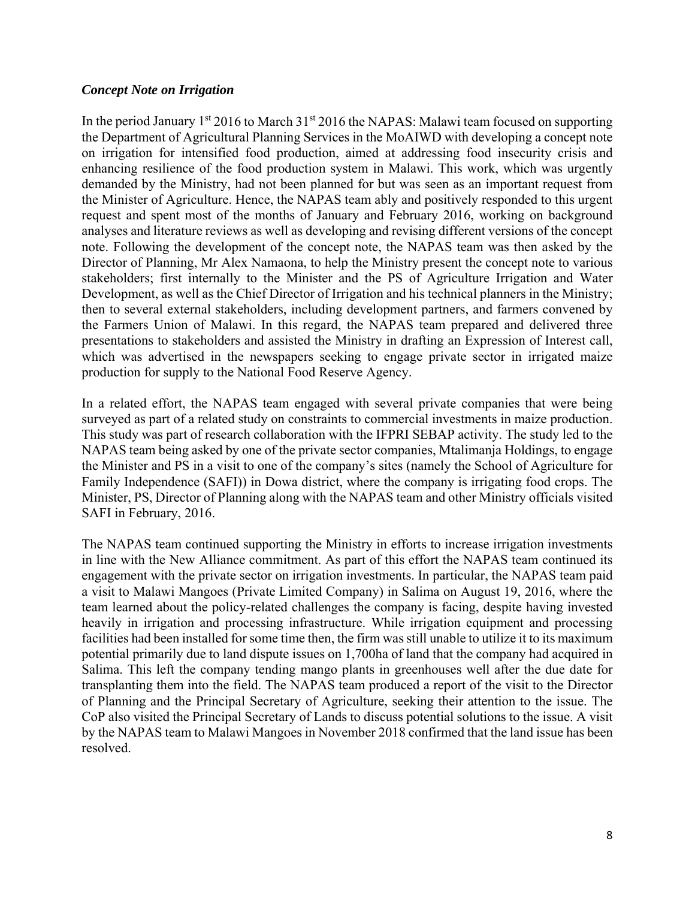***Concept Note on Irrigation***

In the period January 1st 2016 to March 31st 2016 the NAPAS: Malawi team focused on supporting the Department of Agricultural Planning Services in the MoAIWD with developing a concept note on irrigation for intensified food production, aimed at addressing food insecurity crisis and enhancing resilience of the food production system in Malawi. This work, which was urgently demanded by the Ministry, had not been planned for but was seen as an important request from the Minister of Agriculture. Hence, the NAPAS team ably and positively responded to this urgent request and spent most of the months of January and February 2016, working on background analyses and literature reviews as well as developing and revising different versions of the concept note. Following the development of the concept note, the NAPAS team was then asked by the Director of Planning, Mr Alex Namaona, to help the Ministry present the concept note to various stakeholders; first internally to the Minister and the PS of Agriculture Irrigation and Water Development, as well as the Chief Director of Irrigation and his technical planners in the Ministry; then to several external stakeholders, including development partners, and farmers convened by the Farmers Union of Malawi. In this regard, the NAPAS team prepared and delivered three presentations to stakeholders and assisted the Ministry in drafting an Expression of Interest call, which was advertised in the newspapers seeking to engage private sector in irrigated maize production for supply to the National Food Reserve Agency.

In a related effort, the NAPAS team engaged with several private companies that were being surveyed as part of a related study on constraints to commercial investments in maize production. This study was part of research collaboration with the IFPRI SEBAP activity. The study led to the NAPAS team being asked by one of the private sector companies, Mtalimanja Holdings, to engage the Minister and PS in a visit to one of the company's sites (namely the School of Agriculture for Family Independence (SAFI)) in Dowa district, where the company is irrigating food crops. The Minister, PS, Director of Planning along with the NAPAS team and other Ministry officials visited SAFI in February, 2016.

The NAPAS team continued supporting the Ministry in efforts to increase irrigation investments in line with the New Alliance commitment. As part of this effort the NAPAS team continued its engagement with the private sector on irrigation investments. In particular, the NAPAS team paid a visit to Malawi Mangoes (Private Limited Company) in Salima on August 19, 2016, where the team learned about the policy-related challenges the company is facing, despite having invested heavily in irrigation and processing infrastructure. While irrigation equipment and processing facilities had been installed for some time then, the firm was still unable to utilize it to its maximum potential primarily due to land dispute issues on 1,700ha of land that the company had acquired in Salima. This left the company tending mango plants in greenhouses well after the due date for transplanting them into the field. The NAPAS team produced a report of the visit to the Director of Planning and the Principal Secretary of Agriculture, seeking their attention to the issue. The CoP also visited the Principal Secretary of Lands to discuss potential solutions to the issue. A visit by the NAPAS team to Malawi Mangoes in November 2018 confirmed that the land issue has been resolved.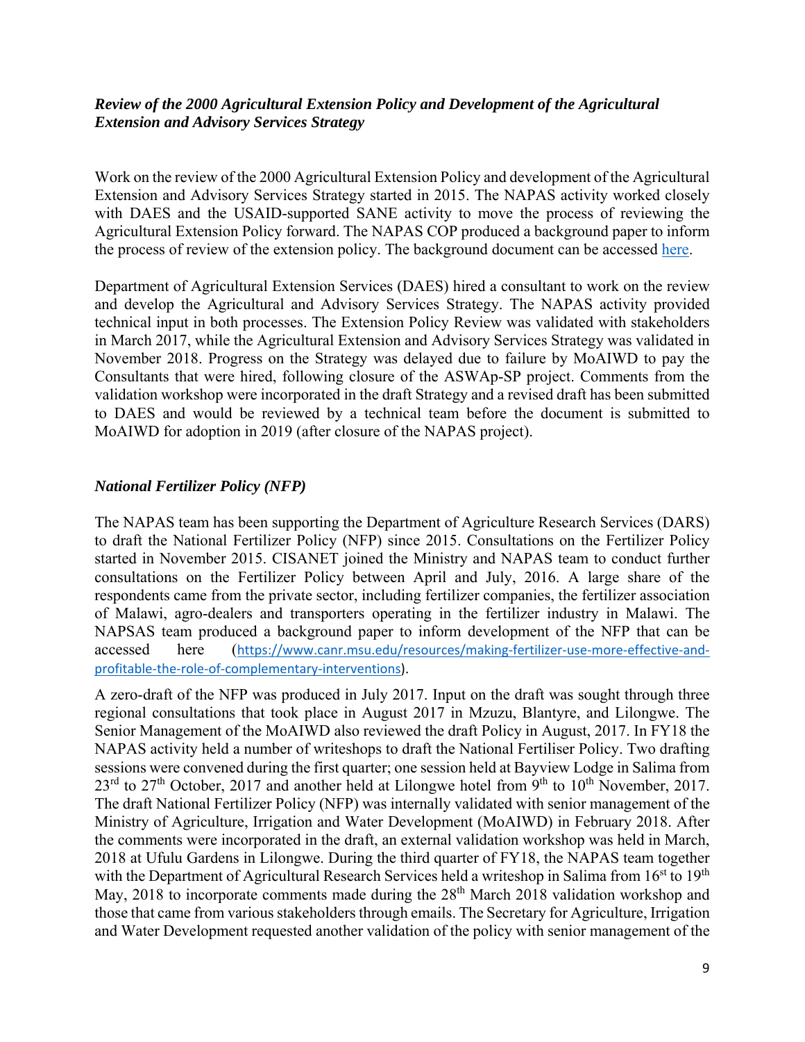***Review of the 2000 Agricultural Extension Policy and Development of the Agricultural Extension and Advisory Services Strategy***

Work on the review of the 2000 Agricultural Extension Policy and development of the Agricultural Extension and Advisory Services Strategy started in 2015. The NAPAS activity worked closely with DAES and the USAID-supported SANE activity to move the process of reviewing the Agricultural Extension Policy forward. The NAPAS COP produced a background paper to inform the process of review of the extension policy. The background document can be accessed here.

Department of Agricultural Extension Services (DAES) hired a consultant to work on the review and develop the Agricultural and Advisory Services Strategy. The NAPAS activity provided technical input in both processes. The Extension Policy Review was validated with stakeholders in March 2017, while the Agricultural Extension and Advisory Services Strategy was validated in November 2018. Progress on the Strategy was delayed due to failure by MoAIWD to pay the Consultants that were hired, following closure of the ASWAp-SP project. Comments from the validation workshop were incorporated in the draft Strategy and a revised draft has been submitted to DAES and would be reviewed by a technical team before the document is submitted to MoAIWD for adoption in 2019 (after closure of the NAPAS project).

***National Fertilizer Policy (NFP)***

The NAPAS team has been supporting the Department of Agriculture Research Services (DARS) to draft the National Fertilizer Policy (NFP) since 2015. Consultations on the Fertilizer Policy started in November 2015. CISANET joined the Ministry and NAPAS team to conduct further consultations on the Fertilizer Policy between April and July, 2016. A large share of the respondents came from the private sector, including fertilizer companies, the fertilizer association of Malawi, agro-dealers and transporters operating in the fertilizer industry in Malawi. The NAPSAS team produced a background paper to inform development of the NFP that can be accessed here (https://www.canr.msu.edu/resources/making-fertilizer-use-more-effective-and-profitable-the-role-of-complementary-interventions).

A zero-draft of the NFP was produced in July 2017. Input on the draft was sought through three regional consultations that took place in August 2017 in Mzuzu, Blantyre, and Lilongwe. The Senior Management of the MoAIWD also reviewed the draft Policy in August, 2017. In FY18 the NAPAS activity held a number of writeshops to draft the National Fertiliser Policy. Two drafting sessions were convened during the first quarter; one session held at Bayview Lodge in Salima from 23rd to 27th October, 2017 and another held at Lilongwe hotel from 9th to 10th November, 2017. The draft National Fertilizer Policy (NFP) was internally validated with senior management of the Ministry of Agriculture, Irrigation and Water Development (MoAIWD) in February 2018. After the comments were incorporated in the draft, an external validation workshop was held in March, 2018 at Ufulu Gardens in Lilongwe. During the third quarter of FY18, the NAPAS team together with the Department of Agricultural Research Services held a writeshop in Salima from 16st to 19th May, 2018 to incorporate comments made during the 28th March 2018 validation workshop and those that came from various stakeholders through emails. The Secretary for Agriculture, Irrigation and Water Development requested another validation of the policy with senior management of the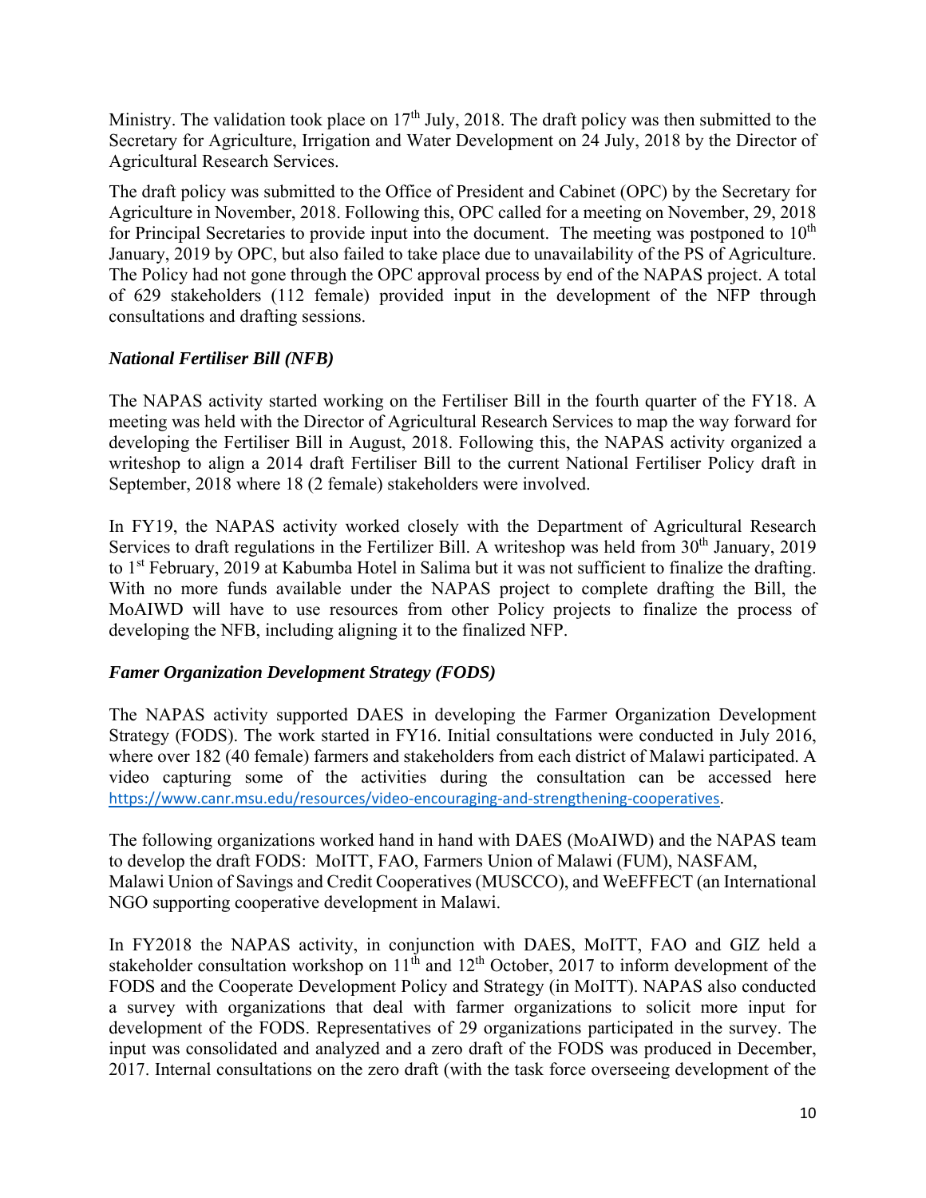Ministry. The validation took place on 17th July, 2018. The draft policy was then submitted to the Secretary for Agriculture, Irrigation and Water Development on 24 July, 2018 by the Director of Agricultural Research Services.

The draft policy was submitted to the Office of President and Cabinet (OPC) by the Secretary for Agriculture in November, 2018. Following this, OPC called for a meeting on November, 29, 2018 for Principal Secretaries to provide input into the document. The meeting was postponed to 10th January, 2019 by OPC, but also failed to take place due to unavailability of the PS of Agriculture. The Policy had not gone through the OPC approval process by end of the NAPAS project. A total of 629 stakeholders (112 female) provided input in the development of the NFP through consultations and drafting sessions.

### *National Fertiliser Bill (NFB)*

The NAPAS activity started working on the Fertiliser Bill in the fourth quarter of the FY18. A meeting was held with the Director of Agricultural Research Services to map the way forward for developing the Fertiliser Bill in August, 2018. Following this, the NAPAS activity organized a writeshop to align a 2014 draft Fertiliser Bill to the current National Fertiliser Policy draft in September, 2018 where 18 (2 female) stakeholders were involved.

In FY19, the NAPAS activity worked closely with the Department of Agricultural Research Services to draft regulations in the Fertilizer Bill. A writeshop was held from 30th January, 2019 to 1st February, 2019 at Kabumba Hotel in Salima but it was not sufficient to finalize the drafting. With no more funds available under the NAPAS project to complete drafting the Bill, the MoAIWD will have to use resources from other Policy projects to finalize the process of developing the NFB, including aligning it to the finalized NFP.

### *Famer Organization Development Strategy (FODS)*

The NAPAS activity supported DAES in developing the Farmer Organization Development Strategy (FODS). The work started in FY16. Initial consultations were conducted in July 2016, where over 182 (40 female) farmers and stakeholders from each district of Malawi participated. A video capturing some of the activities during the consultation can be accessed here https://www.canr.msu.edu/resources/video-encouraging-and-strengthening-cooperatives.

The following organizations worked hand in hand with DAES (MoAIWD) and the NAPAS team to develop the draft FODS: MoITT, FAO, Farmers Union of Malawi (FUM), NASFAM, Malawi Union of Savings and Credit Cooperatives (MUSCCO), and WeEFFECT (an International NGO supporting cooperative development in Malawi.

In FY2018 the NAPAS activity, in conjunction with DAES, MoITT, FAO and GIZ held a stakeholder consultation workshop on 11th and 12th October, 2017 to inform development of the FODS and the Cooperate Development Policy and Strategy (in MoITT). NAPAS also conducted a survey with organizations that deal with farmer organizations to solicit more input for development of the FODS. Representatives of 29 organizations participated in the survey. The input was consolidated and analyzed and a zero draft of the FODS was produced in December, 2017. Internal consultations on the zero draft (with the task force overseeing development of the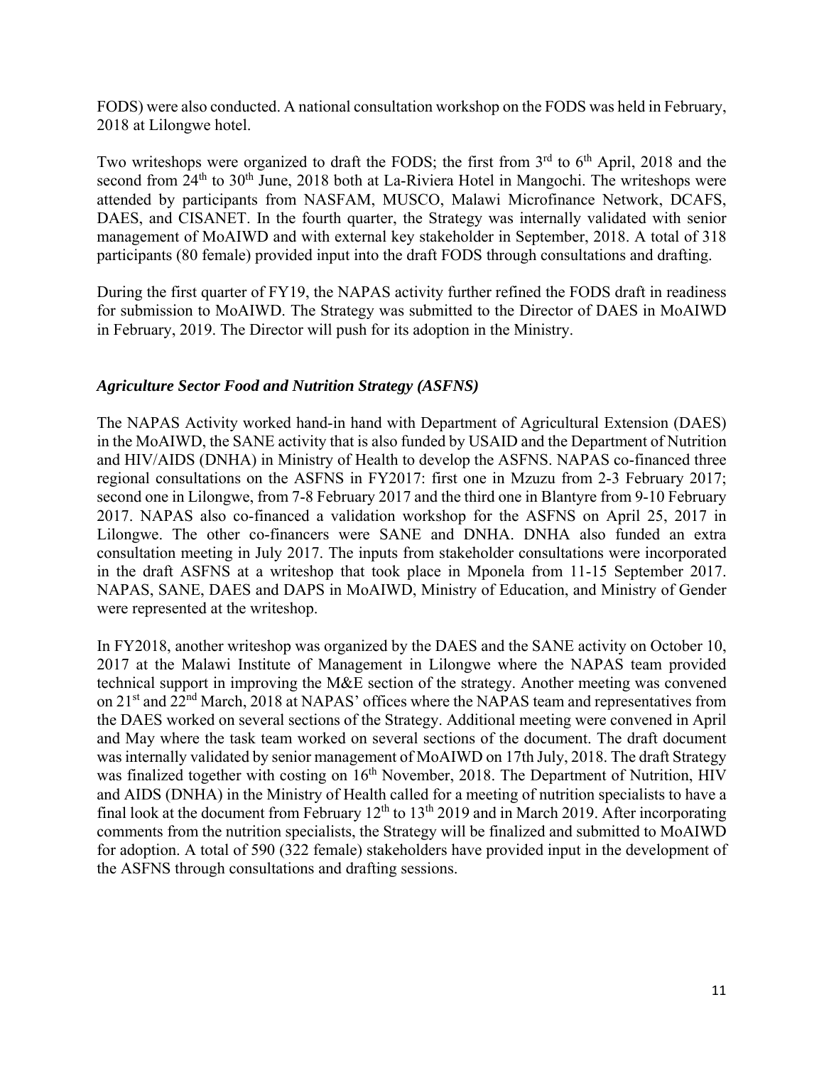FODS) were also conducted. A national consultation workshop on the FODS was held in February, 2018 at Lilongwe hotel.

Two writeshops were organized to draft the FODS; the first from 3rd to 6th April, 2018 and the second from 24th to 30th June, 2018 both at La-Riviera Hotel in Mangochi. The writeshops were attended by participants from NASFAM, MUSCO, Malawi Microfinance Network, DCAFS, DAES, and CISANET. In the fourth quarter, the Strategy was internally validated with senior management of MoAIWD and with external key stakeholder in September, 2018. A total of 318 participants (80 female) provided input into the draft FODS through consultations and drafting.

During the first quarter of FY19, the NAPAS activity further refined the FODS draft in readiness for submission to MoAIWD. The Strategy was submitted to the Director of DAES in MoAIWD in February, 2019. The Director will push for its adoption in the Ministry.

### *Agriculture Sector Food and Nutrition Strategy (ASFNS)*

The NAPAS Activity worked hand-in hand with Department of Agricultural Extension (DAES) in the MoAIWD, the SANE activity that is also funded by USAID and the Department of Nutrition and HIV/AIDS (DNHA) in Ministry of Health to develop the ASFNS. NAPAS co-financed three regional consultations on the ASFNS in FY2017: first one in Mzuzu from 2-3 February 2017; second one in Lilongwe, from 7-8 February 2017 and the third one in Blantyre from 9-10 February 2017. NAPAS also co-financed a validation workshop for the ASFNS on April 25, 2017 in Lilongwe. The other co-financers were SANE and DNHA. DNHA also funded an extra consultation meeting in July 2017. The inputs from stakeholder consultations were incorporated in the draft ASFNS at a writeshop that took place in Mponela from 11-15 September 2017. NAPAS, SANE, DAES and DAPS in MoAIWD, Ministry of Education, and Ministry of Gender were represented at the writeshop.

In FY2018, another writeshop was organized by the DAES and the SANE activity on October 10, 2017 at the Malawi Institute of Management in Lilongwe where the NAPAS team provided technical support in improving the M&E section of the strategy. Another meeting was convened on 21st and 22nd March, 2018 at NAPAS' offices where the NAPAS team and representatives from the DAES worked on several sections of the Strategy. Additional meeting were convened in April and May where the task team worked on several sections of the document. The draft document was internally validated by senior management of MoAIWD on 17th July, 2018. The draft Strategy was finalized together with costing on 16th November, 2018. The Department of Nutrition, HIV and AIDS (DNHA) in the Ministry of Health called for a meeting of nutrition specialists to have a final look at the document from February 12th to 13th 2019 and in March 2019. After incorporating comments from the nutrition specialists, the Strategy will be finalized and submitted to MoAIWD for adoption. A total of 590 (322 female) stakeholders have provided input in the development of the ASFNS through consultations and drafting sessions.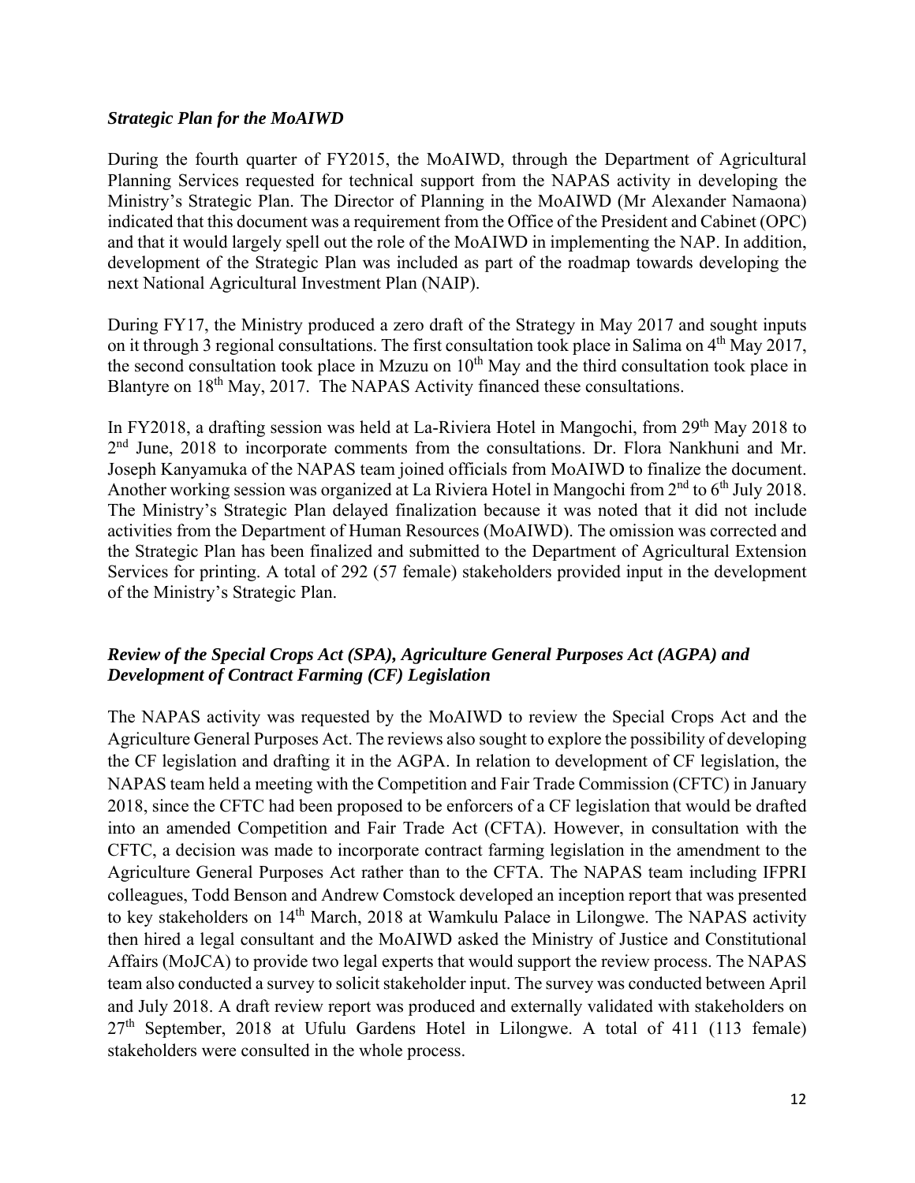### *Strategic Plan for the MoAIWD*

During the fourth quarter of FY2015, the MoAIWD, through the Department of Agricultural Planning Services requested for technical support from the NAPAS activity in developing the Ministry's Strategic Plan. The Director of Planning in the MoAIWD (Mr Alexander Namaona) indicated that this document was a requirement from the Office of the President and Cabinet (OPC) and that it would largely spell out the role of the MoAIWD in implementing the NAP. In addition, development of the Strategic Plan was included as part of the roadmap towards developing the next National Agricultural Investment Plan (NAIP).

During FY17, the Ministry produced a zero draft of the Strategy in May 2017 and sought inputs on it through 3 regional consultations. The first consultation took place in Salima on 4th May 2017, the second consultation took place in Mzuzu on 10th May and the third consultation took place in Blantyre on 18th May, 2017. The NAPAS Activity financed these consultations.

In FY2018, a drafting session was held at La-Riviera Hotel in Mangochi, from 29th May 2018 to 2nd June, 2018 to incorporate comments from the consultations. Dr. Flora Nankhuni and Mr. Joseph Kanyamuka of the NAPAS team joined officials from MoAIWD to finalize the document. Another working session was organized at La Riviera Hotel in Mangochi from 2nd to 6th July 2018. The Ministry's Strategic Plan delayed finalization because it was noted that it did not include activities from the Department of Human Resources (MoAIWD). The omission was corrected and the Strategic Plan has been finalized and submitted to the Department of Agricultural Extension Services for printing. A total of 292 (57 female) stakeholders provided input in the development of the Ministry's Strategic Plan.

### *Review of the Special Crops Act (SPA), Agriculture General Purposes Act (AGPA) and Development of Contract Farming (CF) Legislation*

The NAPAS activity was requested by the MoAIWD to review the Special Crops Act and the Agriculture General Purposes Act. The reviews also sought to explore the possibility of developing the CF legislation and drafting it in the AGPA. In relation to development of CF legislation, the NAPAS team held a meeting with the Competition and Fair Trade Commission (CFTC) in January 2018, since the CFTC had been proposed to be enforcers of a CF legislation that would be drafted into an amended Competition and Fair Trade Act (CFTA). However, in consultation with the CFTC, a decision was made to incorporate contract farming legislation in the amendment to the Agriculture General Purposes Act rather than to the CFTA. The NAPAS team including IFPRI colleagues, Todd Benson and Andrew Comstock developed an inception report that was presented to key stakeholders on 14th March, 2018 at Wamkulu Palace in Lilongwe. The NAPAS activity then hired a legal consultant and the MoAIWD asked the Ministry of Justice and Constitutional Affairs (MoJCA) to provide two legal experts that would support the review process. The NAPAS team also conducted a survey to solicit stakeholder input. The survey was conducted between April and July 2018. A draft review report was produced and externally validated with stakeholders on 27th September, 2018 at Ufulu Gardens Hotel in Lilongwe. A total of 411 (113 female) stakeholders were consulted in the whole process.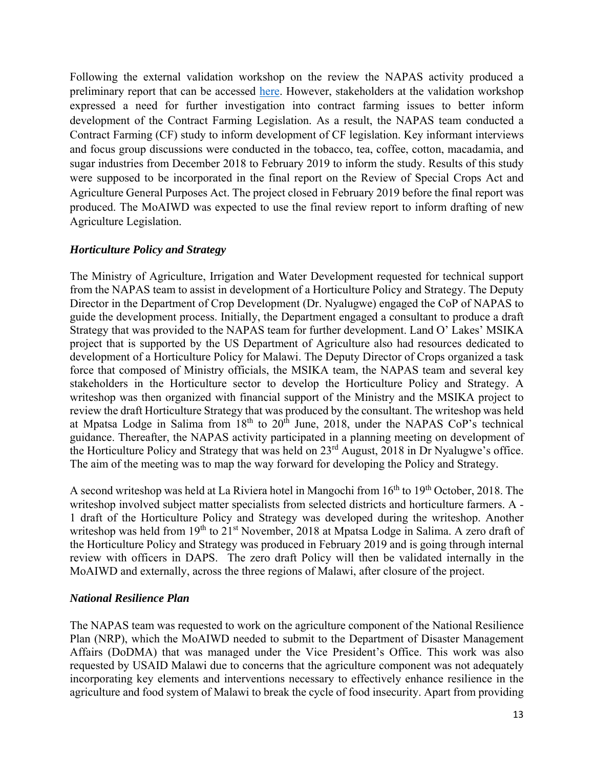Following the external validation workshop on the review the NAPAS activity produced a preliminary report that can be accessed [here](). However, stakeholders at the validation workshop expressed a need for further investigation into contract farming issues to better inform development of the Contract Farming Legislation. As a result, the NAPAS team conducted a Contract Farming (CF) study to inform development of CF legislation. Key informant interviews and focus group discussions were conducted in the tobacco, tea, coffee, cotton, macadamia, and sugar industries from December 2018 to February 2019 to inform the study. Results of this study were supposed to be incorporated in the final report on the Review of Special Crops Act and Agriculture General Purposes Act. The project closed in February 2019 before the final report was produced. The MoAIWD was expected to use the final review report to inform drafting of new Agriculture Legislation.

### *Horticulture Policy and Strategy*

The Ministry of Agriculture, Irrigation and Water Development requested for technical support from the NAPAS team to assist in development of a Horticulture Policy and Strategy. The Deputy Director in the Department of Crop Development (Dr. Nyalugwe) engaged the CoP of NAPAS to guide the development process. Initially, the Department engaged a consultant to produce a draft Strategy that was provided to the NAPAS team for further development. Land O' Lakes' MSIKA project that is supported by the US Department of Agriculture also had resources dedicated to development of a Horticulture Policy for Malawi. The Deputy Director of Crops organized a task force that composed of Ministry officials, the MSIKA team, the NAPAS team and several key stakeholders in the Horticulture sector to develop the Horticulture Policy and Strategy. A writeshop was then organized with financial support of the Ministry and the MSIKA project to review the draft Horticulture Strategy that was produced by the consultant. The writeshop was held at Mpatsa Lodge in Salima from 18th to 20th June, 2018, under the NAPAS CoP's technical guidance. Thereafter, the NAPAS activity participated in a planning meeting on development of the Horticulture Policy and Strategy that was held on 23rd August, 2018 in Dr Nyalugwe's office. The aim of the meeting was to map the way forward for developing the Policy and Strategy.

A second writeshop was held at La Riviera hotel in Mangochi from 16th to 19th October, 2018. The writeshop involved subject matter specialists from selected districts and horticulture farmers. A -1 draft of the Horticulture Policy and Strategy was developed during the writeshop. Another writeshop was held from 19th to 21st November, 2018 at Mpatsa Lodge in Salima. A zero draft of the Horticulture Policy and Strategy was produced in February 2019 and is going through internal review with officers in DAPS. The zero draft Policy will then be validated internally in the MoAIWD and externally, across the three regions of Malawi, after closure of the project.

### *National Resilience Plan*

The NAPAS team was requested to work on the agriculture component of the National Resilience Plan (NRP), which the MoAIWD needed to submit to the Department of Disaster Management Affairs (DoDMA) that was managed under the Vice President's Office. This work was also requested by USAID Malawi due to concerns that the agriculture component was not adequately incorporating key elements and interventions necessary to effectively enhance resilience in the agriculture and food system of Malawi to break the cycle of food insecurity. Apart from providing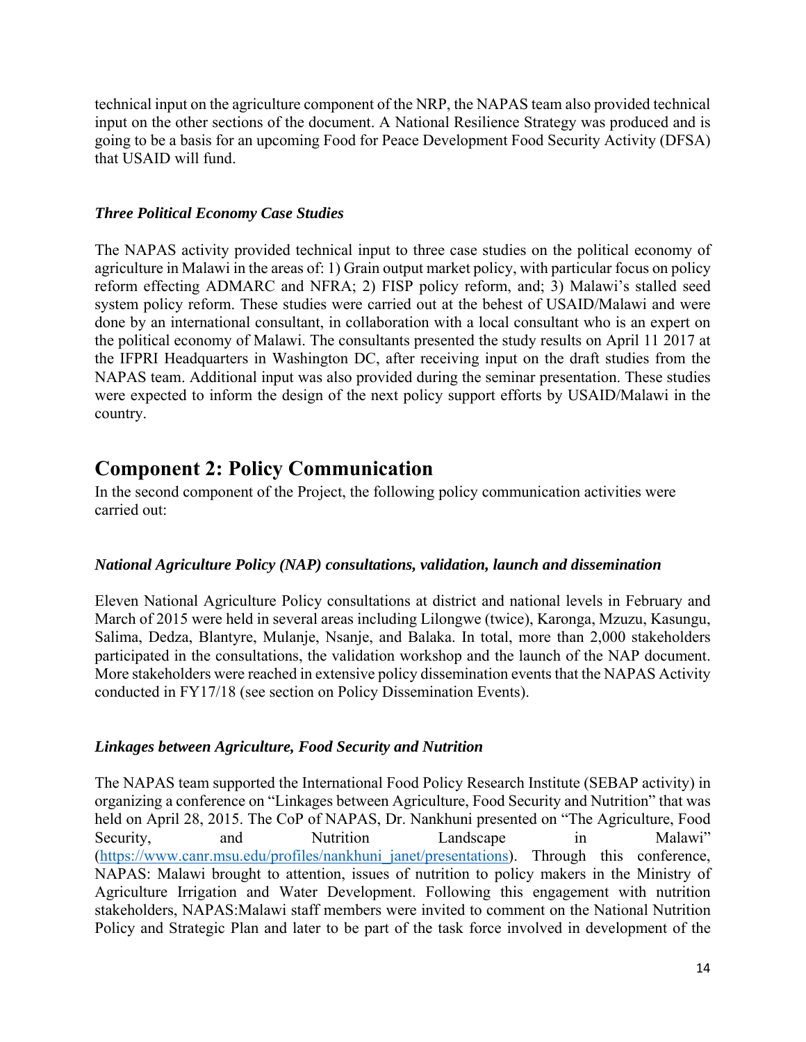technical input on the agriculture component of the NRP, the NAPAS team also provided technical input on the other sections of the document. A National Resilience Strategy was produced and is going to be a basis for an upcoming Food for Peace Development Food Security Activity (DFSA) that USAID will fund.

### *Three Political Economy Case Studies*

The NAPAS activity provided technical input to three case studies on the political economy of agriculture in Malawi in the areas of: 1) Grain output market policy, with particular focus on policy reform effecting ADMARC and NFRA; 2) FISP policy reform, and; 3) Malawi's stalled seed system policy reform. These studies were carried out at the behest of USAID/Malawi and were done by an international consultant, in collaboration with a local consultant who is an expert on the political economy of Malawi. The consultants presented the study results on April 11 2017 at the IFPRI Headquarters in Washington DC, after receiving input on the draft studies from the NAPAS team. Additional input was also provided during the seminar presentation. These studies were expected to inform the design of the next policy support efforts by USAID/Malawi in the country.

## Component 2: Policy Communication

In the second component of the Project, the following policy communication activities were carried out:

### *National Agriculture Policy (NAP) consultations, validation, launch and dissemination*

Eleven National Agriculture Policy consultations at district and national levels in February and March of 2015 were held in several areas including Lilongwe (twice), Karonga, Mzuzu, Kasungu, Salima, Dedza, Blantyre, Mulanje, Nsanje, and Balaka. In total, more than 2,000 stakeholders participated in the consultations, the validation workshop and the launch of the NAP document. More stakeholders were reached in extensive policy dissemination events that the NAPAS Activity conducted in FY17/18 (see section on Policy Dissemination Events).

### *Linkages between Agriculture, Food Security and Nutrition*

The NAPAS team supported the International Food Policy Research Institute (SEBAP activity) in organizing a conference on "Linkages between Agriculture, Food Security and Nutrition" that was held on April 28, 2015. The CoP of NAPAS, Dr. Nankhuni presented on "The Agriculture, Food Security, and Nutrition Landscape in Malawi" (https://www.canr.msu.edu/profiles/nankhuni_janet/presentations). Through this conference, NAPAS: Malawi brought to attention, issues of nutrition to policy makers in the Ministry of Agriculture Irrigation and Water Development. Following this engagement with nutrition stakeholders, NAPAS:Malawi staff members were invited to comment on the National Nutrition Policy and Strategic Plan and later to be part of the task force involved in development of the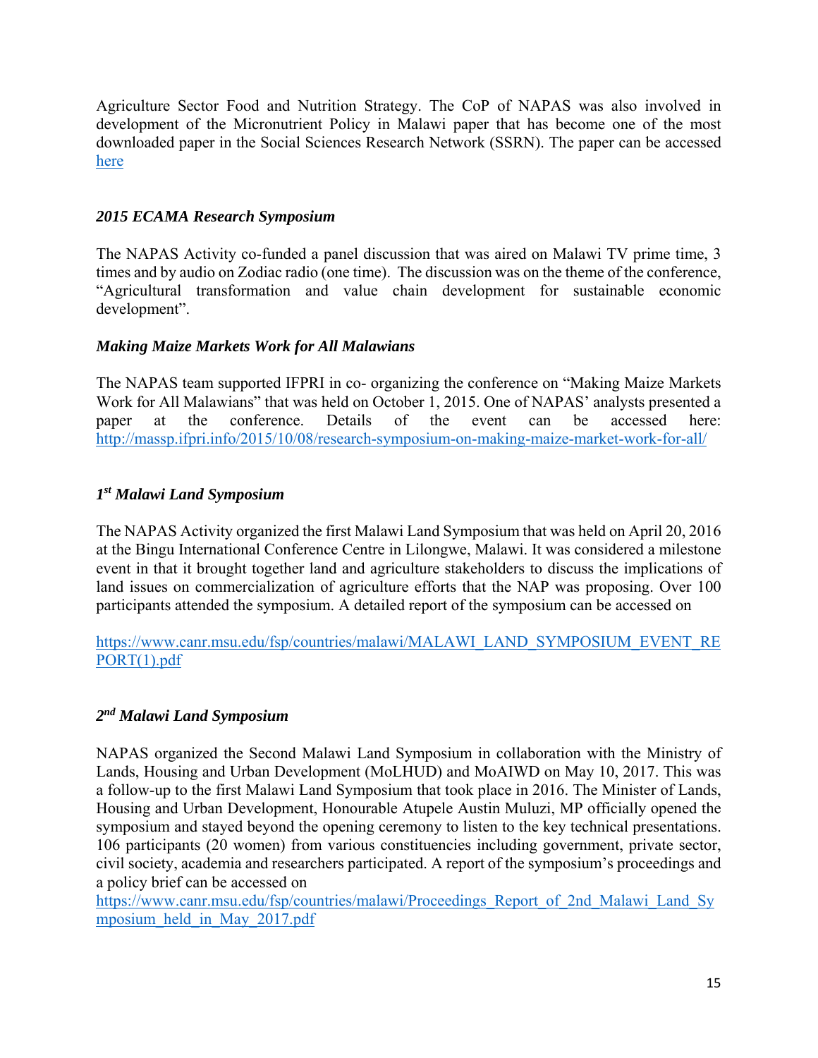Agriculture Sector Food and Nutrition Strategy. The CoP of NAPAS was also involved in development of the Micronutrient Policy in Malawi paper that has become one of the most downloaded paper in the Social Sciences Research Network (SSRN). The paper can be accessed [here]()

### *2015 ECAMA Research Symposium*

The NAPAS Activity co-funded a panel discussion that was aired on Malawi TV prime time, 3 times and by audio on Zodiac radio (one time). The discussion was on the theme of the conference, "Agricultural transformation and value chain development for sustainable economic development".

### *Making Maize Markets Work for All Malawians*

The NAPAS team supported IFPRI in co- organizing the conference on "Making Maize Markets Work for All Malawians" that was held on October 1, 2015. One of NAPAS' analysts presented a paper at the conference. Details of the event can be accessed here: http://massp.ifpri.info/2015/10/08/research-symposium-on-making-maize-market-work-for-all/

### *1st Malawi Land Symposium*

The NAPAS Activity organized the first Malawi Land Symposium that was held on April 20, 2016 at the Bingu International Conference Centre in Lilongwe, Malawi. It was considered a milestone event in that it brought together land and agriculture stakeholders to discuss the implications of land issues on commercialization of agriculture efforts that the NAP was proposing. Over 100 participants attended the symposium. A detailed report of the symposium can be accessed on

https://www.canr.msu.edu/fsp/countries/malawi/MALAWI_LAND_SYMPOSIUM_EVENT_REPORT(1).pdf

### *2nd Malawi Land Symposium*

NAPAS organized the Second Malawi Land Symposium in collaboration with the Ministry of Lands, Housing and Urban Development (MoLHUD) and MoAIWD on May 10, 2017. This was a follow-up to the first Malawi Land Symposium that took place in 2016. The Minister of Lands, Housing and Urban Development, Honourable Atupele Austin Muluzi, MP officially opened the symposium and stayed beyond the opening ceremony to listen to the key technical presentations. 106 participants (20 women) from various constituencies including government, private sector, civil society, academia and researchers participated. A report of the symposium's proceedings and a policy brief can be accessed on
https://www.canr.msu.edu/fsp/countries/malawi/Proceedings_Report_of_2nd_Malawi_Land_Symposium_held_in_May_2017.pdf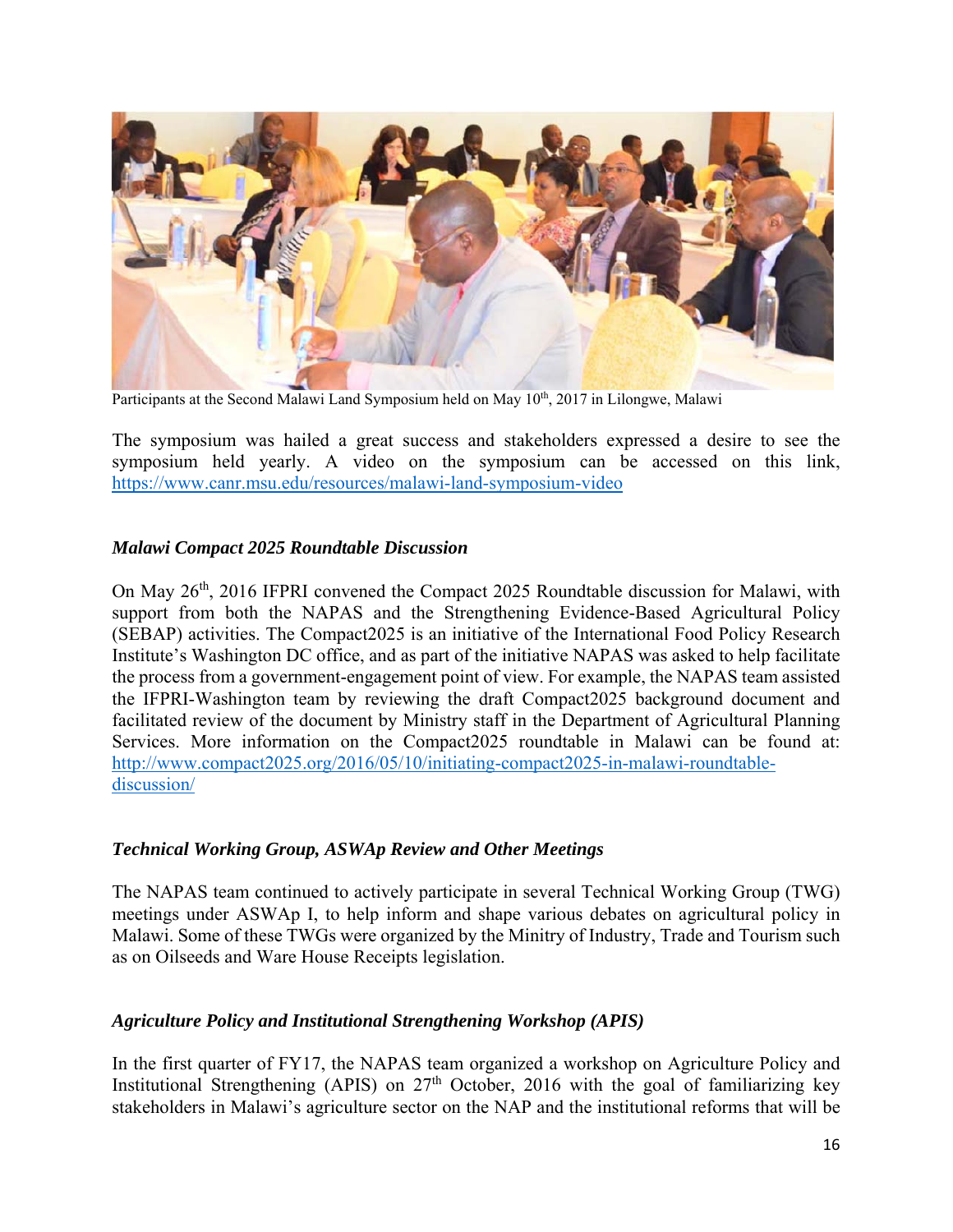Participants at the Second Malawi Land Symposium held on May 10th, 2017 in Lilongwe, Malawi

The symposium was hailed a great success and stakeholders expressed a desire to see the symposium held yearly. A video on the symposium can be accessed on this link, https://www.canr.msu.edu/resources/malawi-land-symposium-video

### *Malawi Compact 2025 Roundtable Discussion*

On May 26th, 2016 IFPRI convened the Compact 2025 Roundtable discussion for Malawi, with support from both the NAPAS and the Strengthening Evidence-Based Agricultural Policy (SEBAP) activities. The Compact2025 is an initiative of the International Food Policy Research Institute's Washington DC office, and as part of the initiative NAPAS was asked to help facilitate the process from a government-engagement point of view. For example, the NAPAS team assisted the IFPRI-Washington team by reviewing the draft Compact2025 background document and facilitated review of the document by Ministry staff in the Department of Agricultural Planning Services. More information on the Compact2025 roundtable in Malawi can be found at: http://www.compact2025.org/2016/05/10/initiating-compact2025-in-malawi-roundtable-discussion/

### *Technical Working Group, ASWAp Review and Other Meetings*

The NAPAS team continued to actively participate in several Technical Working Group (TWG) meetings under ASWAp I, to help inform and shape various debates on agricultural policy in Malawi. Some of these TWGs were organized by the Minitry of Industry, Trade and Tourism such as on Oilseeds and Ware House Receipts legislation.

### *Agriculture Policy and Institutional Strengthening Workshop (APIS)*

In the first quarter of FY17, the NAPAS team organized a workshop on Agriculture Policy and Institutional Strengthening (APIS) on 27th October, 2016 with the goal of familiarizing key stakeholders in Malawi's agriculture sector on the NAP and the institutional reforms that will be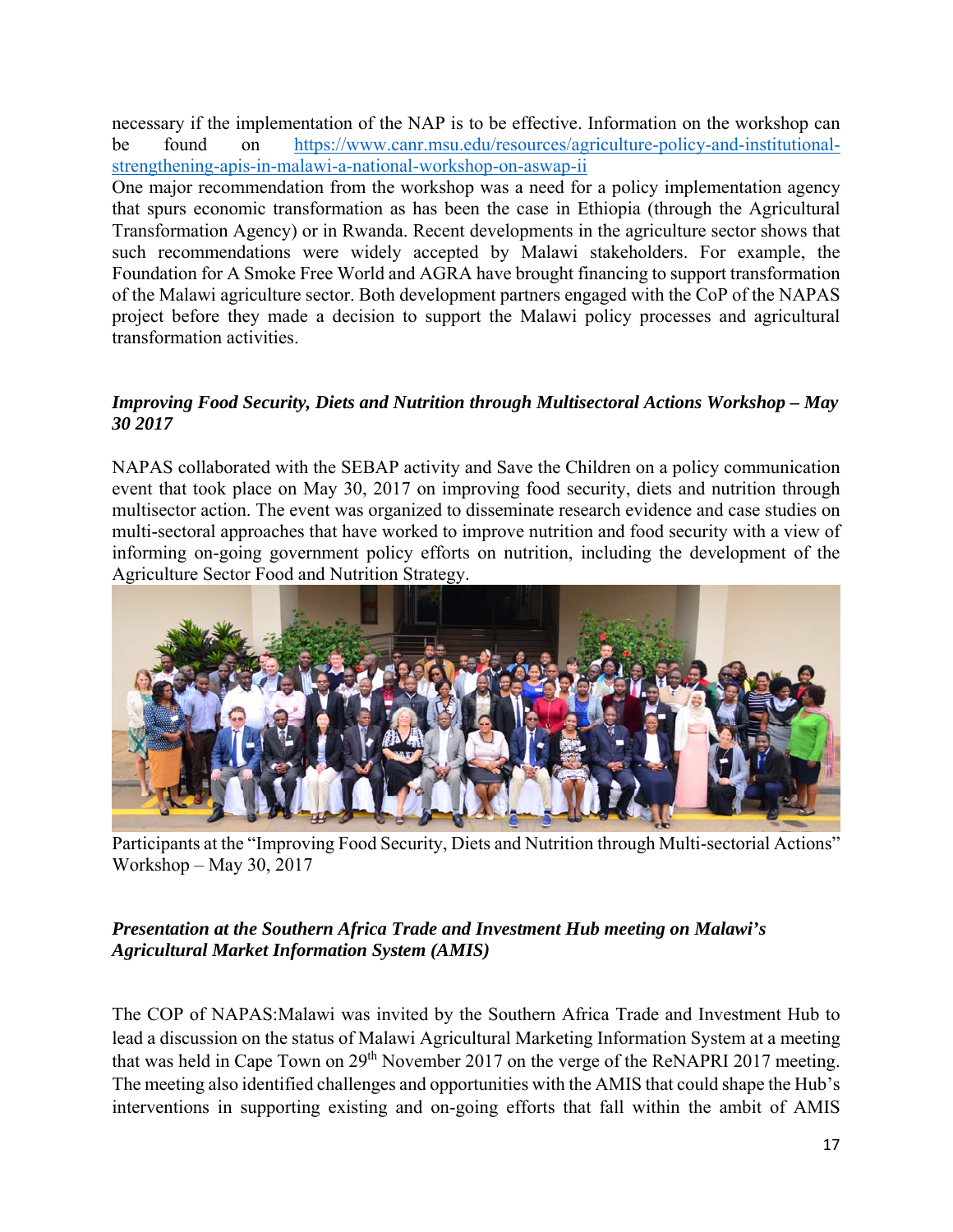necessary if the implementation of the NAP is to be effective. Information on the workshop can be found on [https://www.canr.msu.edu/resources/agriculture-policy-and-institutional-strengthening-apis-in-malawi-a-national-workshop-on-aswap-ii](https://www.canr.msu.edu/resources/agriculture-policy-and-institutional-strengthening-apis-in-malawi-a-national-workshop-on-aswap-ii)

One major recommendation from the workshop was a need for a policy implementation agency that spurs economic transformation as has been the case in Ethiopia (through the Agricultural Transformation Agency) or in Rwanda. Recent developments in the agriculture sector shows that such recommendations were widely accepted by Malawi stakeholders. For example, the Foundation for A Smoke Free World and AGRA have brought financing to support transformation of the Malawi agriculture sector. Both development partners engaged with the CoP of the NAPAS project before they made a decision to support the Malawi policy processes and agricultural transformation activities.

***Improving Food Security, Diets and Nutrition through Multisectoral Actions Workshop – May 30 2017***

NAPAS collaborated with the SEBAP activity and Save the Children on a policy communication event that took place on May 30, 2017 on improving food security, diets and nutrition through multisector action. The event was organized to disseminate research evidence and case studies on multi-sectoral approaches that have worked to improve nutrition and food security with a view of informing on-going government policy efforts on nutrition, including the development of the Agriculture Sector Food and Nutrition Strategy.

Participants at the "Improving Food Security, Diets and Nutrition through Multi-sectorial Actions" Workshop – May 30, 2017

***Presentation at the Southern Africa Trade and Investment Hub meeting on Malawi's Agricultural Market Information System (AMIS)***

The COP of NAPAS:Malawi was invited by the Southern Africa Trade and Investment Hub to lead a discussion on the status of Malawi Agricultural Marketing Information System at a meeting that was held in Cape Town on 29th November 2017 on the verge of the ReNAPRI 2017 meeting. The meeting also identified challenges and opportunities with the AMIS that could shape the Hub's interventions in supporting existing and on-going efforts that fall within the ambit of AMIS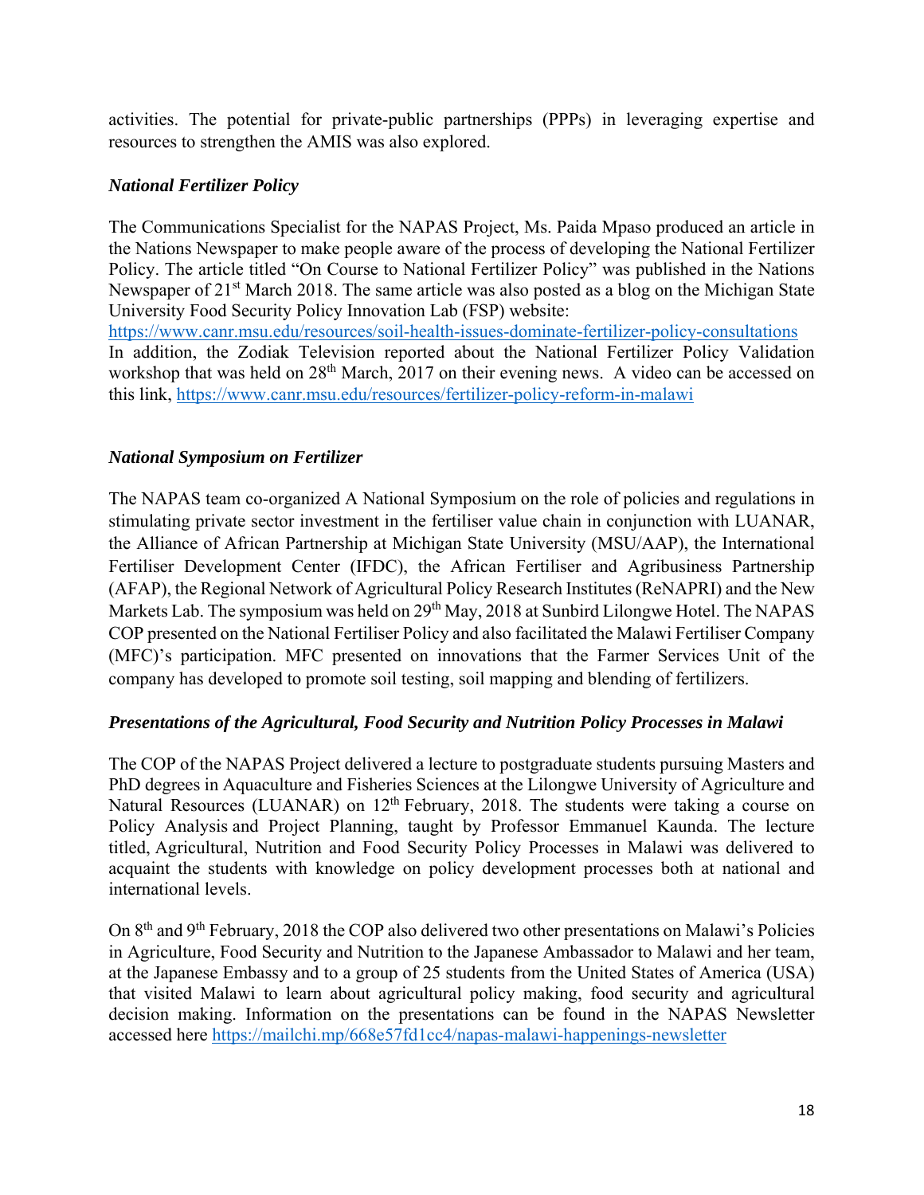activities. The potential for private-public partnerships (PPPs) in leveraging expertise and resources to strengthen the AMIS was also explored.

### *National Fertilizer Policy*

The Communications Specialist for the NAPAS Project, Ms. Paida Mpaso produced an article in the Nations Newspaper to make people aware of the process of developing the National Fertilizer Policy. The article titled "On Course to National Fertilizer Policy" was published in the Nations Newspaper of 21st March 2018. The same article was also posted as a blog on the Michigan State University Food Security Policy Innovation Lab (FSP) website: https://www.canr.msu.edu/resources/soil-health-issues-dominate-fertilizer-policy-consultations

In addition, the Zodiak Television reported about the National Fertilizer Policy Validation workshop that was held on 28th March, 2017 on their evening news. A video can be accessed on this link, https://www.canr.msu.edu/resources/fertilizer-policy-reform-in-malawi

### *National Symposium on Fertilizer*

The NAPAS team co-organized A National Symposium on the role of policies and regulations in stimulating private sector investment in the fertiliser value chain in conjunction with LUANAR, the Alliance of African Partnership at Michigan State University (MSU/AAP), the International Fertiliser Development Center (IFDC), the African Fertiliser and Agribusiness Partnership (AFAP), the Regional Network of Agricultural Policy Research Institutes (ReNAPRI) and the New Markets Lab. The symposium was held on 29th May, 2018 at Sunbird Lilongwe Hotel. The NAPAS COP presented on the National Fertiliser Policy and also facilitated the Malawi Fertiliser Company (MFC)'s participation. MFC presented on innovations that the Farmer Services Unit of the company has developed to promote soil testing, soil mapping and blending of fertilizers.

### *Presentations of the Agricultural, Food Security and Nutrition Policy Processes in Malawi*

The COP of the NAPAS Project delivered a lecture to postgraduate students pursuing Masters and PhD degrees in Aquaculture and Fisheries Sciences at the Lilongwe University of Agriculture and Natural Resources (LUANAR) on 12th February, 2018. The students were taking a course on Policy Analysis and Project Planning, taught by Professor Emmanuel Kaunda. The lecture titled, Agricultural, Nutrition and Food Security Policy Processes in Malawi was delivered to acquaint the students with knowledge on policy development processes both at national and international levels.

On 8th and 9th February, 2018 the COP also delivered two other presentations on Malawi's Policies in Agriculture, Food Security and Nutrition to the Japanese Ambassador to Malawi and her team, at the Japanese Embassy and to a group of 25 students from the United States of America (USA) that visited Malawi to learn about agricultural policy making, food security and agricultural decision making. Information on the presentations can be found in the NAPAS Newsletter accessed here https://mailchi.mp/668e57fd1cc4/napas-malawi-happenings-newsletter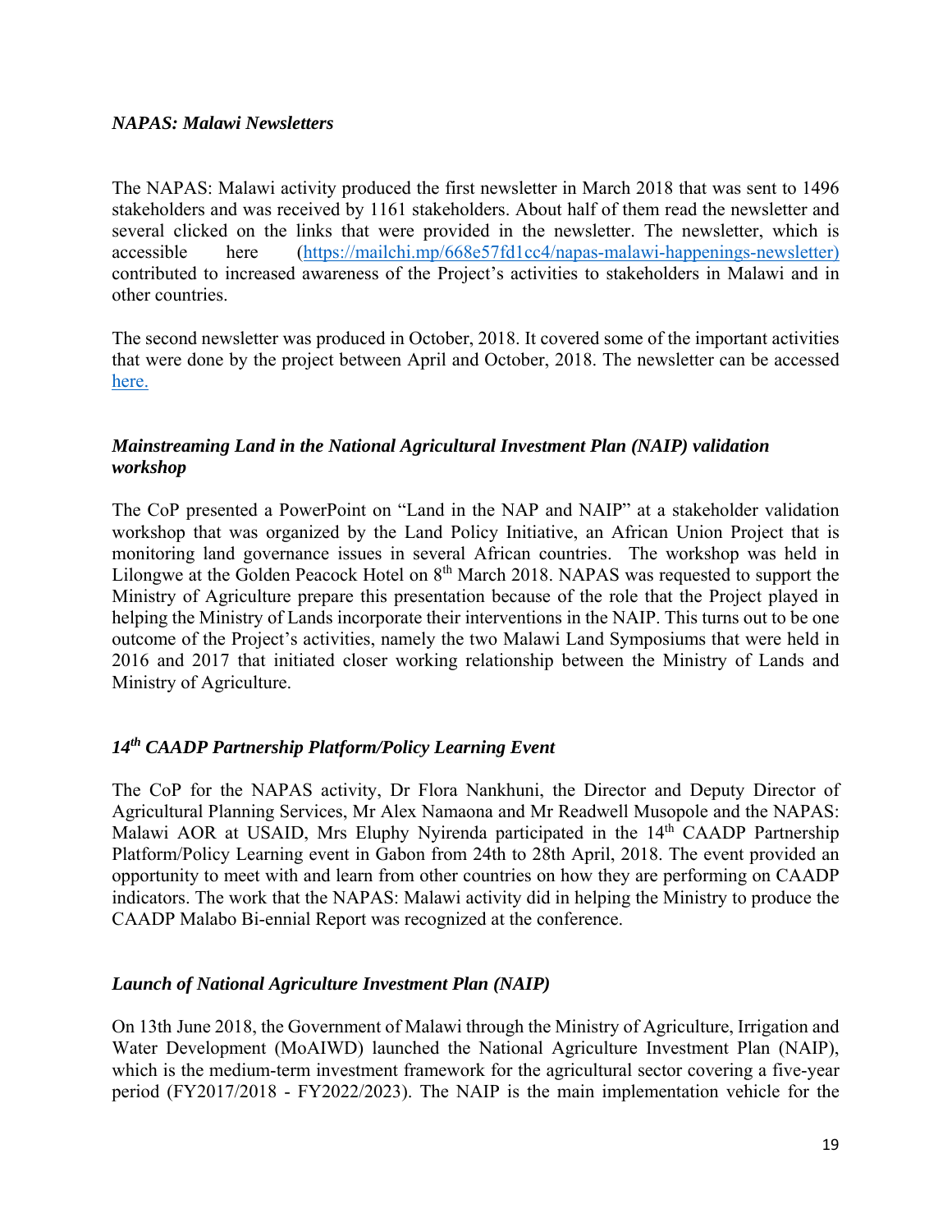### *NAPAS: Malawi Newsletters*

The NAPAS: Malawi activity produced the first newsletter in March 2018 that was sent to 1496 stakeholders and was received by 1161 stakeholders. About half of them read the newsletter and several clicked on the links that were provided in the newsletter. The newsletter, which is accessible here (https://mailchi.mp/668e57fd1cc4/napas-malawi-happenings-newsletter) contributed to increased awareness of the Project's activities to stakeholders in Malawi and in other countries.

The second newsletter was produced in October, 2018. It covered some of the important activities that were done by the project between April and October, 2018. The newsletter can be accessed here.

### *Mainstreaming Land in the National Agricultural Investment Plan (NAIP) validation workshop*

The CoP presented a PowerPoint on "Land in the NAP and NAIP" at a stakeholder validation workshop that was organized by the Land Policy Initiative, an African Union Project that is monitoring land governance issues in several African countries. The workshop was held in Lilongwe at the Golden Peacock Hotel on 8th March 2018. NAPAS was requested to support the Ministry of Agriculture prepare this presentation because of the role that the Project played in helping the Ministry of Lands incorporate their interventions in the NAIP. This turns out to be one outcome of the Project's activities, namely the two Malawi Land Symposiums that were held in 2016 and 2017 that initiated closer working relationship between the Ministry of Lands and Ministry of Agriculture.

### *14th CAADP Partnership Platform/Policy Learning Event*

The CoP for the NAPAS activity, Dr Flora Nankhuni, the Director and Deputy Director of Agricultural Planning Services, Mr Alex Namaona and Mr Readwell Musopole and the NAPAS: Malawi AOR at USAID, Mrs Eluphy Nyirenda participated in the 14th CAADP Partnership Platform/Policy Learning event in Gabon from 24th to 28th April, 2018. The event provided an opportunity to meet with and learn from other countries on how they are performing on CAADP indicators. The work that the NAPAS: Malawi activity did in helping the Ministry to produce the CAADP Malabo Bi-ennial Report was recognized at the conference.

### *Launch of National Agriculture Investment Plan (NAIP)*

On 13th June 2018, the Government of Malawi through the Ministry of Agriculture, Irrigation and Water Development (MoAIWD) launched the National Agriculture Investment Plan (NAIP), which is the medium-term investment framework for the agricultural sector covering a five-year period (FY2017/2018 - FY2022/2023). The NAIP is the main implementation vehicle for the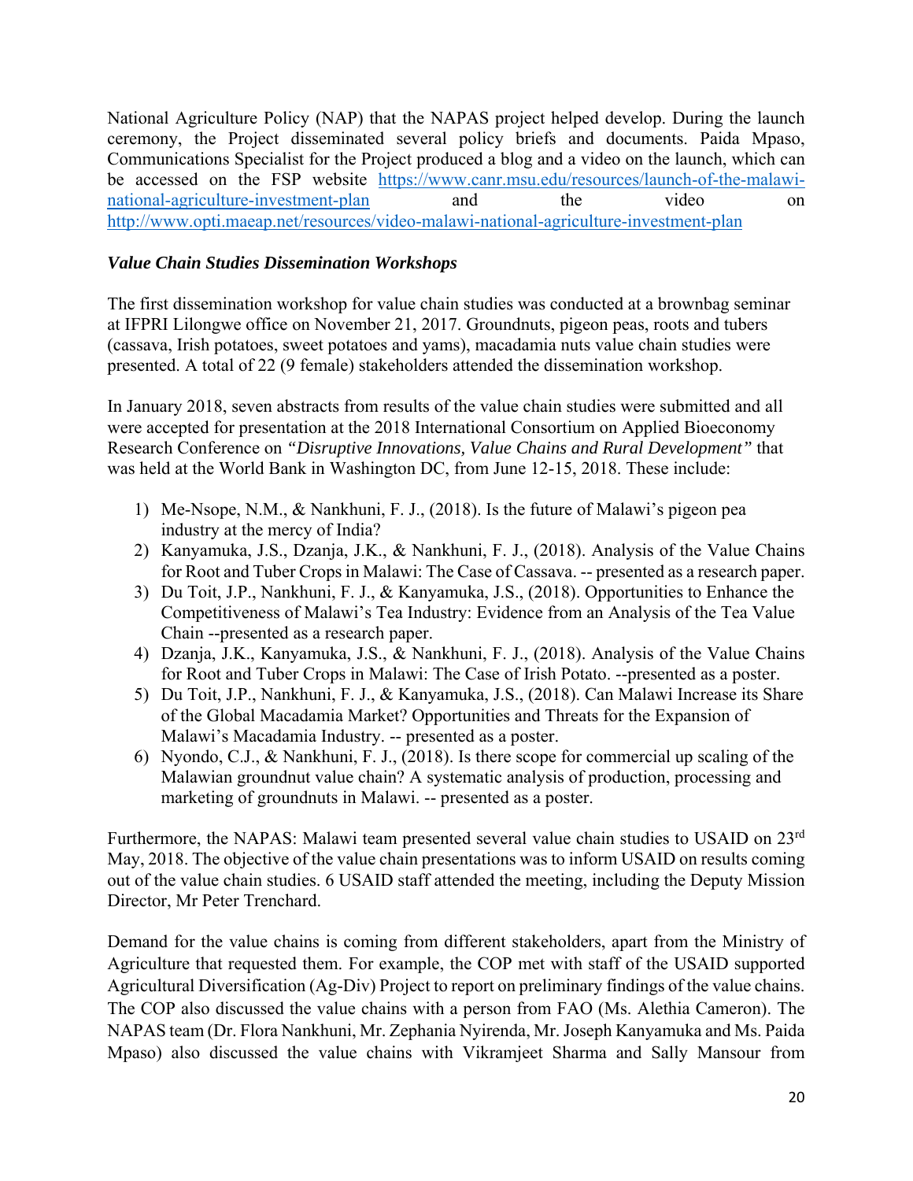National Agriculture Policy (NAP) that the NAPAS project helped develop. During the launch ceremony, the Project disseminated several policy briefs and documents. Paida Mpaso, Communications Specialist for the Project produced a blog and a video on the launch, which can be accessed on the FSP website https://www.canr.msu.edu/resources/launch-of-the-malawi-national-agriculture-investment-plan and the video on http://www.opti.maeap.net/resources/video-malawi-national-agriculture-investment-plan

***Value Chain Studies Dissemination Workshops***

The first dissemination workshop for value chain studies was conducted at a brownbag seminar at IFPRI Lilongwe office on November 21, 2017. Groundnuts, pigeon peas, roots and tubers (cassava, Irish potatoes, sweet potatoes and yams), macadamia nuts value chain studies were presented. A total of 22 (9 female) stakeholders attended the dissemination workshop.

In January 2018, seven abstracts from results of the value chain studies were submitted and all were accepted for presentation at the 2018 International Consortium on Applied Bioeconomy Research Conference on *"Disruptive Innovations, Value Chains and Rural Development"* that was held at the World Bank in Washington DC, from June 12-15, 2018. These include:

1) Me-Nsope, N.M., & Nankhuni, F. J., (2018). Is the future of Malawi's pigeon pea industry at the mercy of India?
2) Kanyamuka, J.S., Dzanja, J.K., & Nankhuni, F. J., (2018). Analysis of the Value Chains for Root and Tuber Crops in Malawi: The Case of Cassava. -- presented as a research paper.
3) Du Toit, J.P., Nankhuni, F. J., & Kanyamuka, J.S., (2018). Opportunities to Enhance the Competitiveness of Malawi's Tea Industry: Evidence from an Analysis of the Tea Value Chain --presented as a research paper.
4) Dzanja, J.K., Kanyamuka, J.S., & Nankhuni, F. J., (2018). Analysis of the Value Chains for Root and Tuber Crops in Malawi: The Case of Irish Potato. --presented as a poster.
5) Du Toit, J.P., Nankhuni, F. J., & Kanyamuka, J.S., (2018). Can Malawi Increase its Share of the Global Macadamia Market? Opportunities and Threats for the Expansion of Malawi's Macadamia Industry. -- presented as a poster.
6) Nyondo, C.J., & Nankhuni, F. J., (2018). Is there scope for commercial up scaling of the Malawian groundnut value chain? A systematic analysis of production, processing and marketing of groundnuts in Malawi. -- presented as a poster.

Furthermore, the NAPAS: Malawi team presented several value chain studies to USAID on 23rd May, 2018. The objective of the value chain presentations was to inform USAID on results coming out of the value chain studies. 6 USAID staff attended the meeting, including the Deputy Mission Director, Mr Peter Trenchard.

Demand for the value chains is coming from different stakeholders, apart from the Ministry of Agriculture that requested them. For example, the COP met with staff of the USAID supported Agricultural Diversification (Ag-Div) Project to report on preliminary findings of the value chains. The COP also discussed the value chains with a person from FAO (Ms. Alethia Cameron). The NAPAS team (Dr. Flora Nankhuni, Mr. Zephania Nyirenda, Mr. Joseph Kanyamuka and Ms. Paida Mpaso) also discussed the value chains with Vikramjeet Sharma and Sally Mansour from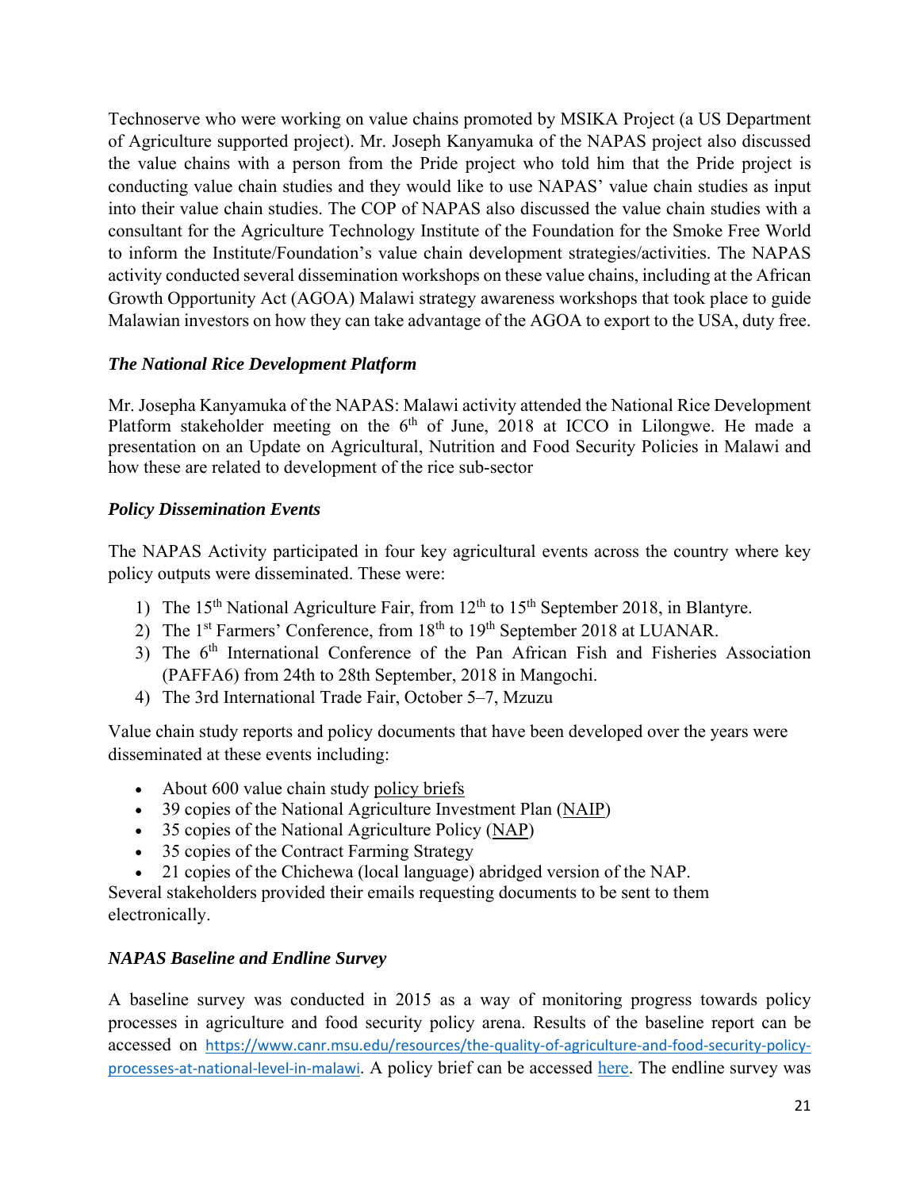Technoserve who were working on value chains promoted by MSIKA Project (a US Department of Agriculture supported project). Mr. Joseph Kanyamuka of the NAPAS project also discussed the value chains with a person from the Pride project who told him that the Pride project is conducting value chain studies and they would like to use NAPAS' value chain studies as input into their value chain studies. The COP of NAPAS also discussed the value chain studies with a consultant for the Agriculture Technology Institute of the Foundation for the Smoke Free World to inform the Institute/Foundation's value chain development strategies/activities. The NAPAS activity conducted several dissemination workshops on these value chains, including at the African Growth Opportunity Act (AGOA) Malawi strategy awareness workshops that took place to guide Malawian investors on how they can take advantage of the AGOA to export to the USA, duty free.

### *The National Rice Development Platform*

Mr. Josepha Kanyamuka of the NAPAS: Malawi activity attended the National Rice Development Platform stakeholder meeting on the 6th of June, 2018 at ICCO in Lilongwe. He made a presentation on an Update on Agricultural, Nutrition and Food Security Policies in Malawi and how these are related to development of the rice sub-sector

### *Policy Dissemination Events*

The NAPAS Activity participated in four key agricultural events across the country where key policy outputs were disseminated. These were:

1) The 15th National Agriculture Fair, from 12th to 15th September 2018, in Blantyre.
2) The 1st Farmers' Conference, from 18th to 19th September 2018 at LUANAR.
3) The 6th International Conference of the Pan African Fish and Fisheries Association (PAFFA6) from 24th to 28th September, 2018 in Mangochi.
4) The 3rd International Trade Fair, October 5–7, Mzuzu

Value chain study reports and policy documents that have been developed over the years were disseminated at these events including:

- About 600 value chain study policy briefs
- 39 copies of the National Agriculture Investment Plan (NAIP)
- 35 copies of the National Agriculture Policy (NAP)
- 35 copies of the Contract Farming Strategy
- 21 copies of the Chichewa (local language) abridged version of the NAP.

Several stakeholders provided their emails requesting documents to be sent to them electronically.

### *NAPAS Baseline and Endline Survey*

A baseline survey was conducted in 2015 as a way of monitoring progress towards policy processes in agriculture and food security policy arena. Results of the baseline report can be accessed on https://www.canr.msu.edu/resources/the-quality-of-agriculture-and-food-security-policy-processes-at-national-level-in-malawi. A policy brief can be accessed here. The endline survey was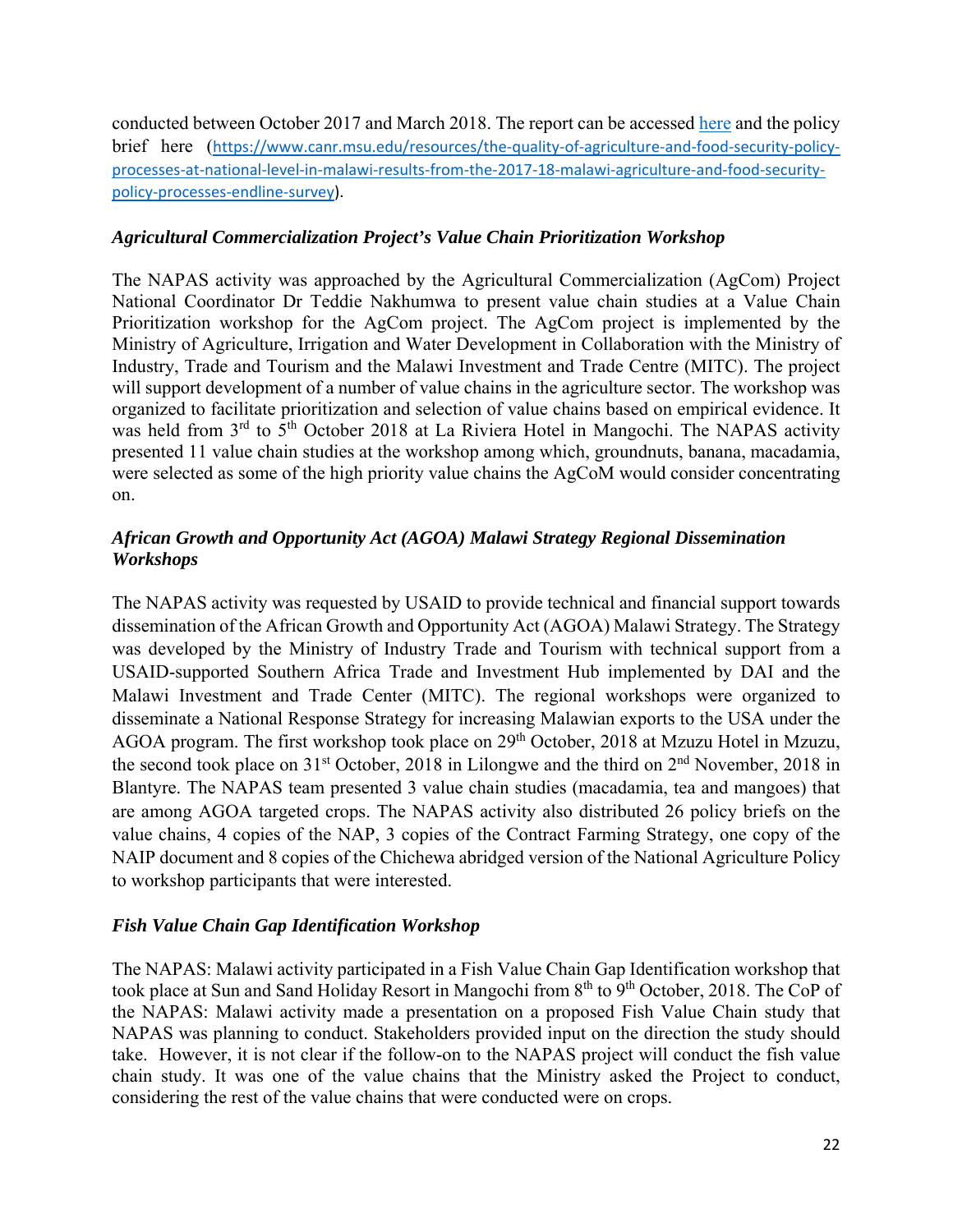conducted between October 2017 and March 2018. The report can be accessed [here]() and the policy brief here ([https://www.canr.msu.edu/resources/the-quality-of-agriculture-and-food-security-policy-processes-at-national-level-in-malawi-results-from-the-2017-18-malawi-agriculture-and-food-security-policy-processes-endline-survey](https://www.canr.msu.edu/resources/the-quality-of-agriculture-and-food-security-policy-processes-at-national-level-in-malawi-results-from-the-2017-18-malawi-agriculture-and-food-security-policy-processes-endline-survey)).

### *Agricultural Commercialization Project's Value Chain Prioritization Workshop*

The NAPAS activity was approached by the Agricultural Commercialization (AgCom) Project National Coordinator Dr Teddie Nakhumwa to present value chain studies at a Value Chain Prioritization workshop for the AgCom project. The AgCom project is implemented by the Ministry of Agriculture, Irrigation and Water Development in Collaboration with the Ministry of Industry, Trade and Tourism and the Malawi Investment and Trade Centre (MITC). The project will support development of a number of value chains in the agriculture sector. The workshop was organized to facilitate prioritization and selection of value chains based on empirical evidence. It was held from 3rd to 5th October 2018 at La Riviera Hotel in Mangochi. The NAPAS activity presented 11 value chain studies at the workshop among which, groundnuts, banana, macadamia, were selected as some of the high priority value chains the AgCoM would consider concentrating on.

### *African Growth and Opportunity Act (AGOA) Malawi Strategy Regional Dissemination Workshops*

The NAPAS activity was requested by USAID to provide technical and financial support towards dissemination of the African Growth and Opportunity Act (AGOA) Malawi Strategy. The Strategy was developed by the Ministry of Industry Trade and Tourism with technical support from a USAID-supported Southern Africa Trade and Investment Hub implemented by DAI and the Malawi Investment and Trade Center (MITC). The regional workshops were organized to disseminate a National Response Strategy for increasing Malawian exports to the USA under the AGOA program. The first workshop took place on 29th October, 2018 at Mzuzu Hotel in Mzuzu, the second took place on 31st October, 2018 in Lilongwe and the third on 2nd November, 2018 in Blantyre. The NAPAS team presented 3 value chain studies (macadamia, tea and mangoes) that are among AGOA targeted crops. The NAPAS activity also distributed 26 policy briefs on the value chains, 4 copies of the NAP, 3 copies of the Contract Farming Strategy, one copy of the NAIP document and 8 copies of the Chichewa abridged version of the National Agriculture Policy to workshop participants that were interested.

### *Fish Value Chain Gap Identification Workshop*

The NAPAS: Malawi activity participated in a Fish Value Chain Gap Identification workshop that took place at Sun and Sand Holiday Resort in Mangochi from 8th to 9th October, 2018. The CoP of the NAPAS: Malawi activity made a presentation on a proposed Fish Value Chain study that NAPAS was planning to conduct. Stakeholders provided input on the direction the study should take. However, it is not clear if the follow-on to the NAPAS project will conduct the fish value chain study. It was one of the value chains that the Ministry asked the Project to conduct, considering the rest of the value chains that were conducted were on crops.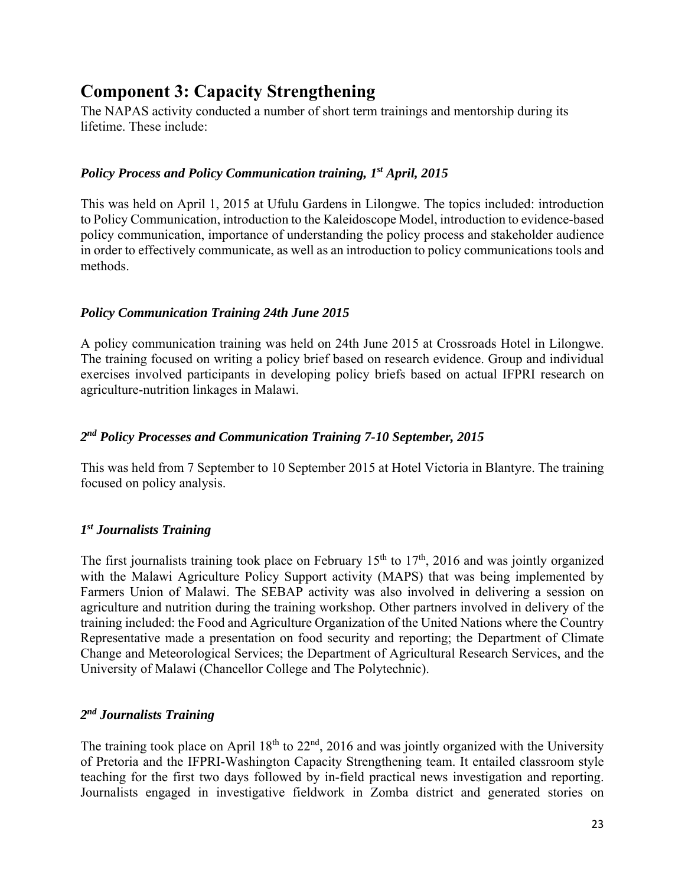## Component 3: Capacity Strengthening

The NAPAS activity conducted a number of short term trainings and mentorship during its lifetime. These include:

### *Policy Process and Policy Communication training, 1st April, 2015*

This was held on April 1, 2015 at Ufulu Gardens in Lilongwe. The topics included: introduction to Policy Communication, introduction to the Kaleidoscope Model, introduction to evidence-based policy communication, importance of understanding the policy process and stakeholder audience in order to effectively communicate, as well as an introduction to policy communications tools and methods.

### *Policy Communication Training 24th June 2015*

A policy communication training was held on 24th June 2015 at Crossroads Hotel in Lilongwe. The training focused on writing a policy brief based on research evidence. Group and individual exercises involved participants in developing policy briefs based on actual IFPRI research on agriculture-nutrition linkages in Malawi.

### *2nd Policy Processes and Communication Training 7-10 September, 2015*

This was held from 7 September to 10 September 2015 at Hotel Victoria in Blantyre. The training focused on policy analysis.

### *1st Journalists Training*

The first journalists training took place on February 15th to 17th, 2016 and was jointly organized with the Malawi Agriculture Policy Support activity (MAPS) that was being implemented by Farmers Union of Malawi. The SEBAP activity was also involved in delivering a session on agriculture and nutrition during the training workshop. Other partners involved in delivery of the training included: the Food and Agriculture Organization of the United Nations where the Country Representative made a presentation on food security and reporting; the Department of Climate Change and Meteorological Services; the Department of Agricultural Research Services, and the University of Malawi (Chancellor College and The Polytechnic).

### *2nd Journalists Training*

The training took place on April 18th to 22nd, 2016 and was jointly organized with the University of Pretoria and the IFPRI-Washington Capacity Strengthening team. It entailed classroom style teaching for the first two days followed by in-field practical news investigation and reporting. Journalists engaged in investigative fieldwork in Zomba district and generated stories on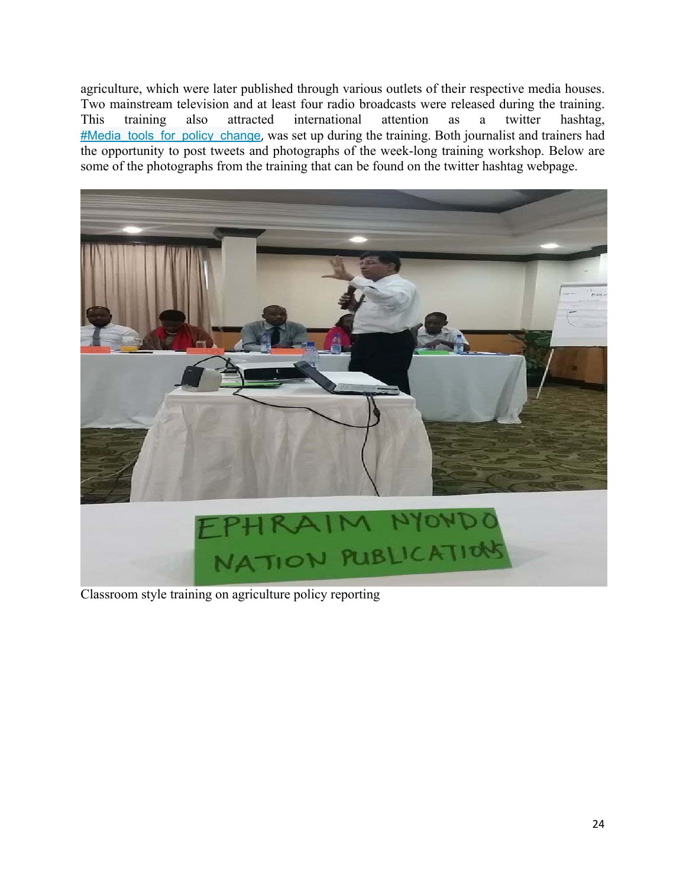agriculture, which were later published through various outlets of their respective media houses. Two mainstream television and at least four radio broadcasts were released during the training. This training also attracted international attention as a twitter hashtag, #Media_tools_for_policy_change, was set up during the training. Both journalist and trainers had the opportunity to post tweets and photographs of the week-long training workshop. Below are some of the photographs from the training that can be found on the twitter hashtag webpage.

Classroom style training on agriculture policy reporting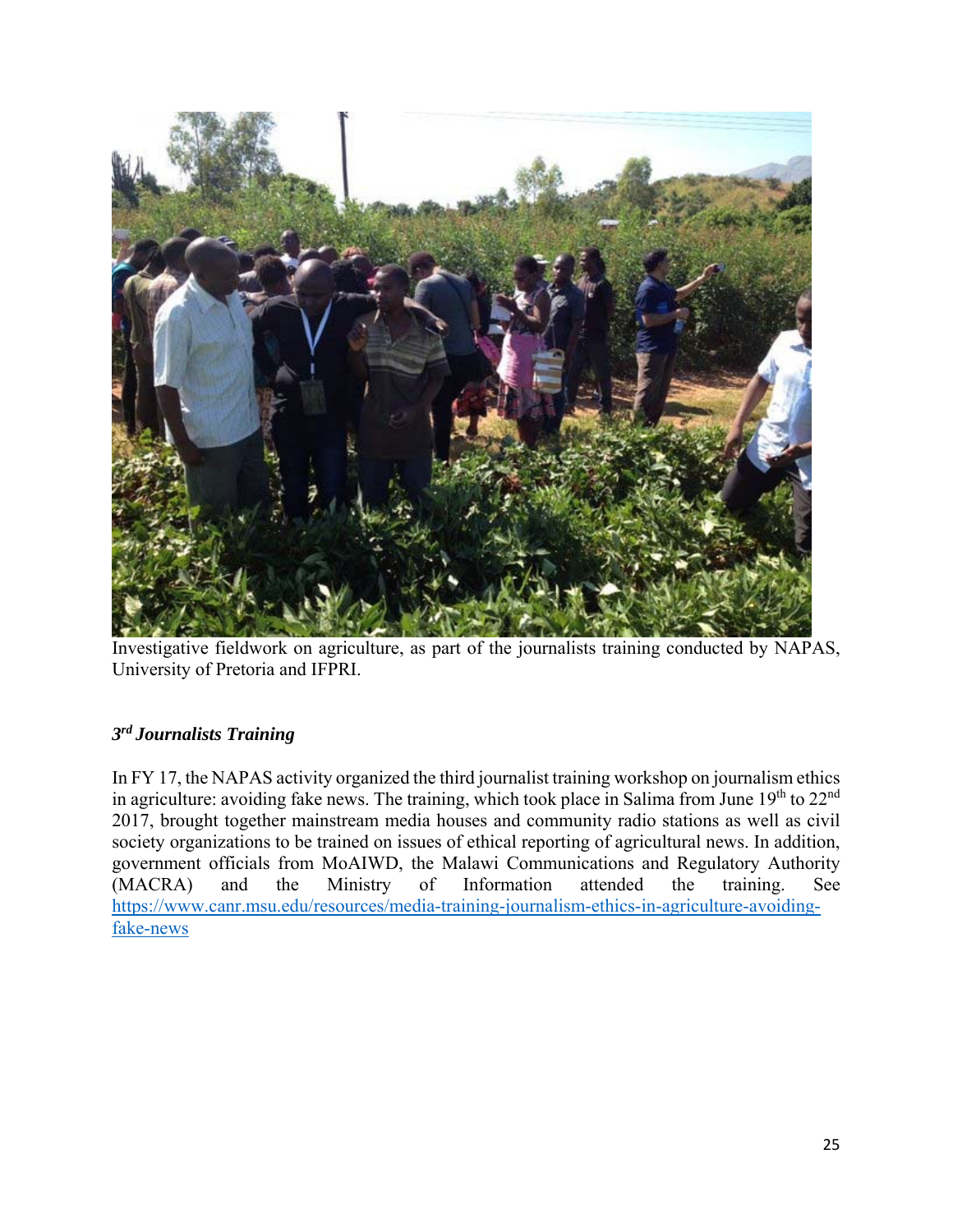Investigative fieldwork on agriculture, as part of the journalists training conducted by NAPAS, University of Pretoria and IFPRI.

### *3rd Journalists Training*

In FY 17, the NAPAS activity organized the third journalist training workshop on journalism ethics in agriculture: avoiding fake news. The training, which took place in Salima from June 19th to 22nd 2017, brought together mainstream media houses and community radio stations as well as civil society organizations to be trained on issues of ethical reporting of agricultural news. In addition, government officials from MoAIWD, the Malawi Communications and Regulatory Authority (MACRA) and the Ministry of Information attended the training. See https://www.canr.msu.edu/resources/media-training-journalism-ethics-in-agriculture-avoiding-fake-news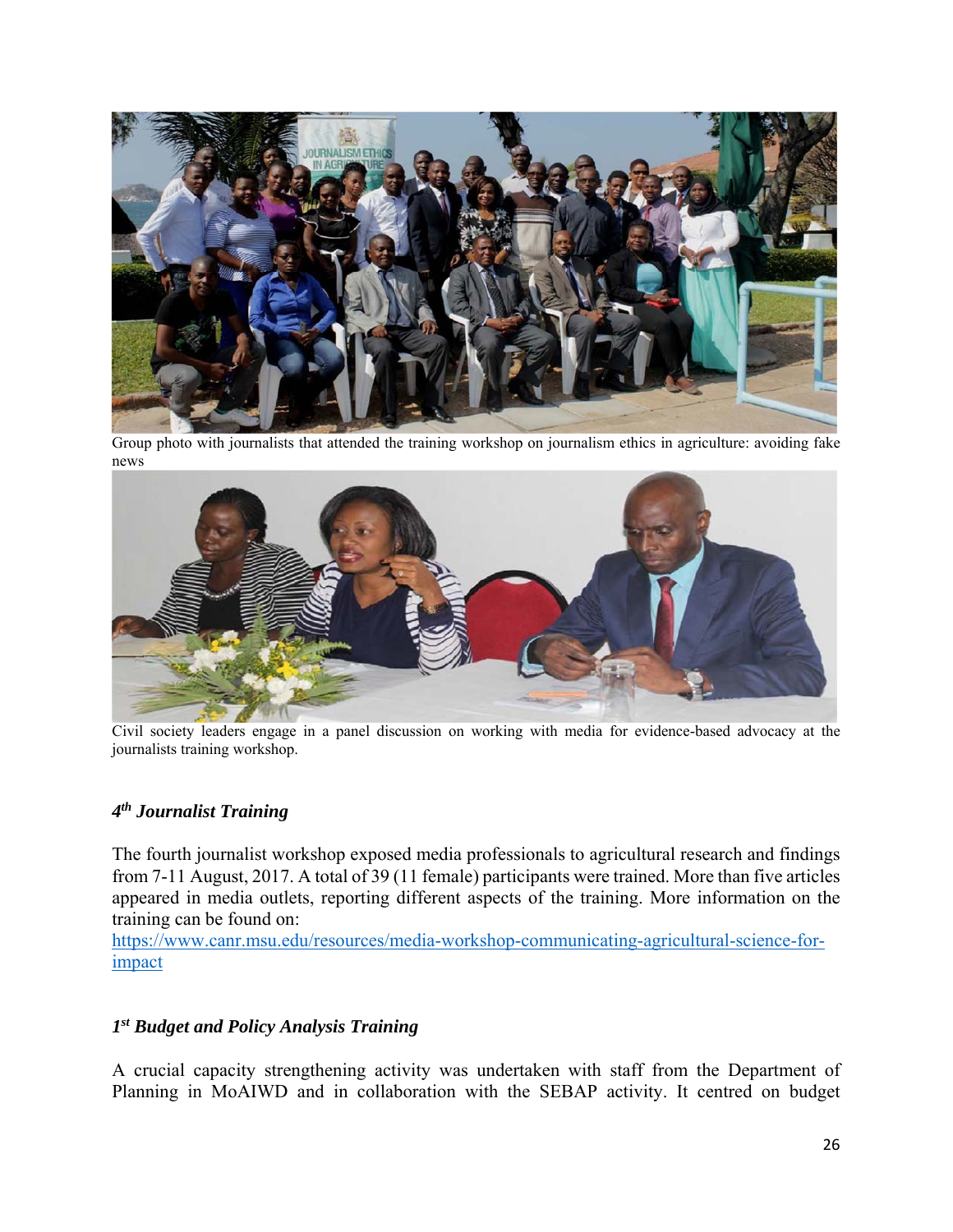Group photo with journalists that attended the training workshop on journalism ethics in agriculture: avoiding fake news

Civil society leaders engage in a panel discussion on working with media for evidence-based advocacy at the journalists training workshop.

### *4th Journalist Training*

The fourth journalist workshop exposed media professionals to agricultural research and findings from 7-11 August, 2017. A total of 39 (11 female) participants were trained. More than five articles appeared in media outlets, reporting different aspects of the training. More information on the training can be found on:
[https://www.canr.msu.edu/resources/media-workshop-communicating-agricultural-science-for-impact](https://www.canr.msu.edu/resources/media-workshop-communicating-agricultural-science-for-impact)

### *1st Budget and Policy Analysis Training*

A crucial capacity strengthening activity was undertaken with staff from the Department of Planning in MoAIWD and in collaboration with the SEBAP activity. It centred on budget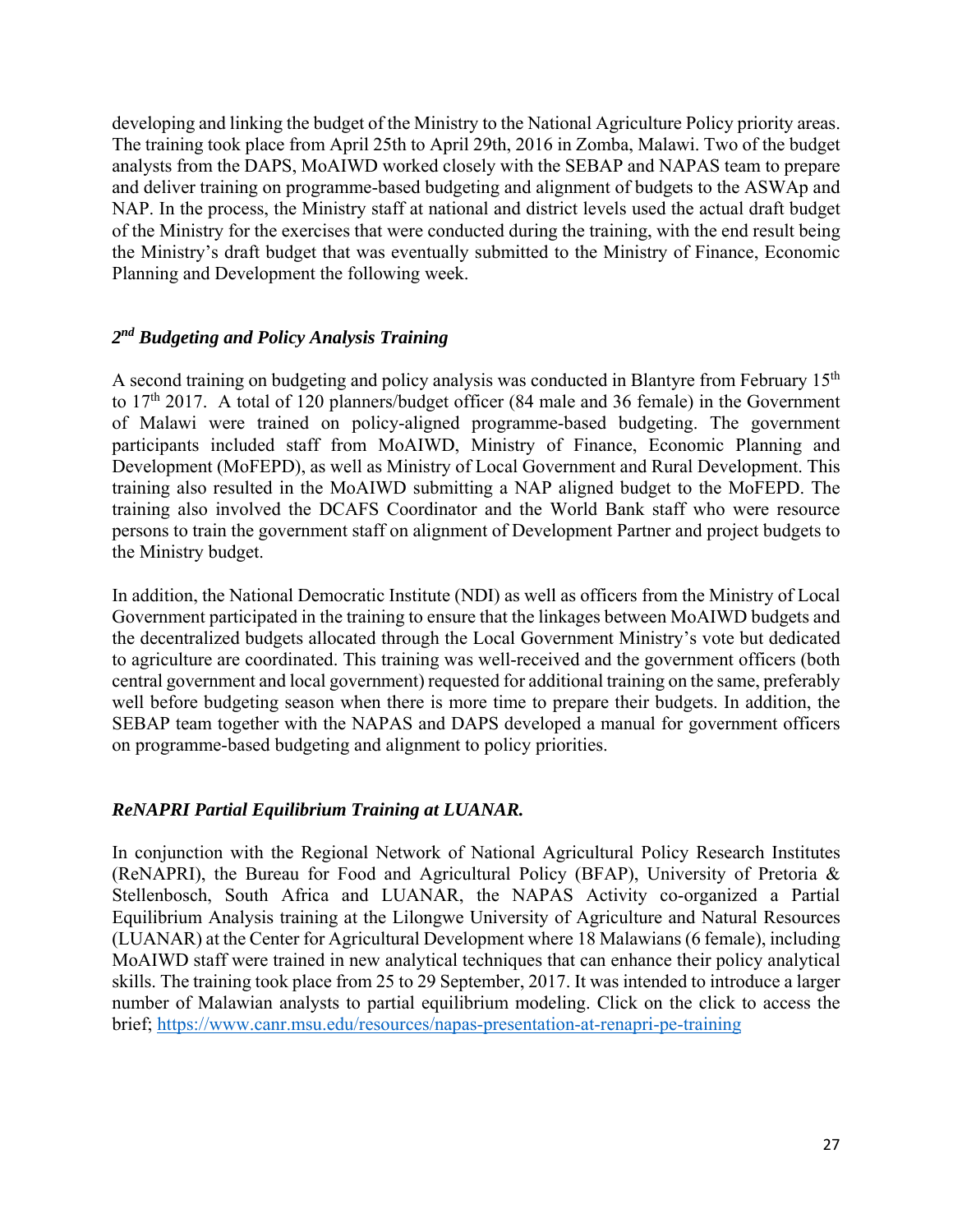developing and linking the budget of the Ministry to the National Agriculture Policy priority areas. The training took place from April 25th to April 29th, 2016 in Zomba, Malawi. Two of the budget analysts from the DAPS, MoAIWD worked closely with the SEBAP and NAPAS team to prepare and deliver training on programme-based budgeting and alignment of budgets to the ASWAp and NAP. In the process, the Ministry staff at national and district levels used the actual draft budget of the Ministry for the exercises that were conducted during the training, with the end result being the Ministry's draft budget that was eventually submitted to the Ministry of Finance, Economic Planning and Development the following week.

### *2nd Budgeting and Policy Analysis Training*

A second training on budgeting and policy analysis was conducted in Blantyre from February 15th to 17th 2017. A total of 120 planners/budget officer (84 male and 36 female) in the Government of Malawi were trained on policy-aligned programme-based budgeting. The government participants included staff from MoAIWD, Ministry of Finance, Economic Planning and Development (MoFEPD), as well as Ministry of Local Government and Rural Development. This training also resulted in the MoAIWD submitting a NAP aligned budget to the MoFEPD. The training also involved the DCAFS Coordinator and the World Bank staff who were resource persons to train the government staff on alignment of Development Partner and project budgets to the Ministry budget.

In addition, the National Democratic Institute (NDI) as well as officers from the Ministry of Local Government participated in the training to ensure that the linkages between MoAIWD budgets and the decentralized budgets allocated through the Local Government Ministry's vote but dedicated to agriculture are coordinated. This training was well-received and the government officers (both central government and local government) requested for additional training on the same, preferably well before budgeting season when there is more time to prepare their budgets. In addition, the SEBAP team together with the NAPAS and DAPS developed a manual for government officers on programme-based budgeting and alignment to policy priorities.

### *ReNAPRI Partial Equilibrium Training at LUANAR.*

In conjunction with the Regional Network of National Agricultural Policy Research Institutes (ReNAPRI), the Bureau for Food and Agricultural Policy (BFAP), University of Pretoria & Stellenbosch, South Africa and LUANAR, the NAPAS Activity co-organized a Partial Equilibrium Analysis training at the Lilongwe University of Agriculture and Natural Resources (LUANAR) at the Center for Agricultural Development where 18 Malawians (6 female), including MoAIWD staff were trained in new analytical techniques that can enhance their policy analytical skills. The training took place from 25 to 29 September, 2017. It was intended to introduce a larger number of Malawian analysts to partial equilibrium modeling. Click on the click to access the brief; https://www.canr.msu.edu/resources/napas-presentation-at-renapri-pe-training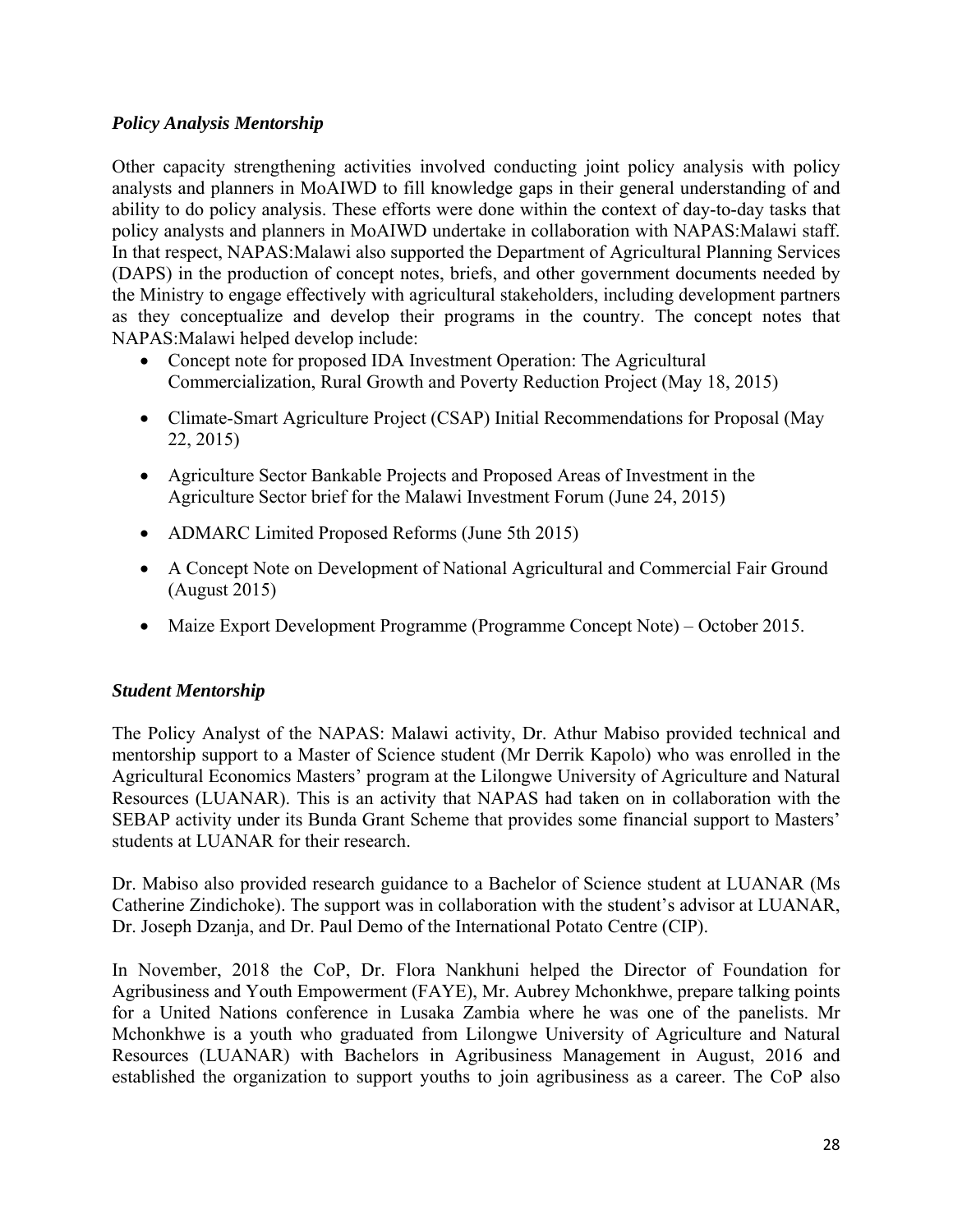### *Policy Analysis Mentorship*

Other capacity strengthening activities involved conducting joint policy analysis with policy analysts and planners in MoAIWD to fill knowledge gaps in their general understanding of and ability to do policy analysis. These efforts were done within the context of day-to-day tasks that policy analysts and planners in MoAIWD undertake in collaboration with NAPAS:Malawi staff. In that respect, NAPAS:Malawi also supported the Department of Agricultural Planning Services (DAPS) in the production of concept notes, briefs, and other government documents needed by the Ministry to engage effectively with agricultural stakeholders, including development partners as they conceptualize and develop their programs in the country. The concept notes that NAPAS:Malawi helped develop include:

- Concept note for proposed IDA Investment Operation: The Agricultural Commercialization, Rural Growth and Poverty Reduction Project (May 18, 2015)
- Climate-Smart Agriculture Project (CSAP) Initial Recommendations for Proposal (May 22, 2015)
- Agriculture Sector Bankable Projects and Proposed Areas of Investment in the Agriculture Sector brief for the Malawi Investment Forum (June 24, 2015)
- ADMARC Limited Proposed Reforms (June 5th 2015)
- A Concept Note on Development of National Agricultural and Commercial Fair Ground (August 2015)
- Maize Export Development Programme (Programme Concept Note) – October 2015.

### *Student Mentorship*

The Policy Analyst of the NAPAS: Malawi activity, Dr. Athur Mabiso provided technical and mentorship support to a Master of Science student (Mr Derrik Kapolo) who was enrolled in the Agricultural Economics Masters' program at the Lilongwe University of Agriculture and Natural Resources (LUANAR). This is an activity that NAPAS had taken on in collaboration with the SEBAP activity under its Bunda Grant Scheme that provides some financial support to Masters' students at LUANAR for their research.

Dr. Mabiso also provided research guidance to a Bachelor of Science student at LUANAR (Ms Catherine Zindichoke). The support was in collaboration with the student's advisor at LUANAR, Dr. Joseph Dzanja, and Dr. Paul Demo of the International Potato Centre (CIP).

In November, 2018 the CoP, Dr. Flora Nankhuni helped the Director of Foundation for Agribusiness and Youth Empowerment (FAYE), Mr. Aubrey Mchonkhwe, prepare talking points for a United Nations conference in Lusaka Zambia where he was one of the panelists. Mr Mchonkhwe is a youth who graduated from Lilongwe University of Agriculture and Natural Resources (LUANAR) with Bachelors in Agribusiness Management in August, 2016 and established the organization to support youths to join agribusiness as a career. The CoP also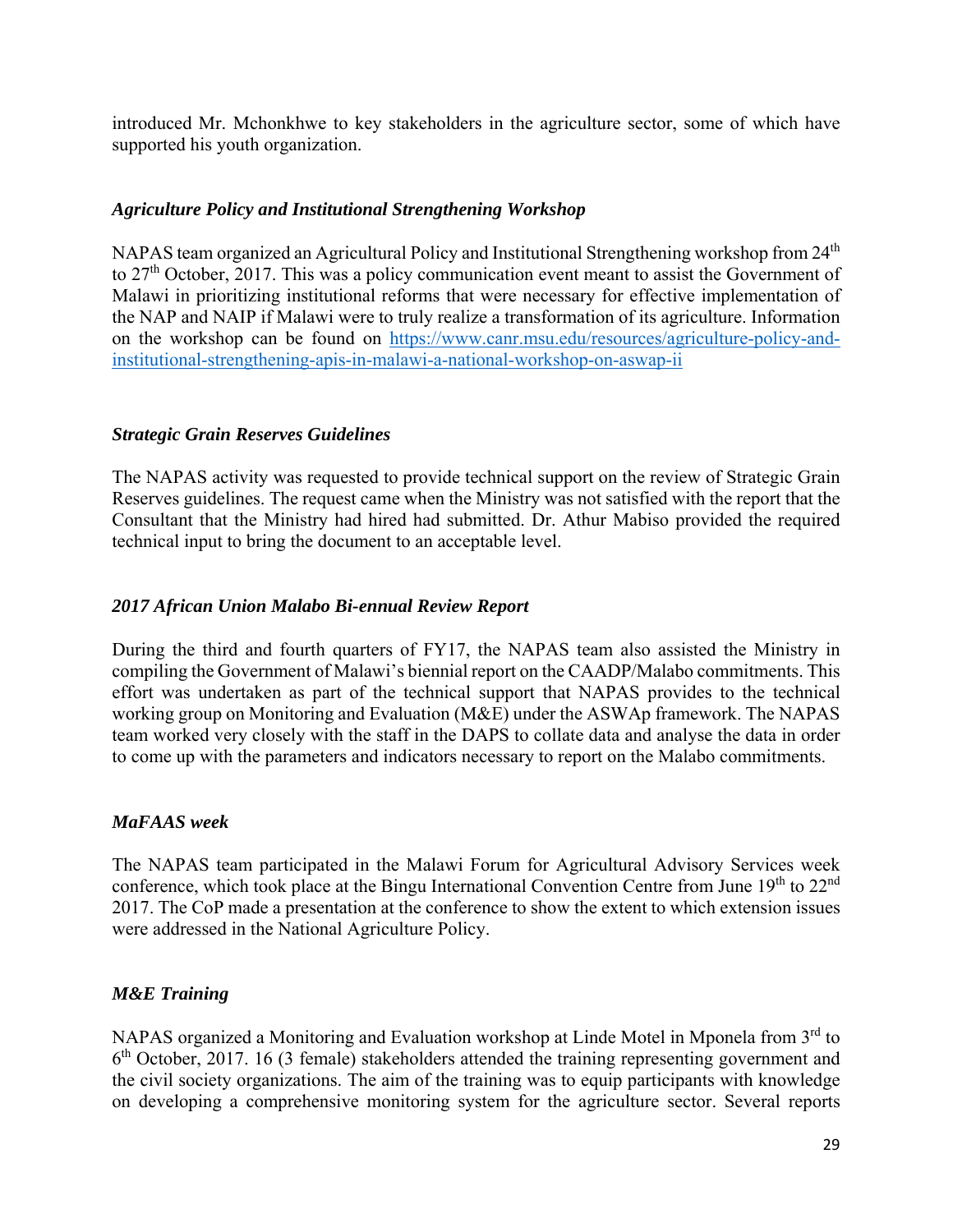introduced Mr. Mchonkhwe to key stakeholders in the agriculture sector, some of which have supported his youth organization.

### *Agriculture Policy and Institutional Strengthening Workshop*

NAPAS team organized an Agricultural Policy and Institutional Strengthening workshop from 24th to 27th October, 2017. This was a policy communication event meant to assist the Government of Malawi in prioritizing institutional reforms that were necessary for effective implementation of the NAP and NAIP if Malawi were to truly realize a transformation of its agriculture. Information on the workshop can be found on [https://www.canr.msu.edu/resources/agriculture-policy-and-institutional-strengthening-apis-in-malawi-a-national-workshop-on-aswap-ii](https://www.canr.msu.edu/resources/agriculture-policy-and-institutional-strengthening-apis-in-malawi-a-national-workshop-on-aswap-ii)

### *Strategic Grain Reserves Guidelines*

The NAPAS activity was requested to provide technical support on the review of Strategic Grain Reserves guidelines. The request came when the Ministry was not satisfied with the report that the Consultant that the Ministry had hired had submitted. Dr. Athur Mabiso provided the required technical input to bring the document to an acceptable level.

### *2017 African Union Malabo Bi-ennual Review Report*

During the third and fourth quarters of FY17, the NAPAS team also assisted the Ministry in compiling the Government of Malawi's biennial report on the CAADP/Malabo commitments. This effort was undertaken as part of the technical support that NAPAS provides to the technical working group on Monitoring and Evaluation (M&E) under the ASWAp framework. The NAPAS team worked very closely with the staff in the DAPS to collate data and analyse the data in order to come up with the parameters and indicators necessary to report on the Malabo commitments.

### *MaFAAS week*

The NAPAS team participated in the Malawi Forum for Agricultural Advisory Services week conference, which took place at the Bingu International Convention Centre from June 19th to 22nd 2017. The CoP made a presentation at the conference to show the extent to which extension issues were addressed in the National Agriculture Policy.

### *M&E Training*

NAPAS organized a Monitoring and Evaluation workshop at Linde Motel in Mponela from 3rd to 6th October, 2017. 16 (3 female) stakeholders attended the training representing government and the civil society organizations. The aim of the training was to equip participants with knowledge on developing a comprehensive monitoring system for the agriculture sector. Several reports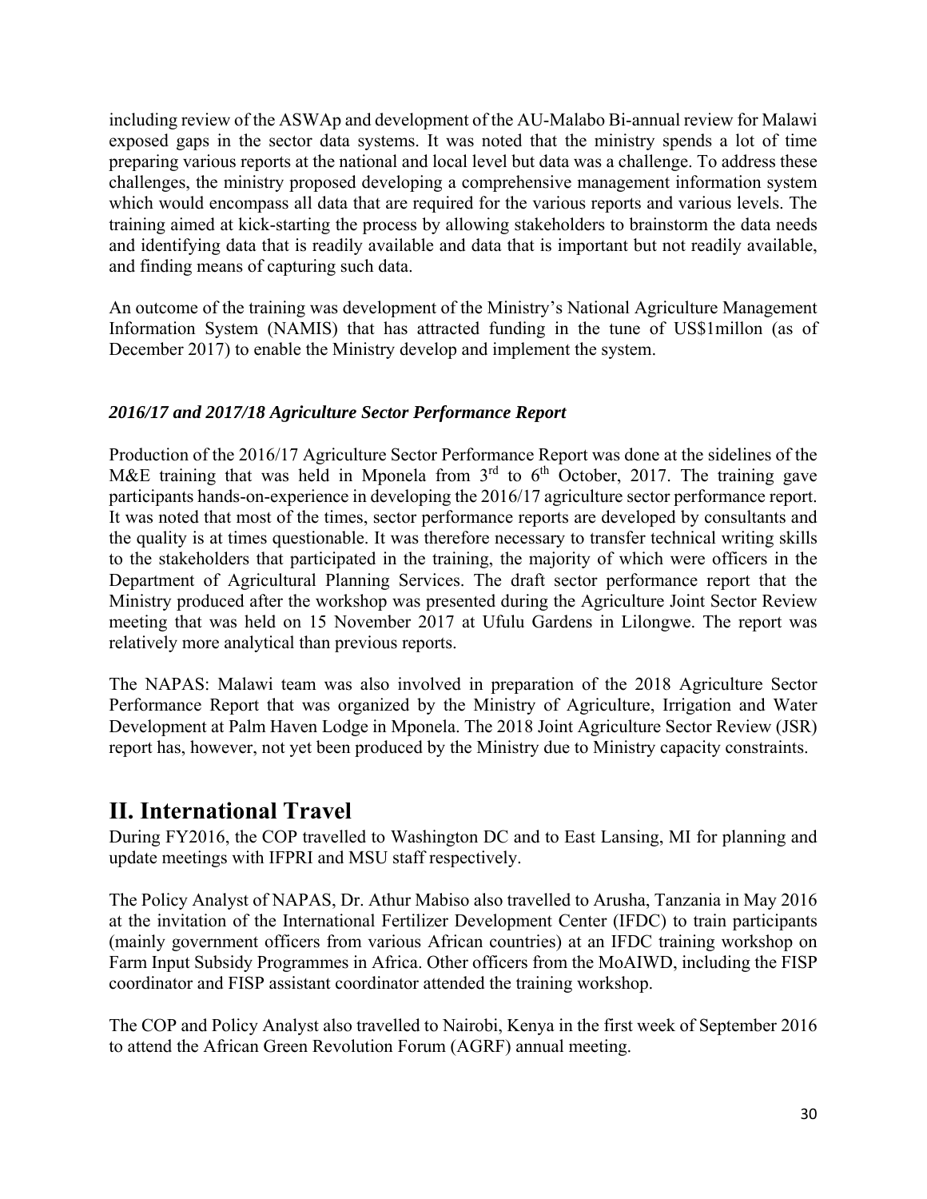including review of the ASWAp and development of the AU-Malabo Bi-annual review for Malawi exposed gaps in the sector data systems. It was noted that the ministry spends a lot of time preparing various reports at the national and local level but data was a challenge. To address these challenges, the ministry proposed developing a comprehensive management information system which would encompass all data that are required for the various reports and various levels. The training aimed at kick-starting the process by allowing stakeholders to brainstorm the data needs and identifying data that is readily available and data that is important but not readily available, and finding means of capturing such data.

An outcome of the training was development of the Ministry's National Agriculture Management Information System (NAMIS) that has attracted funding in the tune of US$1millon (as of December 2017) to enable the Ministry develop and implement the system.

***2016/17 and 2017/18 Agriculture Sector Performance Report***

Production of the 2016/17 Agriculture Sector Performance Report was done at the sidelines of the M&E training that was held in Mponela from 3rd to 6th October, 2017. The training gave participants hands-on-experience in developing the 2016/17 agriculture sector performance report. It was noted that most of the times, sector performance reports are developed by consultants and the quality is at times questionable. It was therefore necessary to transfer technical writing skills to the stakeholders that participated in the training, the majority of which were officers in the Department of Agricultural Planning Services. The draft sector performance report that the Ministry produced after the workshop was presented during the Agriculture Joint Sector Review meeting that was held on 15 November 2017 at Ufulu Gardens in Lilongwe. The report was relatively more analytical than previous reports.

The NAPAS: Malawi team was also involved in preparation of the 2018 Agriculture Sector Performance Report that was organized by the Ministry of Agriculture, Irrigation and Water Development at Palm Haven Lodge in Mponela. The 2018 Joint Agriculture Sector Review (JSR) report has, however, not yet been produced by the Ministry due to Ministry capacity constraints.

# II. International Travel

During FY2016, the COP travelled to Washington DC and to East Lansing, MI for planning and update meetings with IFPRI and MSU staff respectively.

The Policy Analyst of NAPAS, Dr. Athur Mabiso also travelled to Arusha, Tanzania in May 2016 at the invitation of the International Fertilizer Development Center (IFDC) to train participants (mainly government officers from various African countries) at an IFDC training workshop on Farm Input Subsidy Programmes in Africa. Other officers from the MoAIWD, including the FISP coordinator and FISP assistant coordinator attended the training workshop.

The COP and Policy Analyst also travelled to Nairobi, Kenya in the first week of September 2016 to attend the African Green Revolution Forum (AGRF) annual meeting.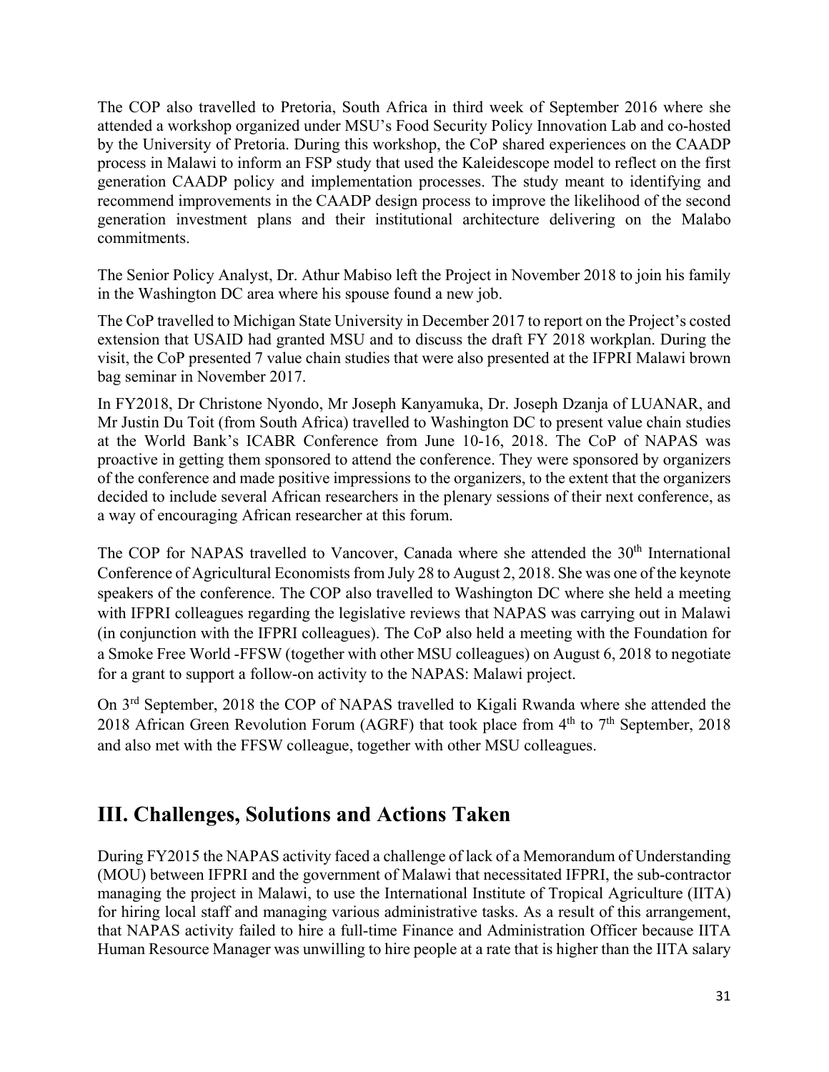The COP also travelled to Pretoria, South Africa in third week of September 2016 where she attended a workshop organized under MSU's Food Security Policy Innovation Lab and co-hosted by the University of Pretoria. During this workshop, the CoP shared experiences on the CAADP process in Malawi to inform an FSP study that used the Kaleidescope model to reflect on the first generation CAADP policy and implementation processes. The study meant to identifying and recommend improvements in the CAADP design process to improve the likelihood of the second generation investment plans and their institutional architecture delivering on the Malabo commitments.

The Senior Policy Analyst, Dr. Athur Mabiso left the Project in November 2018 to join his family in the Washington DC area where his spouse found a new job.

The CoP travelled to Michigan State University in December 2017 to report on the Project's costed extension that USAID had granted MSU and to discuss the draft FY 2018 workplan. During the visit, the CoP presented 7 value chain studies that were also presented at the IFPRI Malawi brown bag seminar in November 2017.

In FY2018, Dr Christone Nyondo, Mr Joseph Kanyamuka, Dr. Joseph Dzanja of LUANAR, and Mr Justin Du Toit (from South Africa) travelled to Washington DC to present value chain studies at the World Bank's ICABR Conference from June 10-16, 2018. The CoP of NAPAS was proactive in getting them sponsored to attend the conference. They were sponsored by organizers of the conference and made positive impressions to the organizers, to the extent that the organizers decided to include several African researchers in the plenary sessions of their next conference, as a way of encouraging African researcher at this forum.

The COP for NAPAS travelled to Vancover, Canada where she attended the 30th International Conference of Agricultural Economists from July 28 to August 2, 2018. She was one of the keynote speakers of the conference. The COP also travelled to Washington DC where she held a meeting with IFPRI colleagues regarding the legislative reviews that NAPAS was carrying out in Malawi (in conjunction with the IFPRI colleagues). The CoP also held a meeting with the Foundation for a Smoke Free World -FFSW (together with other MSU colleagues) on August 6, 2018 to negotiate for a grant to support a follow-on activity to the NAPAS: Malawi project.

On 3rd September, 2018 the COP of NAPAS travelled to Kigali Rwanda where she attended the 2018 African Green Revolution Forum (AGRF) that took place from 4th to 7th September, 2018 and also met with the FFSW colleague, together with other MSU colleagues.

## III. Challenges, Solutions and Actions Taken

During FY2015 the NAPAS activity faced a challenge of lack of a Memorandum of Understanding (MOU) between IFPRI and the government of Malawi that necessitated IFPRI, the sub-contractor managing the project in Malawi, to use the International Institute of Tropical Agriculture (IITA) for hiring local staff and managing various administrative tasks. As a result of this arrangement, that NAPAS activity failed to hire a full-time Finance and Administration Officer because IITA Human Resource Manager was unwilling to hire people at a rate that is higher than the IITA salary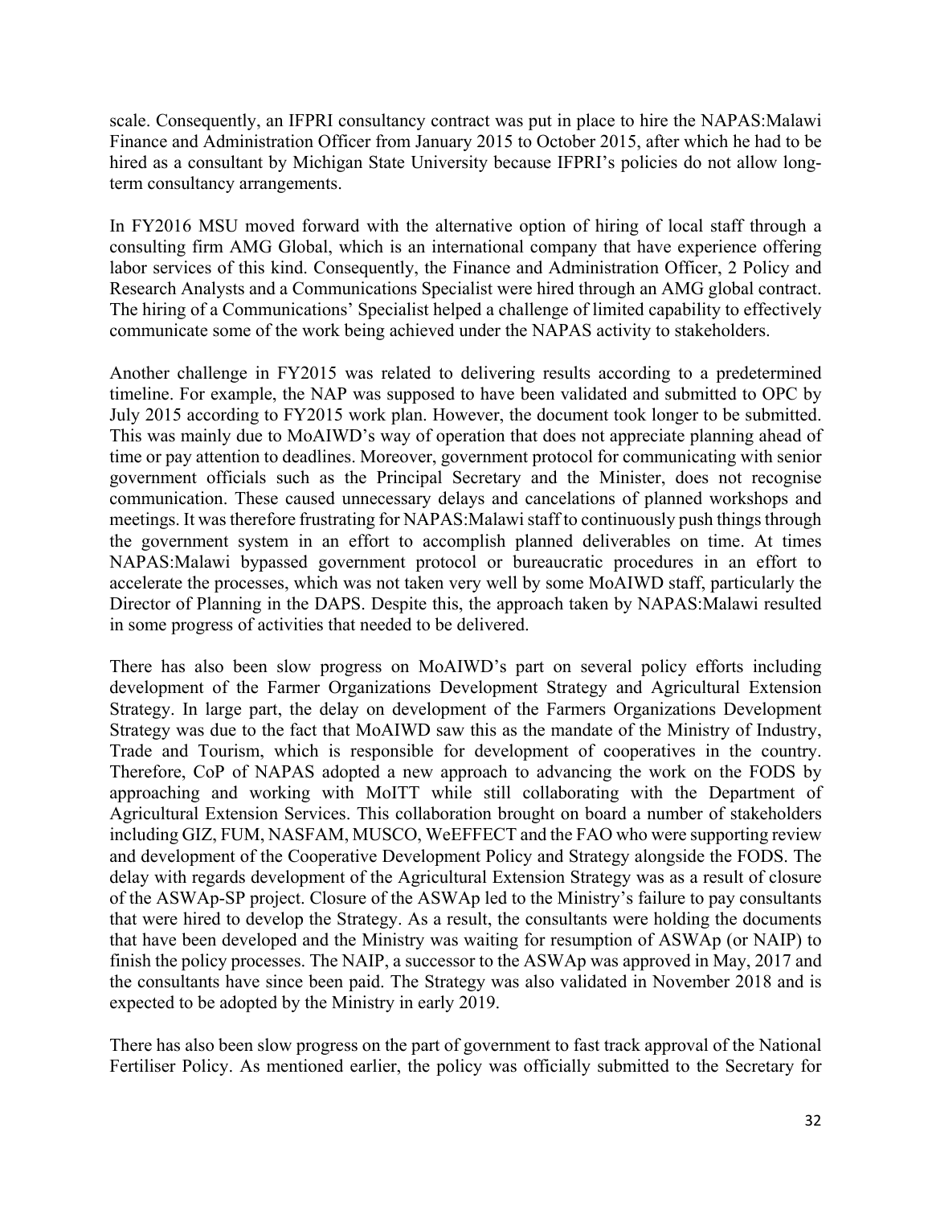scale. Consequently, an IFPRI consultancy contract was put in place to hire the NAPAS:Malawi Finance and Administration Officer from January 2015 to October 2015, after which he had to be hired as a consultant by Michigan State University because IFPRI's policies do not allow long-term consultancy arrangements.

In FY2016 MSU moved forward with the alternative option of hiring of local staff through a consulting firm AMG Global, which is an international company that have experience offering labor services of this kind. Consequently, the Finance and Administration Officer, 2 Policy and Research Analysts and a Communications Specialist were hired through an AMG global contract. The hiring of a Communications' Specialist helped a challenge of limited capability to effectively communicate some of the work being achieved under the NAPAS activity to stakeholders.

Another challenge in FY2015 was related to delivering results according to a predetermined timeline. For example, the NAP was supposed to have been validated and submitted to OPC by July 2015 according to FY2015 work plan. However, the document took longer to be submitted. This was mainly due to MoAIWD's way of operation that does not appreciate planning ahead of time or pay attention to deadlines. Moreover, government protocol for communicating with senior government officials such as the Principal Secretary and the Minister, does not recognise communication. These caused unnecessary delays and cancelations of planned workshops and meetings. It was therefore frustrating for NAPAS:Malawi staff to continuously push things through the government system in an effort to accomplish planned deliverables on time. At times NAPAS:Malawi bypassed government protocol or bureaucratic procedures in an effort to accelerate the processes, which was not taken very well by some MoAIWD staff, particularly the Director of Planning in the DAPS. Despite this, the approach taken by NAPAS:Malawi resulted in some progress of activities that needed to be delivered.

There has also been slow progress on MoAIWD's part on several policy efforts including development of the Farmer Organizations Development Strategy and Agricultural Extension Strategy. In large part, the delay on development of the Farmers Organizations Development Strategy was due to the fact that MoAIWD saw this as the mandate of the Ministry of Industry, Trade and Tourism, which is responsible for development of cooperatives in the country. Therefore, CoP of NAPAS adopted a new approach to advancing the work on the FODS by approaching and working with MoITT while still collaborating with the Department of Agricultural Extension Services. This collaboration brought on board a number of stakeholders including GIZ, FUM, NASFAM, MUSCO, WeEFFECT and the FAO who were supporting review and development of the Cooperative Development Policy and Strategy alongside the FODS. The delay with regards development of the Agricultural Extension Strategy was as a result of closure of the ASWAp-SP project. Closure of the ASWAp led to the Ministry's failure to pay consultants that were hired to develop the Strategy. As a result, the consultants were holding the documents that have been developed and the Ministry was waiting for resumption of ASWAp (or NAIP) to finish the policy processes. The NAIP, a successor to the ASWAp was approved in May, 2017 and the consultants have since been paid. The Strategy was also validated in November 2018 and is expected to be adopted by the Ministry in early 2019.

There has also been slow progress on the part of government to fast track approval of the National Fertiliser Policy. As mentioned earlier, the policy was officially submitted to the Secretary for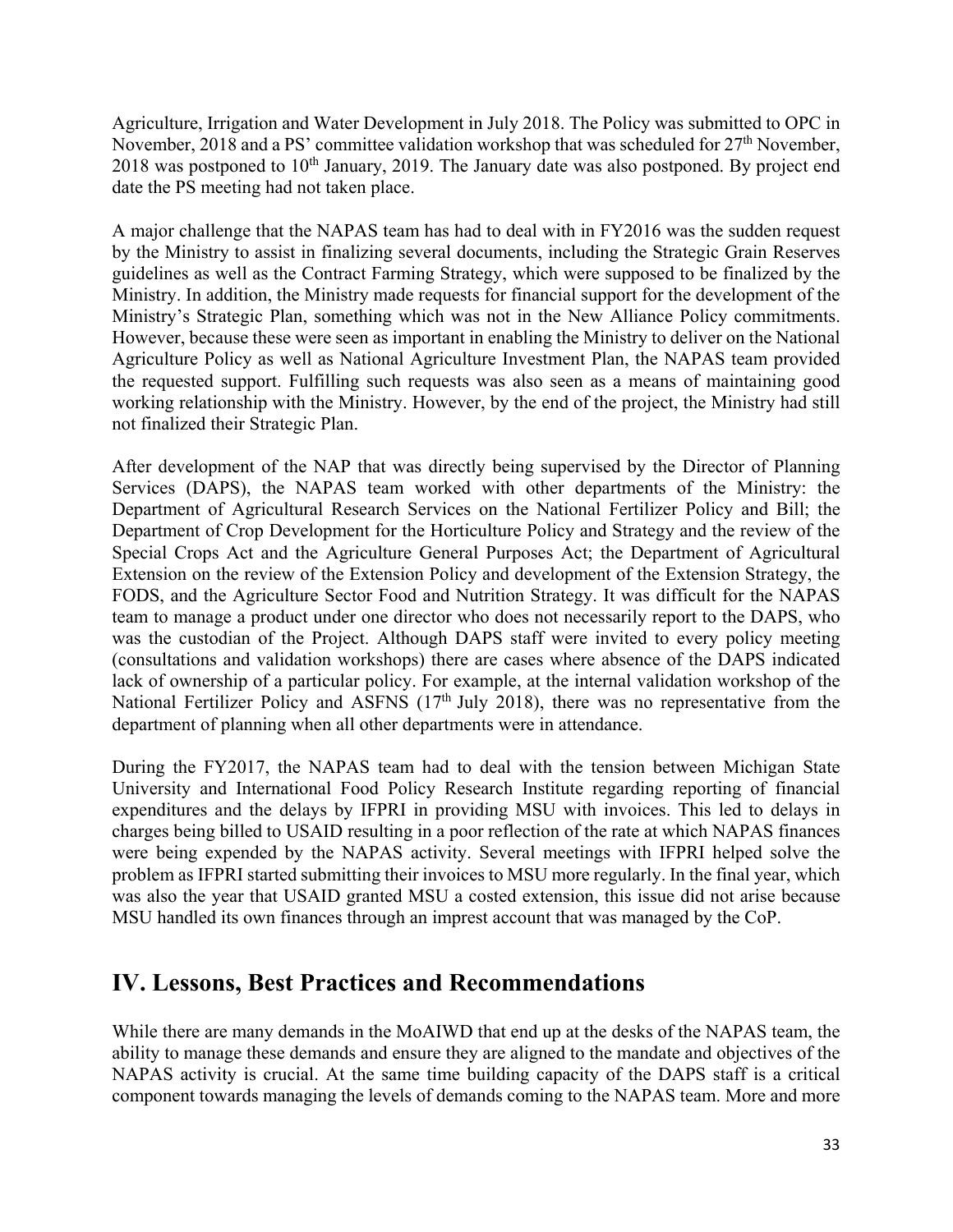Agriculture, Irrigation and Water Development in July 2018. The Policy was submitted to OPC in November, 2018 and a PS' committee validation workshop that was scheduled for 27th November, 2018 was postponed to 10th January, 2019. The January date was also postponed. By project end date the PS meeting had not taken place.

A major challenge that the NAPAS team has had to deal with in FY2016 was the sudden request by the Ministry to assist in finalizing several documents, including the Strategic Grain Reserves guidelines as well as the Contract Farming Strategy, which were supposed to be finalized by the Ministry. In addition, the Ministry made requests for financial support for the development of the Ministry's Strategic Plan, something which was not in the New Alliance Policy commitments. However, because these were seen as important in enabling the Ministry to deliver on the National Agriculture Policy as well as National Agriculture Investment Plan, the NAPAS team provided the requested support. Fulfilling such requests was also seen as a means of maintaining good working relationship with the Ministry. However, by the end of the project, the Ministry had still not finalized their Strategic Plan.

After development of the NAP that was directly being supervised by the Director of Planning Services (DAPS), the NAPAS team worked with other departments of the Ministry: the Department of Agricultural Research Services on the National Fertilizer Policy and Bill; the Department of Crop Development for the Horticulture Policy and Strategy and the review of the Special Crops Act and the Agriculture General Purposes Act; the Department of Agricultural Extension on the review of the Extension Policy and development of the Extension Strategy, the FODS, and the Agriculture Sector Food and Nutrition Strategy. It was difficult for the NAPAS team to manage a product under one director who does not necessarily report to the DAPS, who was the custodian of the Project. Although DAPS staff were invited to every policy meeting (consultations and validation workshops) there are cases where absence of the DAPS indicated lack of ownership of a particular policy. For example, at the internal validation workshop of the National Fertilizer Policy and ASFNS (17th July 2018), there was no representative from the department of planning when all other departments were in attendance.

During the FY2017, the NAPAS team had to deal with the tension between Michigan State University and International Food Policy Research Institute regarding reporting of financial expenditures and the delays by IFPRI in providing MSU with invoices. This led to delays in charges being billed to USAID resulting in a poor reflection of the rate at which NAPAS finances were being expended by the NAPAS activity. Several meetings with IFPRI helped solve the problem as IFPRI started submitting their invoices to MSU more regularly. In the final year, which was also the year that USAID granted MSU a costed extension, this issue did not arise because MSU handled its own finances through an imprest account that was managed by the CoP.

## IV. Lessons, Best Practices and Recommendations

While there are many demands in the MoAIWD that end up at the desks of the NAPAS team, the ability to manage these demands and ensure they are aligned to the mandate and objectives of the NAPAS activity is crucial. At the same time building capacity of the DAPS staff is a critical component towards managing the levels of demands coming to the NAPAS team. More and more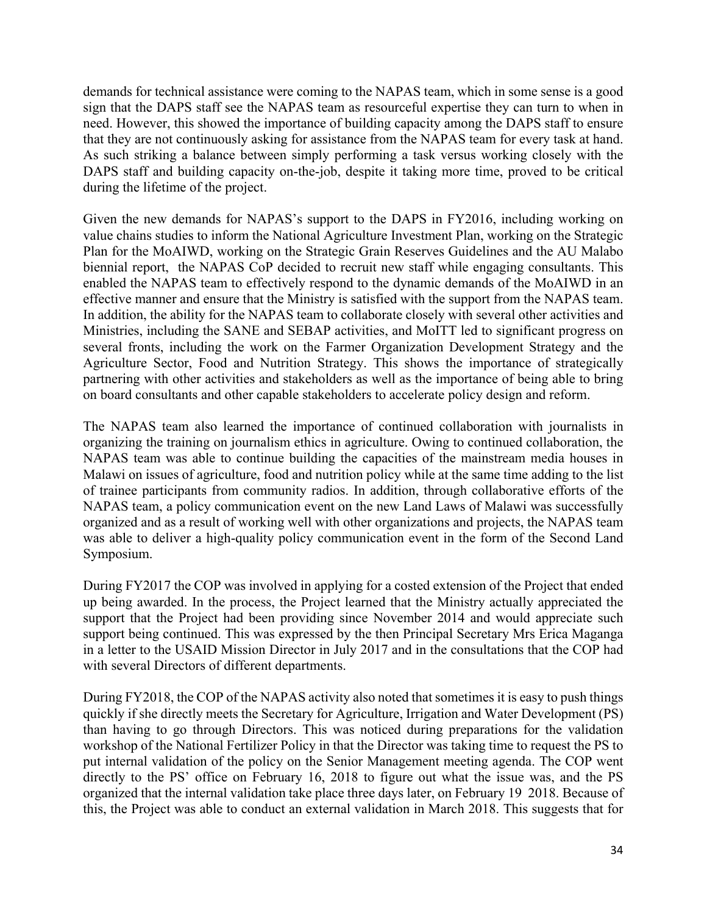demands for technical assistance were coming to the NAPAS team, which in some sense is a good sign that the DAPS staff see the NAPAS team as resourceful expertise they can turn to when in need. However, this showed the importance of building capacity among the DAPS staff to ensure that they are not continuously asking for assistance from the NAPAS team for every task at hand. As such striking a balance between simply performing a task versus working closely with the DAPS staff and building capacity on-the-job, despite it taking more time, proved to be critical during the lifetime of the project.

Given the new demands for NAPAS's support to the DAPS in FY2016, including working on value chains studies to inform the National Agriculture Investment Plan, working on the Strategic Plan for the MoAIWD, working on the Strategic Grain Reserves Guidelines and the AU Malabo biennial report, the NAPAS CoP decided to recruit new staff while engaging consultants. This enabled the NAPAS team to effectively respond to the dynamic demands of the MoAIWD in an effective manner and ensure that the Ministry is satisfied with the support from the NAPAS team. In addition, the ability for the NAPAS team to collaborate closely with several other activities and Ministries, including the SANE and SEBAP activities, and MoITT led to significant progress on several fronts, including the work on the Farmer Organization Development Strategy and the Agriculture Sector, Food and Nutrition Strategy. This shows the importance of strategically partnering with other activities and stakeholders as well as the importance of being able to bring on board consultants and other capable stakeholders to accelerate policy design and reform.

The NAPAS team also learned the importance of continued collaboration with journalists in organizing the training on journalism ethics in agriculture. Owing to continued collaboration, the NAPAS team was able to continue building the capacities of the mainstream media houses in Malawi on issues of agriculture, food and nutrition policy while at the same time adding to the list of trainee participants from community radios. In addition, through collaborative efforts of the NAPAS team, a policy communication event on the new Land Laws of Malawi was successfully organized and as a result of working well with other organizations and projects, the NAPAS team was able to deliver a high-quality policy communication event in the form of the Second Land Symposium.

During FY2017 the COP was involved in applying for a costed extension of the Project that ended up being awarded. In the process, the Project learned that the Ministry actually appreciated the support that the Project had been providing since November 2014 and would appreciate such support being continued. This was expressed by the then Principal Secretary Mrs Erica Maganga in a letter to the USAID Mission Director in July 2017 and in the consultations that the COP had with several Directors of different departments.

During FY2018, the COP of the NAPAS activity also noted that sometimes it is easy to push things quickly if she directly meets the Secretary for Agriculture, Irrigation and Water Development (PS) than having to go through Directors. This was noticed during preparations for the validation workshop of the National Fertilizer Policy in that the Director was taking time to request the PS to put internal validation of the policy on the Senior Management meeting agenda. The COP went directly to the PS' office on February 16, 2018 to figure out what the issue was, and the PS organized that the internal validation take place three days later, on February 19 2018. Because of this, the Project was able to conduct an external validation in March 2018. This suggests that for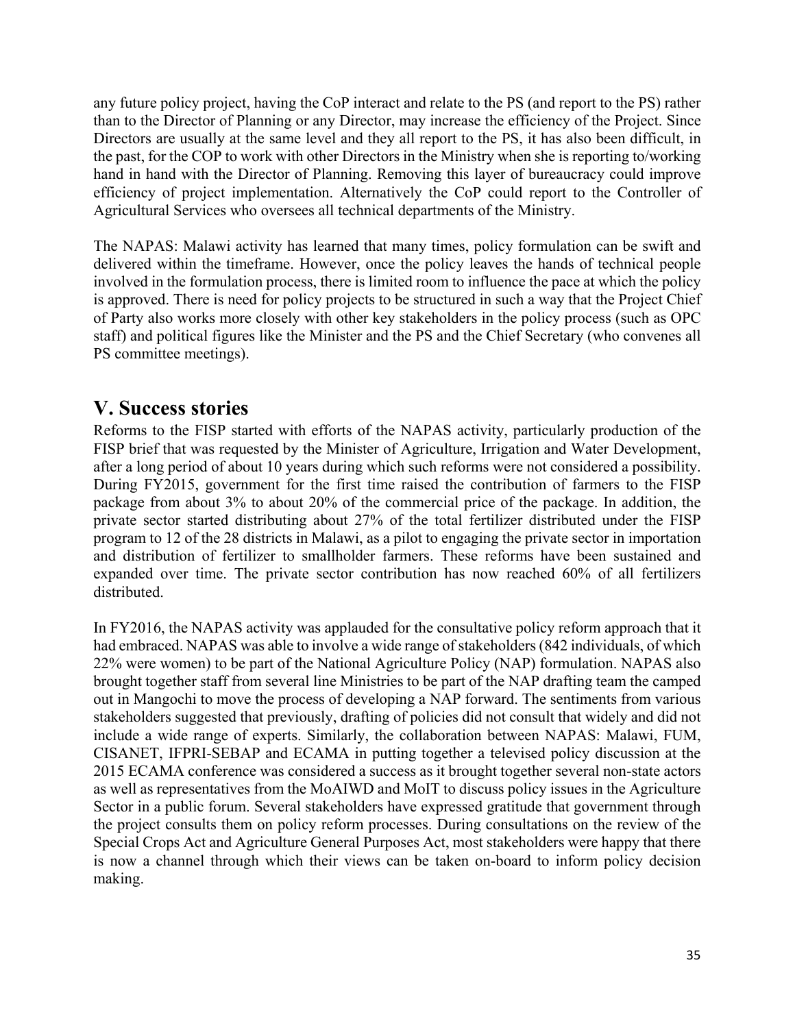any future policy project, having the CoP interact and relate to the PS (and report to the PS) rather than to the Director of Planning or any Director, may increase the efficiency of the Project. Since Directors are usually at the same level and they all report to the PS, it has also been difficult, in the past, for the COP to work with other Directors in the Ministry when she is reporting to/working hand in hand with the Director of Planning. Removing this layer of bureaucracy could improve efficiency of project implementation. Alternatively the CoP could report to the Controller of Agricultural Services who oversees all technical departments of the Ministry.

The NAPAS: Malawi activity has learned that many times, policy formulation can be swift and delivered within the timeframe. However, once the policy leaves the hands of technical people involved in the formulation process, there is limited room to influence the pace at which the policy is approved. There is need for policy projects to be structured in such a way that the Project Chief of Party also works more closely with other key stakeholders in the policy process (such as OPC staff) and political figures like the Minister and the PS and the Chief Secretary (who convenes all PS committee meetings).

# V. Success stories

Reforms to the FISP started with efforts of the NAPAS activity, particularly production of the FISP brief that was requested by the Minister of Agriculture, Irrigation and Water Development, after a long period of about 10 years during which such reforms were not considered a possibility. During FY2015, government for the first time raised the contribution of farmers to the FISP package from about 3% to about 20% of the commercial price of the package. In addition, the private sector started distributing about 27% of the total fertilizer distributed under the FISP program to 12 of the 28 districts in Malawi, as a pilot to engaging the private sector in importation and distribution of fertilizer to smallholder farmers. These reforms have been sustained and expanded over time. The private sector contribution has now reached 60% of all fertilizers distributed.

In FY2016, the NAPAS activity was applauded for the consultative policy reform approach that it had embraced. NAPAS was able to involve a wide range of stakeholders (842 individuals, of which 22% were women) to be part of the National Agriculture Policy (NAP) formulation. NAPAS also brought together staff from several line Ministries to be part of the NAP drafting team the camped out in Mangochi to move the process of developing a NAP forward. The sentiments from various stakeholders suggested that previously, drafting of policies did not consult that widely and did not include a wide range of experts. Similarly, the collaboration between NAPAS: Malawi, FUM, CISANET, IFPRI-SEBAP and ECAMA in putting together a televised policy discussion at the 2015 ECAMA conference was considered a success as it brought together several non-state actors as well as representatives from the MoAIWD and MoIT to discuss policy issues in the Agriculture Sector in a public forum. Several stakeholders have expressed gratitude that government through the project consults them on policy reform processes. During consultations on the review of the Special Crops Act and Agriculture General Purposes Act, most stakeholders were happy that there is now a channel through which their views can be taken on-board to inform policy decision making.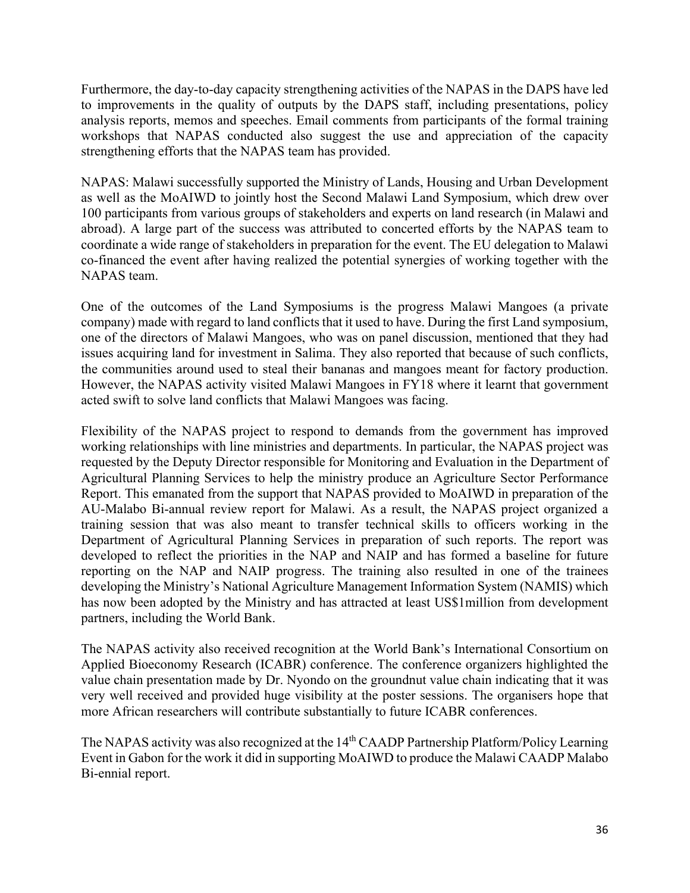Furthermore, the day-to-day capacity strengthening activities of the NAPAS in the DAPS have led to improvements in the quality of outputs by the DAPS staff, including presentations, policy analysis reports, memos and speeches. Email comments from participants of the formal training workshops that NAPAS conducted also suggest the use and appreciation of the capacity strengthening efforts that the NAPAS team has provided.

NAPAS: Malawi successfully supported the Ministry of Lands, Housing and Urban Development as well as the MoAIWD to jointly host the Second Malawi Land Symposium, which drew over 100 participants from various groups of stakeholders and experts on land research (in Malawi and abroad). A large part of the success was attributed to concerted efforts by the NAPAS team to coordinate a wide range of stakeholders in preparation for the event. The EU delegation to Malawi co-financed the event after having realized the potential synergies of working together with the NAPAS team.

One of the outcomes of the Land Symposiums is the progress Malawi Mangoes (a private company) made with regard to land conflicts that it used to have. During the first Land symposium, one of the directors of Malawi Mangoes, who was on panel discussion, mentioned that they had issues acquiring land for investment in Salima. They also reported that because of such conflicts, the communities around used to steal their bananas and mangoes meant for factory production. However, the NAPAS activity visited Malawi Mangoes in FY18 where it learnt that government acted swift to solve land conflicts that Malawi Mangoes was facing.

Flexibility of the NAPAS project to respond to demands from the government has improved working relationships with line ministries and departments. In particular, the NAPAS project was requested by the Deputy Director responsible for Monitoring and Evaluation in the Department of Agricultural Planning Services to help the ministry produce an Agriculture Sector Performance Report. This emanated from the support that NAPAS provided to MoAIWD in preparation of the AU-Malabo Bi-annual review report for Malawi. As a result, the NAPAS project organized a training session that was also meant to transfer technical skills to officers working in the Department of Agricultural Planning Services in preparation of such reports. The report was developed to reflect the priorities in the NAP and NAIP and has formed a baseline for future reporting on the NAP and NAIP progress. The training also resulted in one of the trainees developing the Ministry's National Agriculture Management Information System (NAMIS) which has now been adopted by the Ministry and has attracted at least US$1million from development partners, including the World Bank.

The NAPAS activity also received recognition at the World Bank's International Consortium on Applied Bioeconomy Research (ICABR) conference. The conference organizers highlighted the value chain presentation made by Dr. Nyondo on the groundnut value chain indicating that it was very well received and provided huge visibility at the poster sessions. The organisers hope that more African researchers will contribute substantially to future ICABR conferences.

The NAPAS activity was also recognized at the 14th CAADP Partnership Platform/Policy Learning Event in Gabon for the work it did in supporting MoAIWD to produce the Malawi CAADP Malabo Bi-ennial report.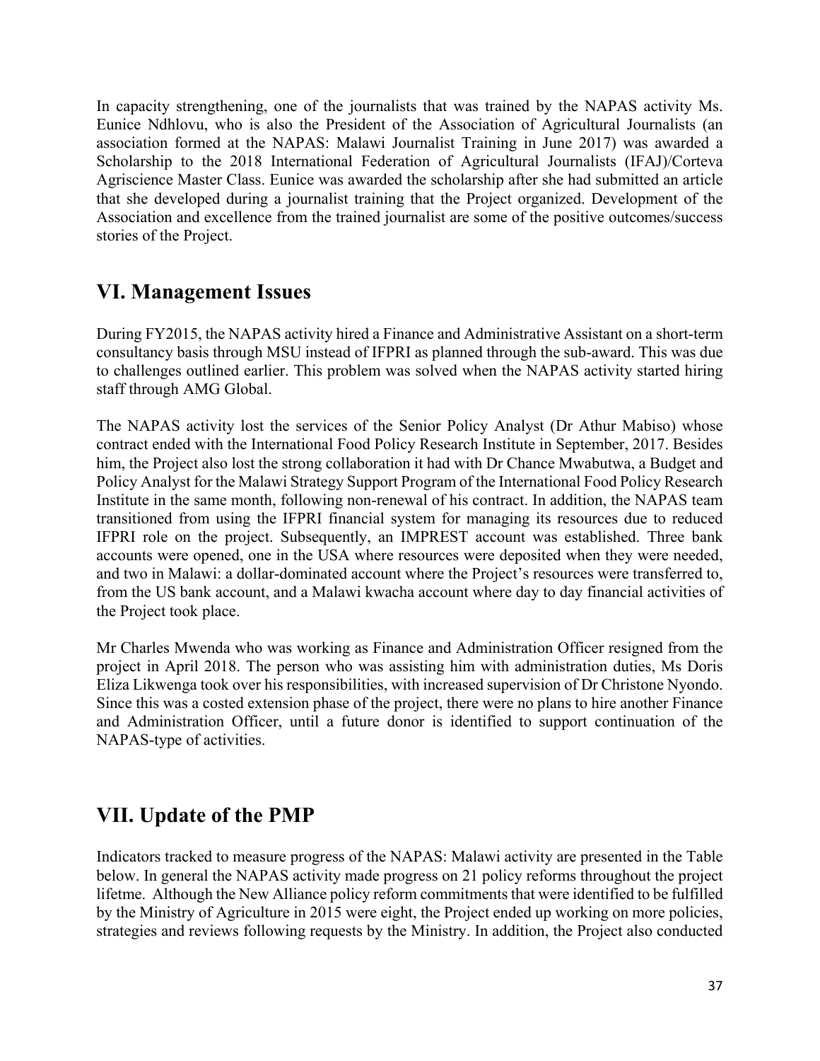In capacity strengthening, one of the journalists that was trained by the NAPAS activity Ms. Eunice Ndhlovu, who is also the President of the Association of Agricultural Journalists (an association formed at the NAPAS: Malawi Journalist Training in June 2017) was awarded a Scholarship to the 2018 International Federation of Agricultural Journalists (IFAJ)/Corteva Agriscience Master Class. Eunice was awarded the scholarship after she had submitted an article that she developed during a journalist training that the Project organized. Development of the Association and excellence from the trained journalist are some of the positive outcomes/success stories of the Project.

## VI. Management Issues

During FY2015, the NAPAS activity hired a Finance and Administrative Assistant on a short-term consultancy basis through MSU instead of IFPRI as planned through the sub-award. This was due to challenges outlined earlier. This problem was solved when the NAPAS activity started hiring staff through AMG Global.

The NAPAS activity lost the services of the Senior Policy Analyst (Dr Athur Mabiso) whose contract ended with the International Food Policy Research Institute in September, 2017. Besides him, the Project also lost the strong collaboration it had with Dr Chance Mwabutwa, a Budget and Policy Analyst for the Malawi Strategy Support Program of the International Food Policy Research Institute in the same month, following non-renewal of his contract. In addition, the NAPAS team transitioned from using the IFPRI financial system for managing its resources due to reduced IFPRI role on the project. Subsequently, an IMPREST account was established. Three bank accounts were opened, one in the USA where resources were deposited when they were needed, and two in Malawi: a dollar-dominated account where the Project's resources were transferred to, from the US bank account, and a Malawi kwacha account where day to day financial activities of the Project took place.

Mr Charles Mwenda who was working as Finance and Administration Officer resigned from the project in April 2018. The person who was assisting him with administration duties, Ms Doris Eliza Likwenga took over his responsibilities, with increased supervision of Dr Christone Nyondo. Since this was a costed extension phase of the project, there were no plans to hire another Finance and Administration Officer, until a future donor is identified to support continuation of the NAPAS-type of activities.

## VII. Update of the PMP

Indicators tracked to measure progress of the NAPAS: Malawi activity are presented in the Table below. In general the NAPAS activity made progress on 21 policy reforms throughout the project lifetme. Although the New Alliance policy reform commitments that were identified to be fulfilled by the Ministry of Agriculture in 2015 were eight, the Project ended up working on more policies, strategies and reviews following requests by the Ministry. In addition, the Project also conducted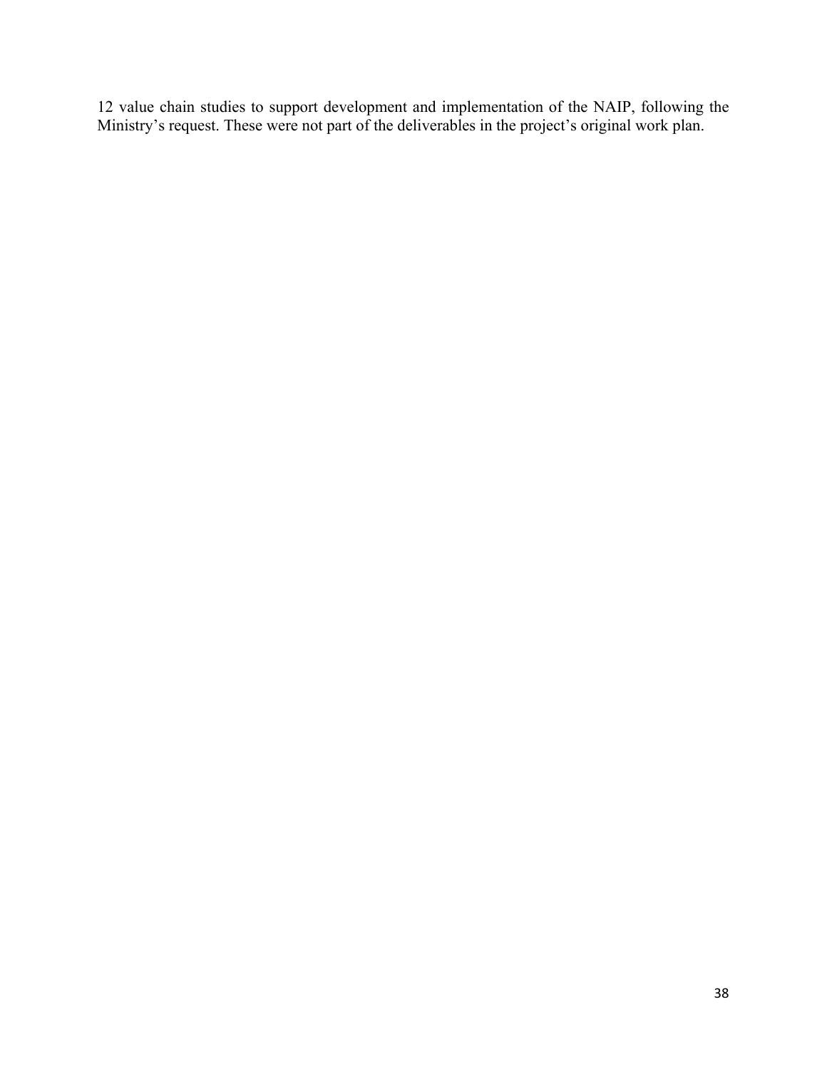12 value chain studies to support development and implementation of the NAIP, following the Ministry's request. These were not part of the deliverables in the project's original work plan.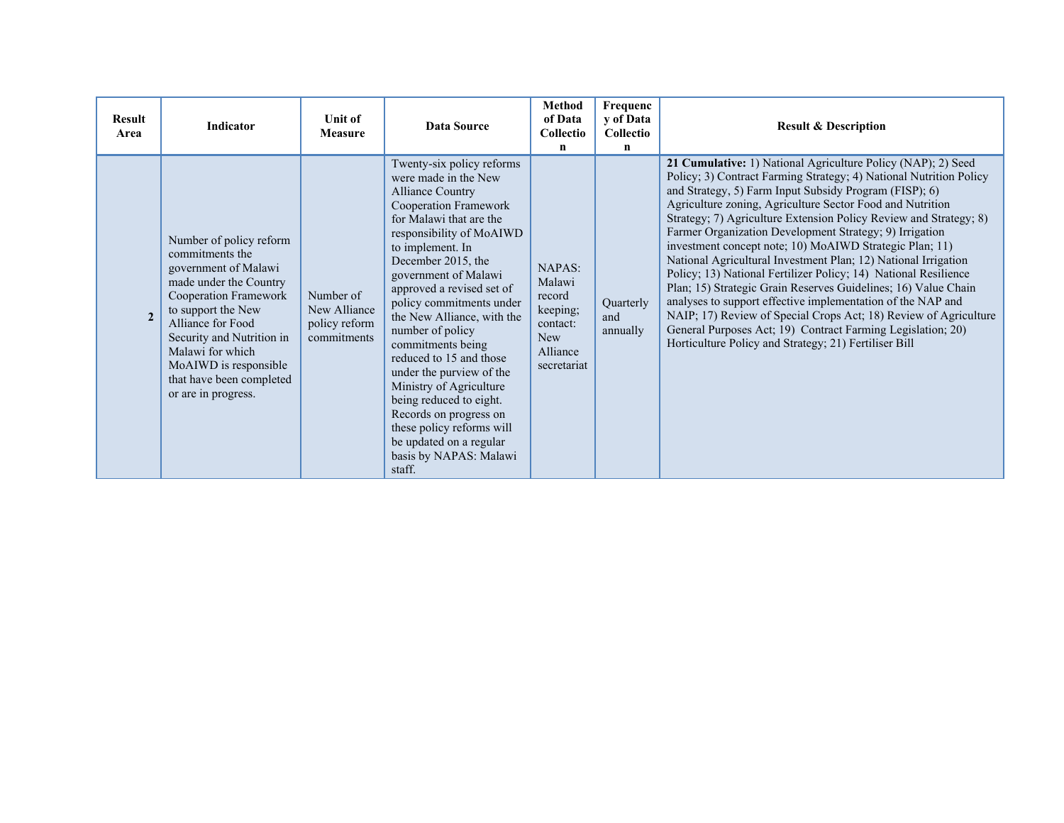| Result Area | Indicator | Unit of Measure | Data Source | Method of Data Collection | Frequency of Data Collection | Result & Description |
|---|---|---|---|---|---|---|
| 2 | Number of policy reform commitments the government of Malawi made under the Country Cooperation Framework to support the New Alliance for Food Security and Nutrition in Malawi for which MoAIWD is responsible that have been completed or are in progress. | Number of New Alliance policy reform commitments | Twenty-six policy reforms were made in the New Alliance Country Cooperation Framework for Malawi that are the responsibility of MoAIWD to implement. In December 2015, the government of Malawi approved a revised set of policy commitments under the New Alliance, with the number of policy commitments being reduced to 15 and those under the purview of the Ministry of Agriculture being reduced to eight. Records on progress on these policy reforms will be updated on a regular basis by NAPAS: Malawi staff. | NAPAS: Malawi record keeping; contact: New Alliance secretariat | Quarterly and annually | **21 Cumulative:** 1) National Agriculture Policy (NAP); 2) Seed Policy; 3) Contract Farming Strategy; 4) National Nutrition Policy and Strategy, 5) Farm Input Subsidy Program (FISP); 6) Agriculture zoning, Agriculture Sector Food and Nutrition Strategy; 7) Agriculture Extension Policy Review and Strategy; 8) Farmer Organization Development Strategy; 9) Irrigation investment concept note; 10) MoAIWD Strategic Plan; 11) National Agricultural Investment Plan; 12) National Irrigation Policy; 13) National Fertilizer Policy; 14) National Resilience Plan; 15) Strategic Grain Reserves Guidelines; 16) Value Chain analyses to support effective implementation of the NAP and NAIP; 17) Review of Special Crops Act; 18) Review of Agriculture General Purposes Act; 19) Contract Farming Legislation; 20) Horticulture Policy and Strategy; 21) Fertiliser Bill |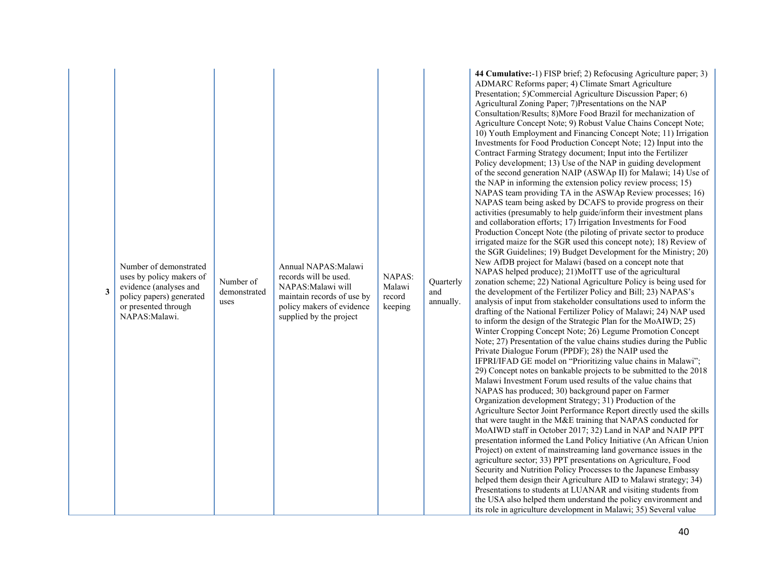| 3 | Number of demonstrated uses by policy makers of evidence (analyses and policy papers) generated or presented through NAPAS:Malawi. | Number of demonstrated uses | Annual NAPAS:Malawi records will be used. NAPAS:Malawi will maintain records of use by policy makers of evidence supplied by the project | NAPAS: Malawi record keeping | Quarterly and annually. | **44 Cumulative:**-1) FISP brief; 2) Refocusing Agriculture paper; 3) ADMARC Reforms paper; 4) Climate Smart Agriculture Presentation; 5)Commercial Agriculture Discussion Paper; 6) Agricultural Zoning Paper; 7)Presentations on the NAP Consultation/Results; 8)More Food Brazil for mechanization of Agriculture Concept Note; 9) Robust Value Chains Concept Note; 10) Youth Employment and Financing Concept Note; 11) Irrigation Investments for Food Production Concept Note; 12) Input into the Contract Farming Strategy document; Input into the Fertilizer Policy development; 13) Use of the NAP in guiding development of the second generation NAIP (ASWAp II) for Malawi; 14) Use of the NAP in informing the extension policy review process; 15) NAPAS team providing TA in the ASWAp Review processes; 16) NAPAS team being asked by DCAFS to provide progress on their activities (presumably to help guide/inform their investment plans and collaboration efforts; 17) Irrigation Investments for Food Production Concept Note (the piloting of private sector to produce irrigated maize for the SGR used this concept note); 18) Review of the SGR Guidelines; 19) Budget Development for the Ministry; 20) New AfDB project for Malawi (based on a concept note that NAPAS helped produce); 21)MoITT use of the agricultural zonation scheme; 22) National Agriculture Policy is being used for the development of the Fertilizer Policy and Bill; 23) NAPAS's analysis of input from stakeholder consultations used to inform the drafting of the National Fertilizer Policy of Malawi; 24) NAP used to inform the design of the Strategic Plan for the MoAIWD; 25) Winter Cropping Concept Note; 26) Legume Promotion Concept Note; 27) Presentation of the value chains studies during the Public Private Dialogue Forum (PPDF); 28) the NAIP used the IFPRI/IFAD GE model on "Prioritizing value chains in Malawi"; 29) Concept notes on bankable projects to be submitted to the 2018 Malawi Investment Forum used results of the value chains that NAPAS has produced; 30) background paper on Farmer Organization development Strategy; 31) Production of the Agriculture Sector Joint Performance Report directly used the skills that were taught in the M&E training that NAPAS conducted for MoAIWD staff in October 2017; 32) Land in NAP and NAIP PPT presentation informed the Land Policy Initiative (An African Union Project) on extent of mainstreaming land governance issues in the agriculture sector; 33) PPT presentations on Agriculture, Food Security and Nutrition Policy Processes to the Japanese Embassy helped them design their Agriculture AID to Malawi strategy; 34) Presentations to students at LUANAR and visiting students from the USA also helped them understand the policy environment and its role in agriculture development in Malawi; 35) Several value |
|---|---|---|---|---|---|---|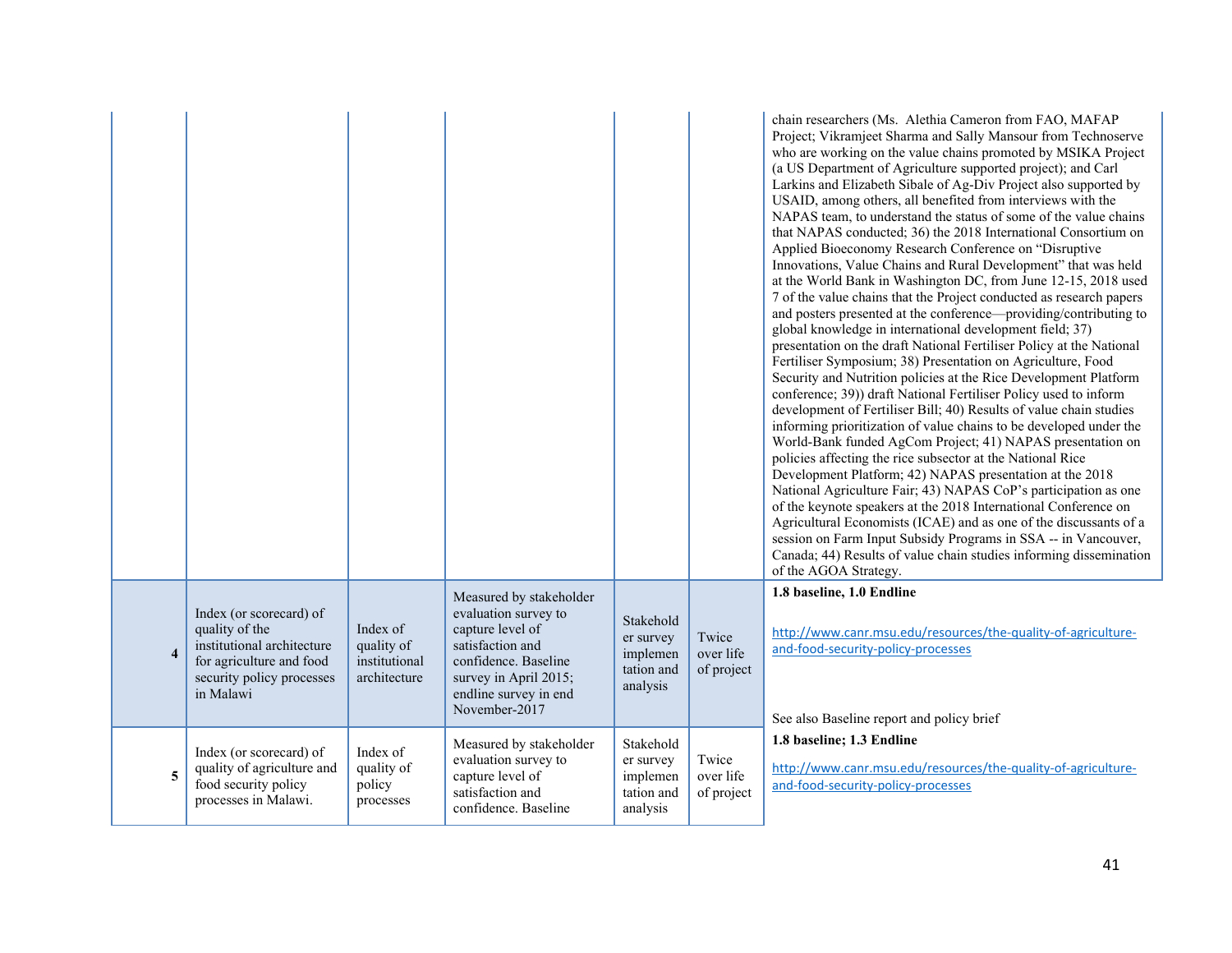| | | | | | | |
|---|---|---|---|---|---|---|
| | | | | | | chain researchers (Ms. Alethia Cameron from FAO, MAFAP Project; Vikramjeet Sharma and Sally Mansour from Technoserve who are working on the value chains promoted by MSIKA Project (a US Department of Agriculture supported project); and Carl Larkins and Elizabeth Sibale of Ag-Div Project also supported by USAID, among others, all benefited from interviews with the NAPAS team, to understand the status of some of the value chains that NAPAS conducted; 36) the 2018 International Consortium on Applied Bioeconomy Research Conference on "Disruptive Innovations, Value Chains and Rural Development" that was held at the World Bank in Washington DC, from June 12-15, 2018 used 7 of the value chains that the Project conducted as research papers and posters presented at the conference—providing/contributing to global knowledge in international development field; 37) presentation on the draft National Fertiliser Policy at the National Fertiliser Symposium; 38) Presentation on Agriculture, Food Security and Nutrition policies at the Rice Development Platform conference; 39)) draft National Fertiliser Policy used to inform development of Fertiliser Bill; 40) Results of value chain studies informing prioritization of value chains to be developed under the World-Bank funded AgCom Project; 41) NAPAS presentation on policies affecting the rice subsector at the National Rice Development Platform; 42) NAPAS presentation at the 2018 National Agriculture Fair; 43) NAPAS CoP's participation as one of the keynote speakers at the 2018 International Conference on Agricultural Economists (ICAE) and as one of the discussants of a session on Farm Input Subsidy Programs in SSA -- in Vancouver, Canada; 44) Results of value chain studies informing dissemination of the AGOA Strategy. |
| **4** | Index (or scorecard) of quality of the institutional architecture for agriculture and food security policy processes in Malawi | Index of quality of institutional architecture | Measured by stakeholder evaluation survey to capture level of satisfaction and confidence. Baseline survey in April 2015; endline survey in end November-2017 | Stakeholder survey implementation and analysis | Twice over life of project | **1.8 baseline, 1.0 Endline** <br><br> http://www.canr.msu.edu/resources/the-quality-of-agriculture-and-food-security-policy-processes <br><br> See also Baseline report and policy brief |
| **5** | Index (or scorecard) of quality of agriculture and food security policy processes in Malawi. | Index of quality of policy processes | Measured by stakeholder evaluation survey to capture level of satisfaction and confidence. Baseline | Stakeholder survey implementation and analysis | Twice over life of project | **1.8 baseline; 1.3 Endline** <br><br> http://www.canr.msu.edu/resources/the-quality-of-agriculture-and-food-security-policy-processes |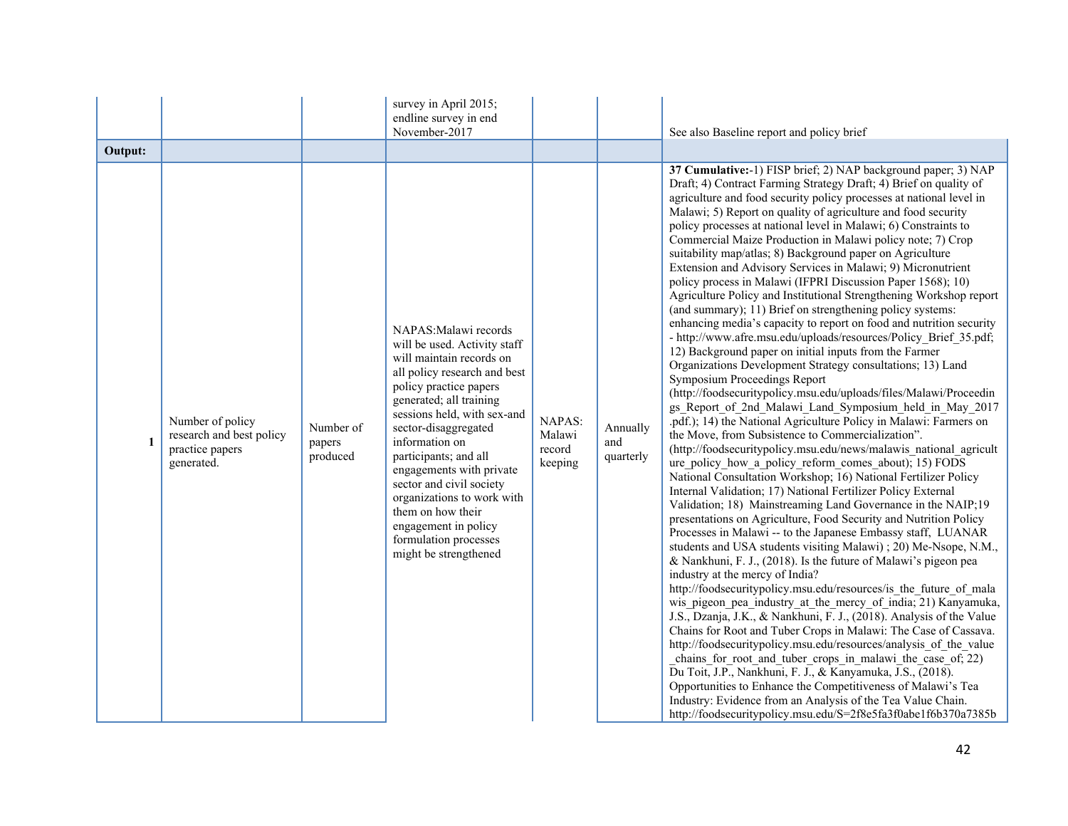|  |  |  | survey in April 2015; endline survey in end November-2017 |  |  | See also Baseline report and policy brief |
|---|---|---|---|---|---|---|
| **Output:** |  |  |  |  |  |  |
| **1** | Number of policy research and best policy practice papers generated. | Number of papers produced | NAPAS:Malawi records will be used. Activity staff will maintain records on all policy research and best policy practice papers generated; all training sessions held, with sex-and sector-disaggregated information on participants; and all engagements with private sector and civil society organizations to work with them on how their engagement in policy formulation processes might be strengthened | NAPAS: Malawi record keeping | Annually and quarterly | **37 Cumulative:**-1) FISP brief; 2) NAP background paper; 3) NAP Draft; 4) Contract Farming Strategy Draft; 4) Brief on quality of agriculture and food security policy processes at national level in Malawi; 5) Report on quality of agriculture and food security policy processes at national level in Malawi; 6) Constraints to Commercial Maize Production in Malawi policy note; 7) Crop suitability map/atlas; 8) Background paper on Agriculture Extension and Advisory Services in Malawi; 9) Micronutrient policy process in Malawi (IFPRI Discussion Paper 1568); 10) Agriculture Policy and Institutional Strengthening Workshop report (and summary); 11) Brief on strengthening policy systems: enhancing media's capacity to report on food and nutrition security - http://www.afre.msu.edu/uploads/resources/Policy_Brief_35.pdf; 12) Background paper on initial inputs from the Farmer Organizations Development Strategy consultations; 13) Land Symposium Proceedings Report (http://foodsecuritypolicy.msu.edu/uploads/files/Malawi/Proceedings_Report_of_2nd_Malawi_Land_Symposium_held_in_May_2017.pdf.); 14) the National Agriculture Policy in Malawi: Farmers on the Move, from Subsistence to Commercialization". (http://foodsecuritypolicy.msu.edu/news/malawis_national_agriculture_policy_how_a_policy_reform_comes_about); 15) FODS National Consultation Workshop; 16) National Fertilizer Policy Internal Validation; 17) National Fertilizer Policy External Validation; 18) Mainstreaming Land Governance in the NAP;19 presentations on Agriculture, Food Security and Nutrition Policy Processes in Malawi -- to the Japanese Embassy staff, LUANAR students and USA students visiting Malawi) ; 20) Me-Nsope, N.M., & Nankhuni, F. J., (2018). Is the future of Malawi's pigeon pea industry at the mercy of India? http://foodsecuritypolicy.msu.edu/resources/is_the_future_of_malawis_pigeon_pea_industry_at_the_mercy_of_india; 21) Kanyamuka, J.S., Dzanja, J.K., & Nankhuni, F. J., (2018). Analysis of the Value Chains for Root and Tuber Crops in Malawi: The Case of Cassava. http://foodsecuritypolicy.msu.edu/resources/analysis_of_the_value_chains_for_root_and_tuber_crops_in_malawi_the_case_of; 22) Du Toit, J.P., Nankhuni, F. J., & Kanyamuka, J.S., (2018). Opportunities to Enhance the Competitiveness of Malawi's Tea Industry: Evidence from an Analysis of the Tea Value Chain. http://foodsecuritypolicy.msu.edu/S=2f8e5fa3f0abe1f6b370a7385b |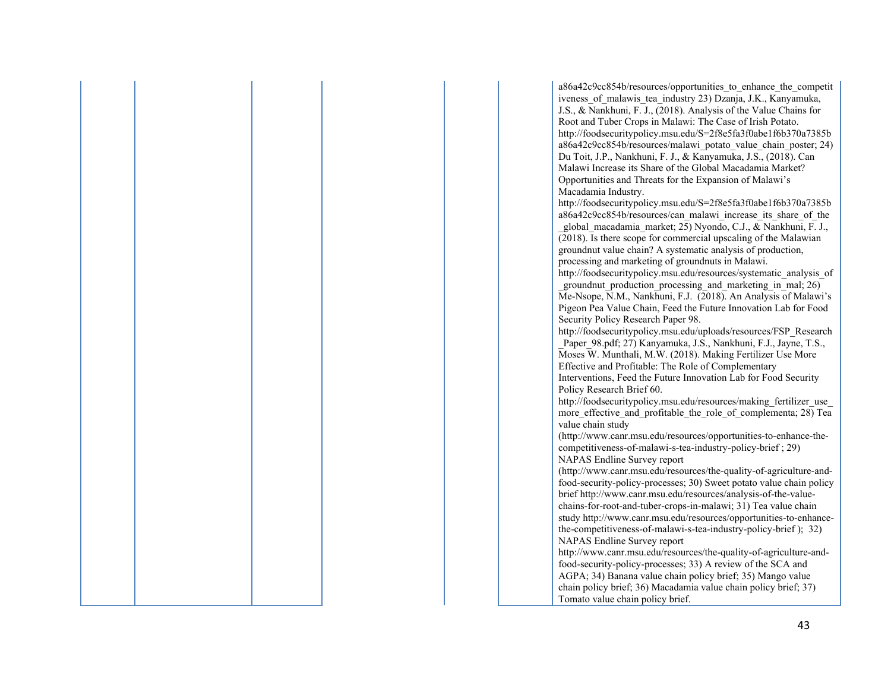| | | | | | | |
|---|---|---|---|---|---|---|
| | | | | | | a86a42c9cc854b/resources/opportunities_to_enhance_the_competitiveness_of_malawis_tea_industry 23) Dzanja, J.K., Kanyamuka, J.S., & Nankhuni, F. J., (2018). Analysis of the Value Chains for Root and Tuber Crops in Malawi: The Case of Irish Potato. http://foodsecuritypolicy.msu.edu/S=2f8e5fa3f0abe1f6b370a7385ba86a42c9cc854b/resources/malawi_potato_value_chain_poster; 24) Du Toit, J.P., Nankhuni, F. J., & Kanyamuka, J.S., (2018). Can Malawi Increase its Share of the Global Macadamia Market? Opportunities and Threats for the Expansion of Malawi's Macadamia Industry. http://foodsecuritypolicy.msu.edu/S=2f8e5fa3f0abe1f6b370a7385ba86a42c9cc854b/resources/can_malawi_increase_its_share_of_the_global_macadamia_market; 25) Nyondo, C.J., & Nankhuni, F. J., (2018). Is there scope for commercial upscaling of the Malawian groundnut value chain? A systematic analysis of production, processing and marketing of groundnuts in Malawi. http://foodsecuritypolicy.msu.edu/resources/systematic_analysis_of_groundnut_production_processing_and_marketing_in_mal; 26) Me-Nsope, N.M., Nankhuni, F.J. (2018). An Analysis of Malawi's Pigeon Pea Value Chain, Feed the Future Innovation Lab for Food Security Policy Research Paper 98. http://foodsecuritypolicy.msu.edu/uploads/resources/FSP_Research_Paper_98.pdf; 27) Kanyamuka, J.S., Nankhuni, F.J., Jayne, T.S., Moses W. Munthali, M.W. (2018). Making Fertilizer Use More Effective and Profitable: The Role of Complementary Interventions, Feed the Future Innovation Lab for Food Security Policy Research Brief 60. http://foodsecuritypolicy.msu.edu/resources/making_fertilizer_use_more_effective_and_profitable_the_role_of_complementa; 28) Tea value chain study (http://www.canr.msu.edu/resources/opportunities-to-enhance-the-competitiveness-of-malawi-s-tea-industry-policy-brief ; 29) NAPAS Endline Survey report (http://www.canr.msu.edu/resources/the-quality-of-agriculture-and-food-security-policy-processes; 30) Sweet potato value chain policy brief http://www.canr.msu.edu/resources/analysis-of-the-value-chains-for-root-and-tuber-crops-in-malawi; 31) Tea value chain study http://www.canr.msu.edu/resources/opportunities-to-enhance-the-competitiveness-of-malawi-s-tea-industry-policy-brief ); 32) NAPAS Endline Survey report http://www.canr.msu.edu/resources/the-quality-of-agriculture-and-food-security-policy-processes; 33) A review of the SCA and AGPA; 34) Banana value chain policy brief; 35) Mango value chain policy brief; 36) Macadamia value chain policy brief; 37) Tomato value chain policy brief. |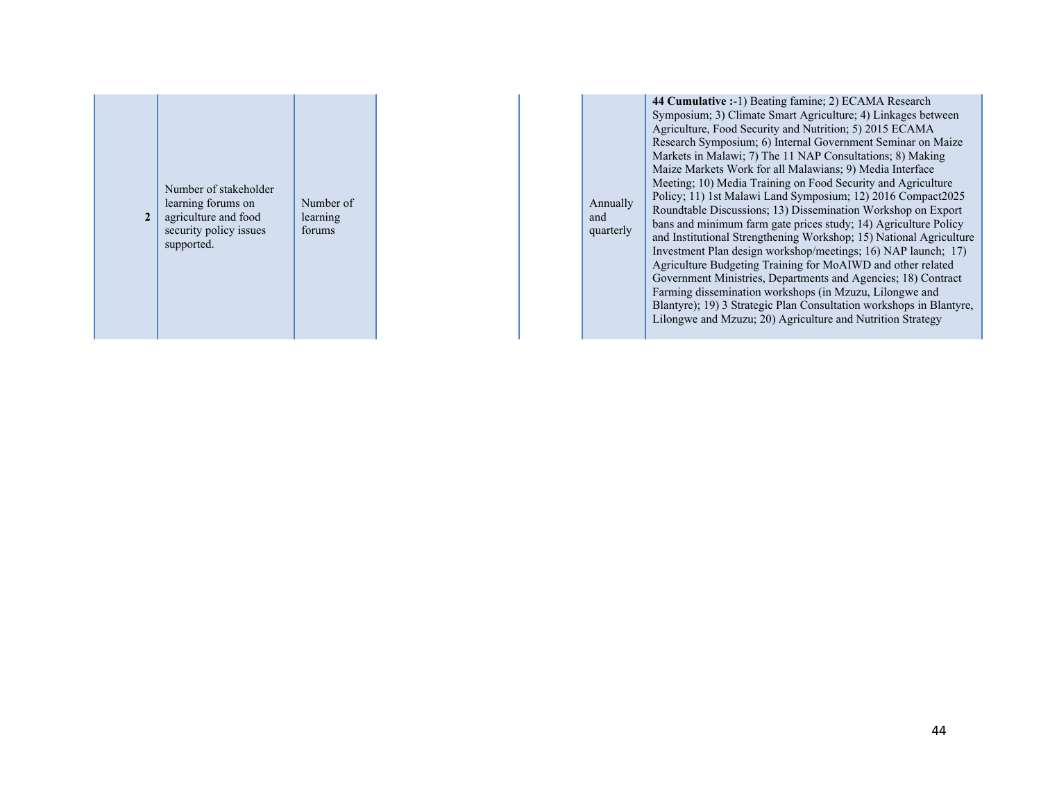| | | | | | | |
|---|---|---|---|---|---|---|
| 2 | Number of stakeholder learning forums on agriculture and food security policy issues supported. | Number of learning forums | | | Annually and quarterly | **44 Cumulative :**-1) Beating famine; 2) ECAMA Research Symposium; 3) Climate Smart Agriculture; 4) Linkages between Agriculture, Food Security and Nutrition; 5) 2015 ECAMA Research Symposium; 6) Internal Government Seminar on Maize Markets in Malawi; 7) The 11 NAP Consultations; 8) Making Maize Markets Work for all Malawians; 9) Media Interface Meeting; 10) Media Training on Food Security and Agriculture Policy; 11) 1st Malawi Land Symposium; 12) 2016 Compact2025 Roundtable Discussions; 13) Dissemination Workshop on Export bans and minimum farm gate prices study; 14) Agriculture Policy and Institutional Strengthening Workshop; 15) National Agriculture Investment Plan design workshop/meetings; 16) NAP launch; 17) Agriculture Budgeting Training for MoAIWD and other related Government Ministries, Departments and Agencies; 18) Contract Farming dissemination workshops (in Mzuzu, Lilongwe and Blantyre); 19) 3 Strategic Plan Consultation workshops in Blantyre, Lilongwe and Mzuzu; 20) Agriculture and Nutrition Strategy |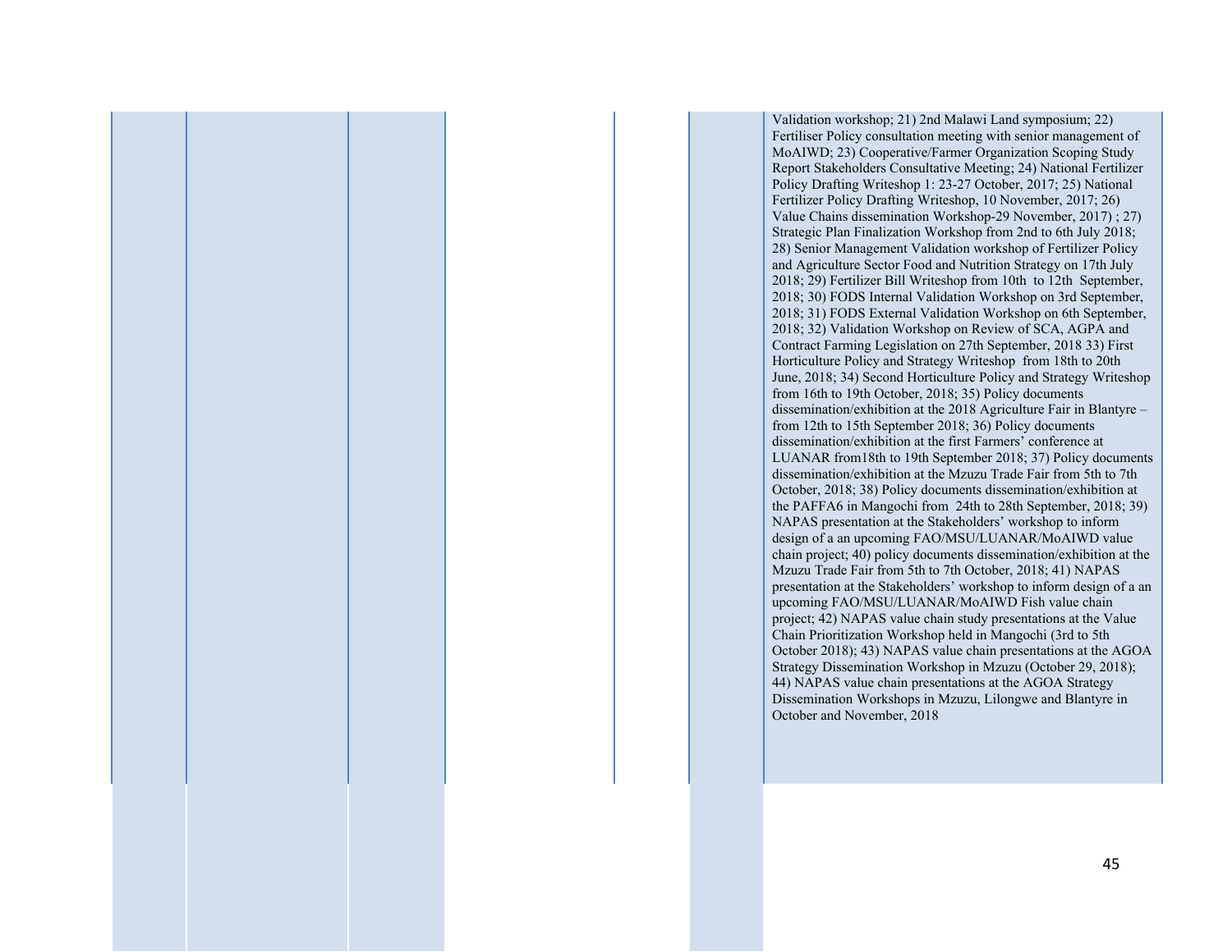|  |  |  |  |  |  |  |
|---|---|---|---|---|---|---|
|  |  |  |  |  |  | Validation workshop; 21) 2nd Malawi Land symposium; 22) Fertiliser Policy consultation meeting with senior management of MoAIWD; 23) Cooperative/Farmer Organization Scoping Study Report Stakeholders Consultative Meeting; 24) National Fertilizer Policy Drafting Writeshop 1: 23-27 October, 2017; 25) National Fertilizer Policy Drafting Writeshop, 10 November, 2017; 26) Value Chains dissemination Workshop-29 November, 2017) ; 27) Strategic Plan Finalization Workshop from 2nd to 6th July 2018; 28) Senior Management Validation workshop of Fertilizer Policy and Agriculture Sector Food and Nutrition Strategy on 17th July 2018; 29) Fertilizer Bill Writeshop from 10th to 12th September, 2018; 30) FODS Internal Validation Workshop on 3rd September, 2018; 31) FODS External Validation Workshop on 6th September, 2018; 32) Validation Workshop on Review of SCA, AGPA and Contract Farming Legislation on 27th September, 2018 33) First Horticulture Policy and Strategy Writeshop from 18th to 20th June, 2018; 34) Second Horticulture Policy and Strategy Writeshop from 16th to 19th October, 2018; 35) Policy documents dissemination/exhibition at the 2018 Agriculture Fair in Blantyre – from 12th to 15th September 2018; 36) Policy documents dissemination/exhibition at the first Farmers' conference at LUANAR from18th to 19th September 2018; 37) Policy documents dissemination/exhibition at the Mzuzu Trade Fair from 5th to 7th October, 2018; 38) Policy documents dissemination/exhibition at the PAFFA6 in Mangochi from 24th to 28th September, 2018; 39) NAPAS presentation at the Stakeholders' workshop to inform design of a an upcoming FAO/MSU/LUANAR/MoAIWD value chain project; 40) policy documents dissemination/exhibition at the Mzuzu Trade Fair from 5th to 7th October, 2018; 41) NAPAS presentation at the Stakeholders' workshop to inform design of a an upcoming FAO/MSU/LUANAR/MoAIWD Fish value chain project; 42) NAPAS value chain study presentations at the Value Chain Prioritization Workshop held in Mangochi (3rd to 5th October 2018); 43) NAPAS value chain presentations at the AGOA Strategy Dissemination Workshop in Mzuzu (October 29, 2018); 44) NAPAS value chain presentations at the AGOA Strategy Dissemination Workshops in Mzuzu, Lilongwe and Blantyre in October and November, 2018 |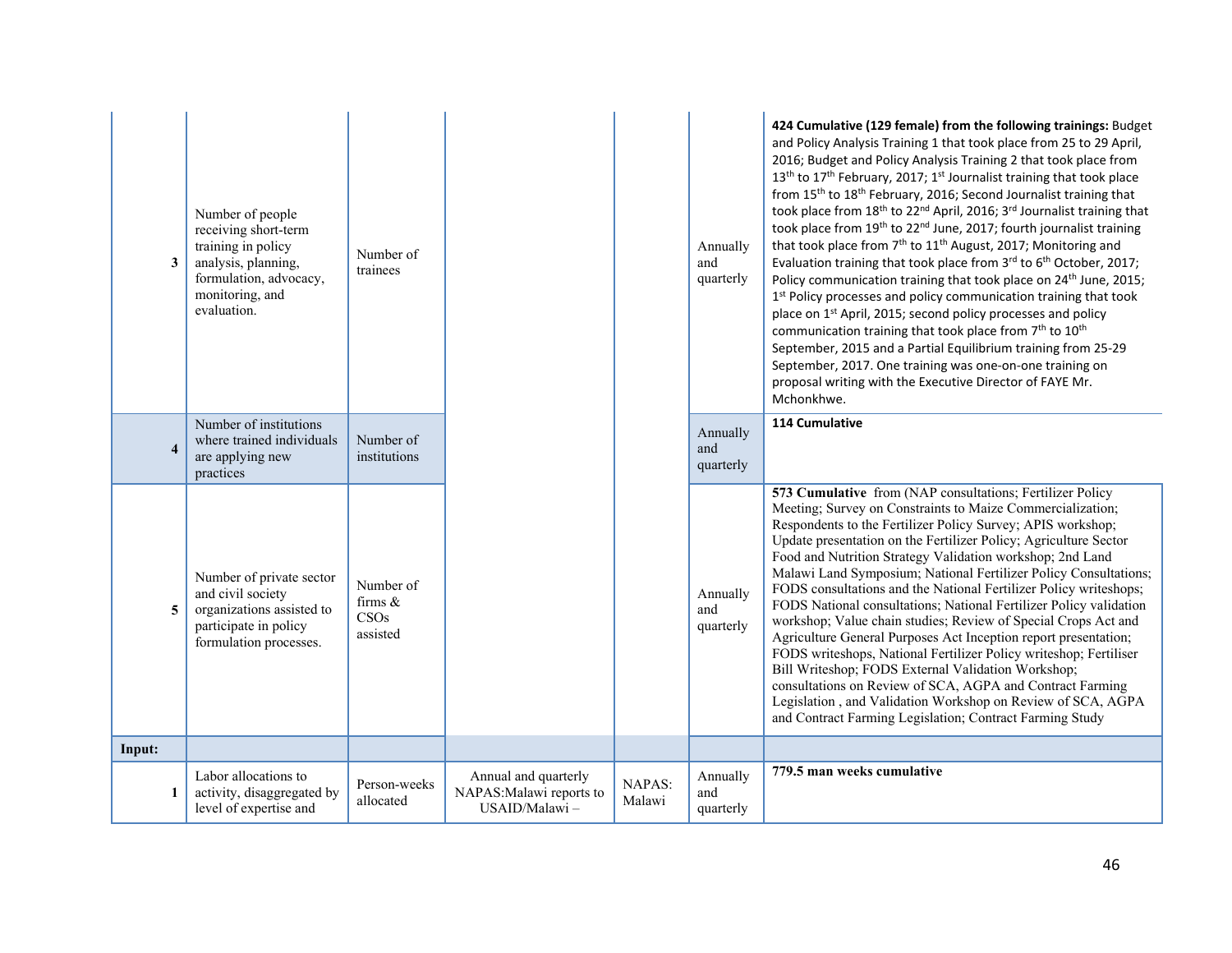| | | | | | | |
|---|---|---|---|---|---|---|
| **3** | Number of people receiving short-term training in policy analysis, planning, formulation, advocacy, monitoring, and evaluation. | Number of trainees | | | Annually and quarterly | **424 Cumulative (129 female) from the following trainings:** Budget and Policy Analysis Training 1 that took place from 25 to 29 April, 2016; Budget and Policy Analysis Training 2 that took place from 13th to 17th February, 2017; 1st Journalist training that took place from 15th to 18th February, 2016; Second Journalist training that took place from 18th to 22nd April, 2016; 3rd Journalist training that took place from 19th to 22nd June, 2017; fourth journalist training that took place from 7th to 11th August, 2017; Monitoring and Evaluation training that took place from 3rd to 6th October, 2017; Policy communication training that took place on 24th June, 2015; 1st Policy processes and policy communication training that took place on 1st April, 2015; second policy processes and policy communication training that took place from 7th to 10th September, 2015 and a Partial Equilibrium training from 25-29 September, 2017. One training was one-on-one training on proposal writing with the Executive Director of FAYE Mr. Mchonkhwe. |
| **4** | Number of institutions where trained individuals are applying new practices | Number of institutions | | | Annually and quarterly | **114 Cumulative** |
| **5** | Number of private sector and civil society organizations assisted to participate in policy formulation processes. | Number of firms & CSOs assisted | | | Annually and quarterly | **573 Cumulative** from (NAP consultations; Fertilizer Policy Meeting; Survey on Constraints to Maize Commercialization; Respondents to the Fertilizer Policy Survey; APIS workshop; Update presentation on the Fertilizer Policy; Agriculture Sector Food and Nutrition Strategy Validation workshop; 2nd Land Malawi Land Symposium; National Fertilizer Policy Consultations; FODS consultations and the National Fertilizer Policy writeshops; FODS National consultations; National Fertilizer Policy validation workshop; Value chain studies; Review of Special Crops Act and Agriculture General Purposes Act Inception report presentation; FODS writeshops, National Fertilizer Policy writeshop; Fertiliser Bill Writeshop; FODS External Validation Workshop; consultations on Review of SCA, AGPA and Contract Farming Legislation , and Validation Workshop on Review of SCA, AGPA and Contract Farming Legislation; Contract Farming Study |
| **Input:** | | | | | | |
| **1** | Labor allocations to activity, disaggregated by level of expertise and | Person-weeks allocated | Annual and quarterly NAPAS:Malawi reports to USAID/Malawi – | NAPAS: Malawi | Annually and quarterly | **779.5 man weeks cumulative** |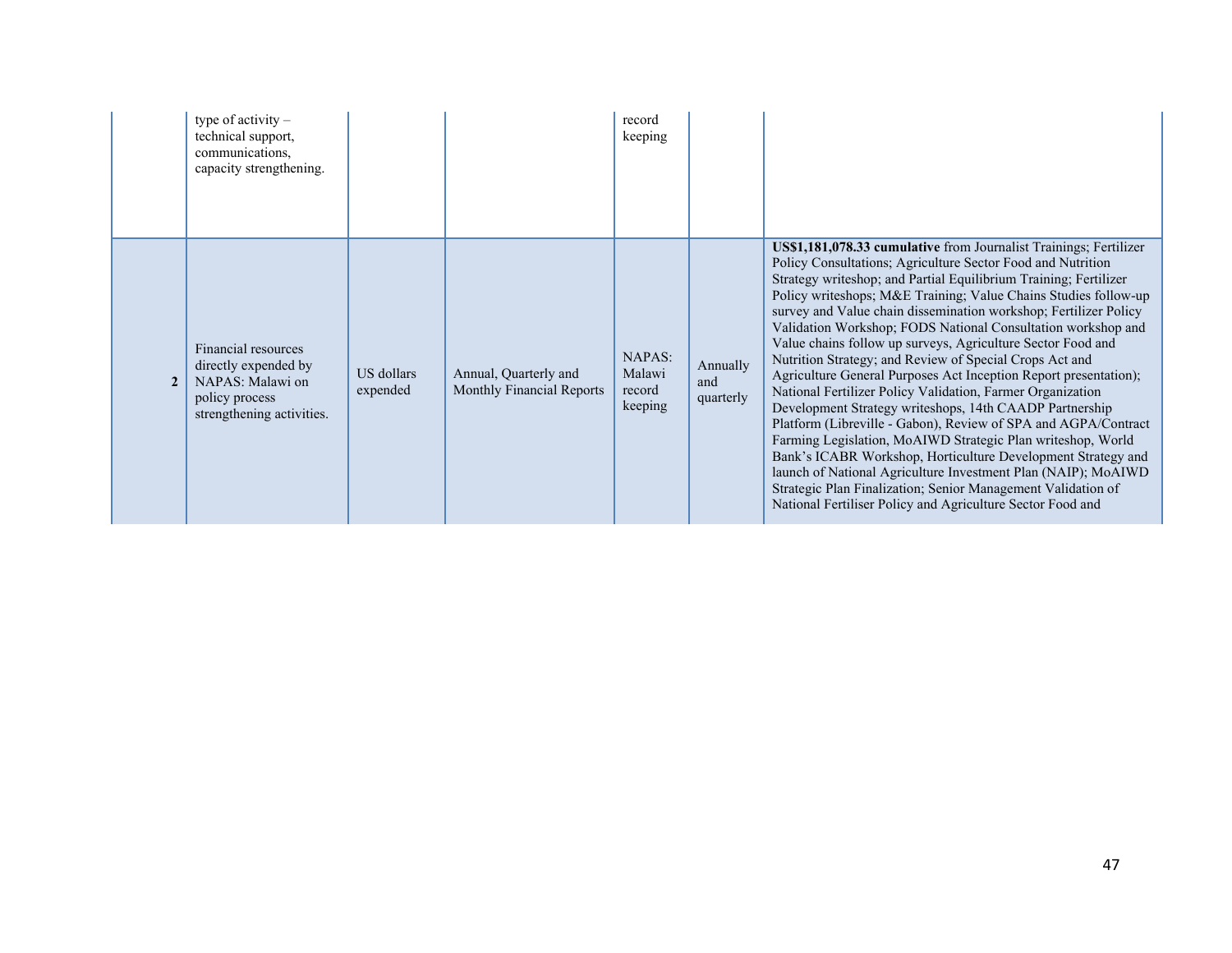| | | | | | | |
|---|---|---|---|---|---|---|
| | type of activity – technical support, communications, capacity strengthening. | | | record keeping | | |
| **2** | Financial resources directly expended by NAPAS: Malawi on policy process strengthening activities. | US dollars expended | Annual, Quarterly and Monthly Financial Reports | NAPAS: Malawi record keeping | Annually and quarterly | **US$1,181,078.33 cumulative** from Journalist Trainings; Fertilizer Policy Consultations; Agriculture Sector Food and Nutrition Strategy writeshop; and Partial Equilibrium Training; Fertilizer Policy writeshops; M&E Training; Value Chains Studies follow-up survey and Value chain dissemination workshop; Fertilizer Policy Validation Workshop; FODS National Consultation workshop and Value chains follow up surveys, Agriculture Sector Food and Nutrition Strategy; and Review of Special Crops Act and Agriculture General Purposes Act Inception Report presentation); National Fertilizer Policy Validation, Farmer Organization Development Strategy writeshops, 14th CAADP Partnership Platform (Libreville - Gabon), Review of SPA and AGPA/Contract Farming Legislation, MoAIWD Strategic Plan writeshop, World Bank's ICABR Workshop, Horticulture Development Strategy and launch of National Agriculture Investment Plan (NAIP); MoAIWD Strategic Plan Finalization; Senior Management Validation of National Fertiliser Policy and Agriculture Sector Food and |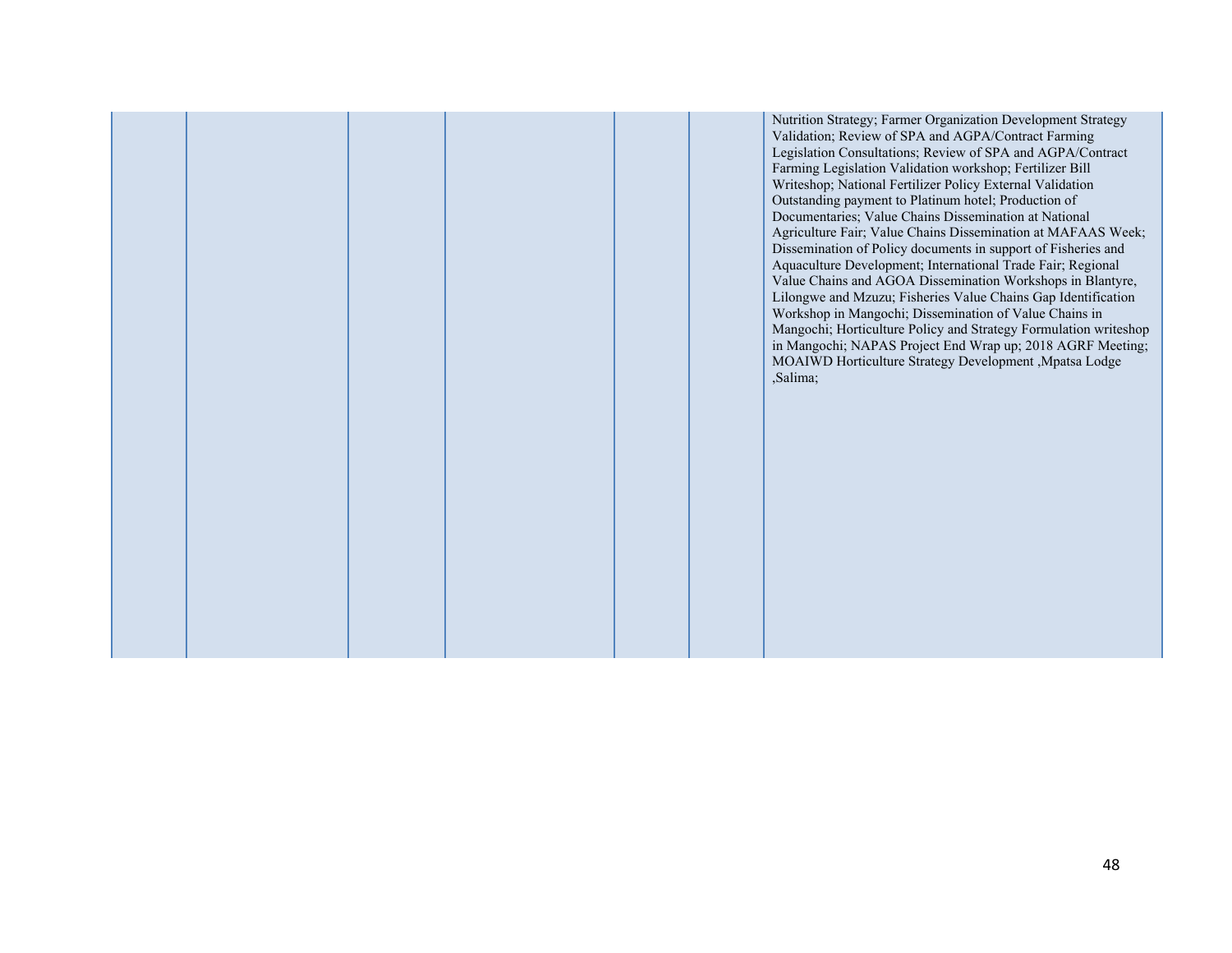| | | | | | | |
|---|---|---|---|---|---|---|
| | | | | | | Nutrition Strategy; Farmer Organization Development Strategy Validation; Review of SPA and AGPA/Contract Farming Legislation Consultations; Review of SPA and AGPA/Contract Farming Legislation Validation workshop; Fertilizer Bill Writeshop; National Fertilizer Policy External Validation Outstanding payment to Platinum hotel; Production of Documentaries; Value Chains Dissemination at National Agriculture Fair; Value Chains Dissemination at MAFAAS Week; Dissemination of Policy documents in support of Fisheries and Aquaculture Development; International Trade Fair; Regional Value Chains and AGOA Dissemination Workshops in Blantyre, Lilongwe and Mzuzu; Fisheries Value Chains Gap Identification Workshop in Mangochi; Dissemination of Value Chains in Mangochi; Horticulture Policy and Strategy Formulation writeshop in Mangochi; NAPAS Project End Wrap up; 2018 AGRF Meeting; MOAIWD Horticulture Strategy Development ,Mpatsa Lodge ,Salima; |